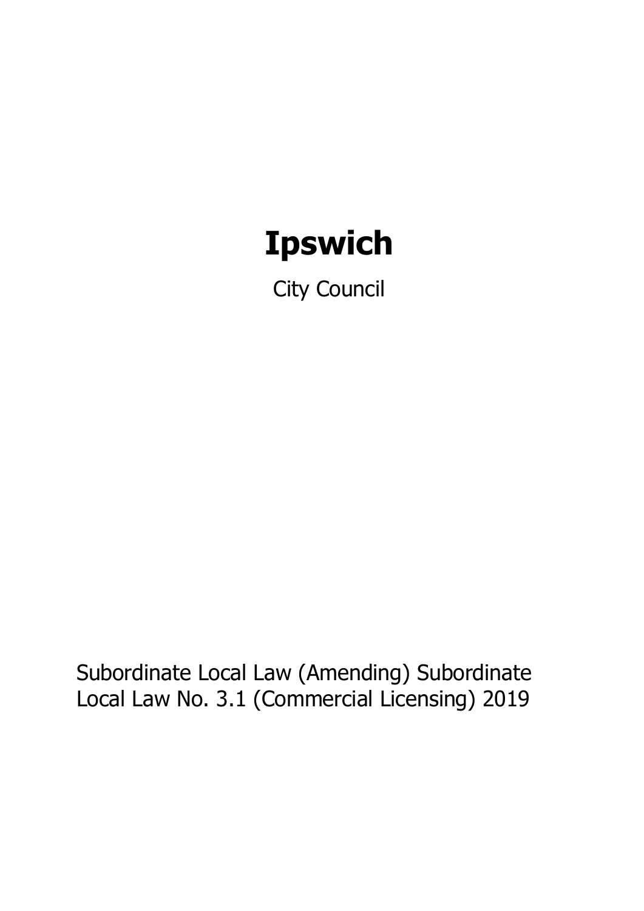# Ipswich

City Council

Subordinate Local Law (Amending) Subordinate Local Law No. 3.1 (Commercial Licensing) 2019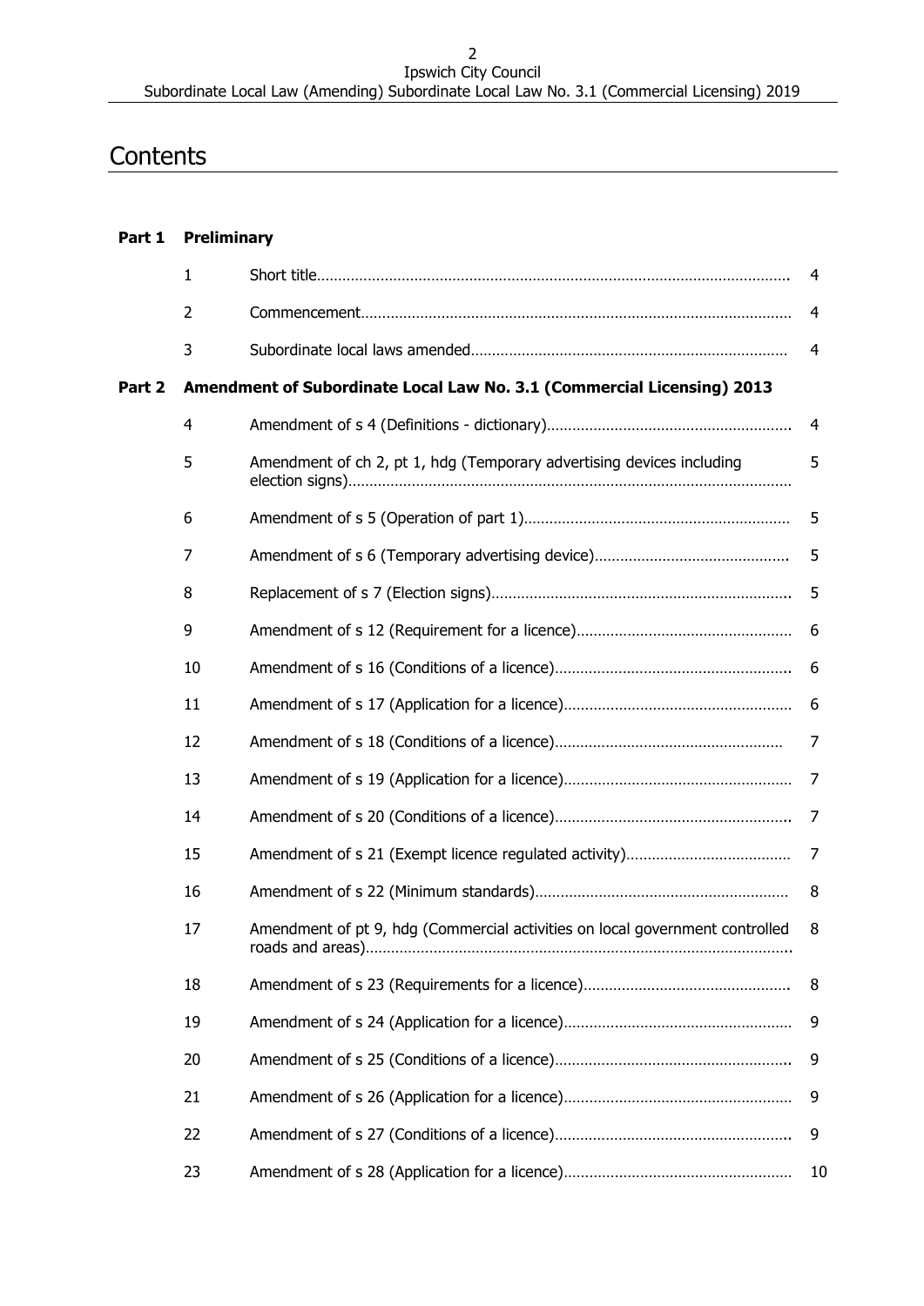# Contents

**Part 1 Preliminary**

| | | |
|---|---|---|
| 1 | Short title | 4 |
| 2 | Commencement | 4 |
| 3 | Subordinate local laws amended | 4 |

**Part 2 Amendment of Subordinate Local Law No. 3.1 (Commercial Licensing) 2013**

| | | |
|---|---|---|
| 4 | Amendment of s 4 (Definitions - dictionary) | 4 |
| 5 | Amendment of ch 2, pt 1, hdg (Temporary advertising devices including election signs) | 5 |
| 6 | Amendment of s 5 (Operation of part 1) | 5 |
| 7 | Amendment of s 6 (Temporary advertising device) | 5 |
| 8 | Replacement of s 7 (Election signs) | 5 |
| 9 | Amendment of s 12 (Requirement for a licence) | 6 |
| 10 | Amendment of s 16 (Conditions of a licence) | 6 |
| 11 | Amendment of s 17 (Application for a licence) | 6 |
| 12 | Amendment of s 18 (Conditions of a licence) | 7 |
| 13 | Amendment of s 19 (Application for a licence) | 7 |
| 14 | Amendment of s 20 (Conditions of a licence) | 7 |
| 15 | Amendment of s 21 (Exempt licence regulated activity) | 7 |
| 16 | Amendment of s 22 (Minimum standards) | 8 |
| 17 | Amendment of pt 9, hdg (Commercial activities on local government controlled roads and areas) | 8 |
| 18 | Amendment of s 23 (Requirements for a licence) | 8 |
| 19 | Amendment of s 24 (Application for a licence) | 9 |
| 20 | Amendment of s 25 (Conditions of a licence) | 9 |
| 21 | Amendment of s 26 (Application for a licence) | 9 |
| 22 | Amendment of s 27 (Conditions of a licence) | 9 |
| 23 | Amendment of s 28 (Application for a licence) | 10 |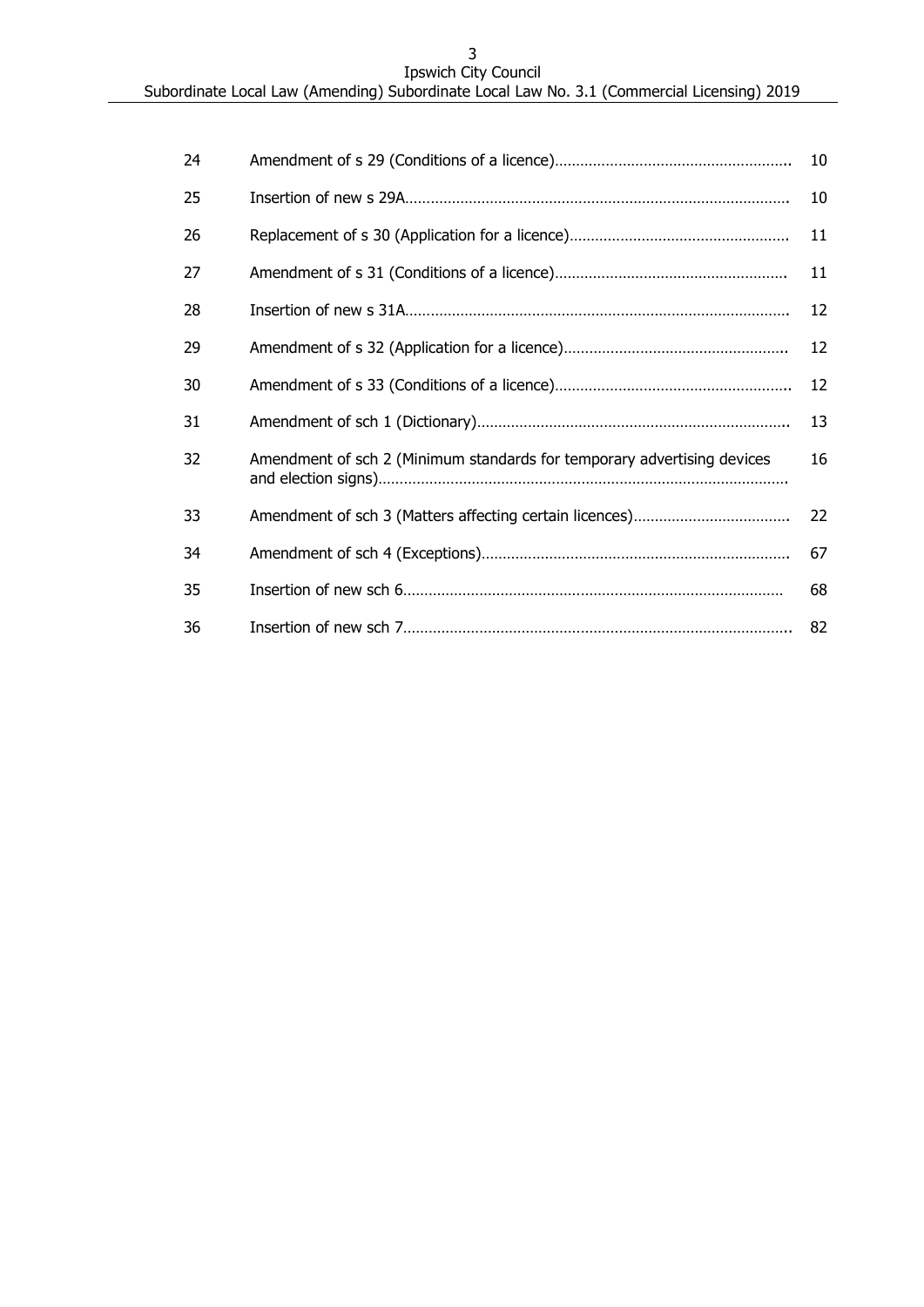| | | |
|---|---|---|
| 24 | Amendment of s 29 (Conditions of a licence)……………………………………………….. | 10 |
| 25 | Insertion of new s 29A………………………………………………………………………. | 10 |
| 26 | Replacement of s 30 (Application for a licence)……………………………………………. | 11 |
| 27 | Amendment of s 31 (Conditions of a licence)………………………………………………. | 11 |
| 28 | Insertion of new s 31A………………………………………………………………………. | 12 |
| 29 | Amendment of s 32 (Application for a licence)…………………………………………….. | 12 |
| 30 | Amendment of s 33 (Conditions of a licence)……………………………………………….. | 12 |
| 31 | Amendment of sch 1 (Dictionary)………………………………………………………………. | 13 |
| 32 | Amendment of sch 2 (Minimum standards for temporary advertising devices and election signs)……………………………………………………………………………………. | 16 |
| 33 | Amendment of sch 3 (Matters affecting certain licences)………………………………. | 22 |
| 34 | Amendment of sch 4 (Exceptions)……………………………………………………………. | 67 |
| 35 | Insertion of new sch 6……………………………………………………………………… | 68 |
| 36 | Insertion of new sch 7……………………………………………………………………….. | 82 |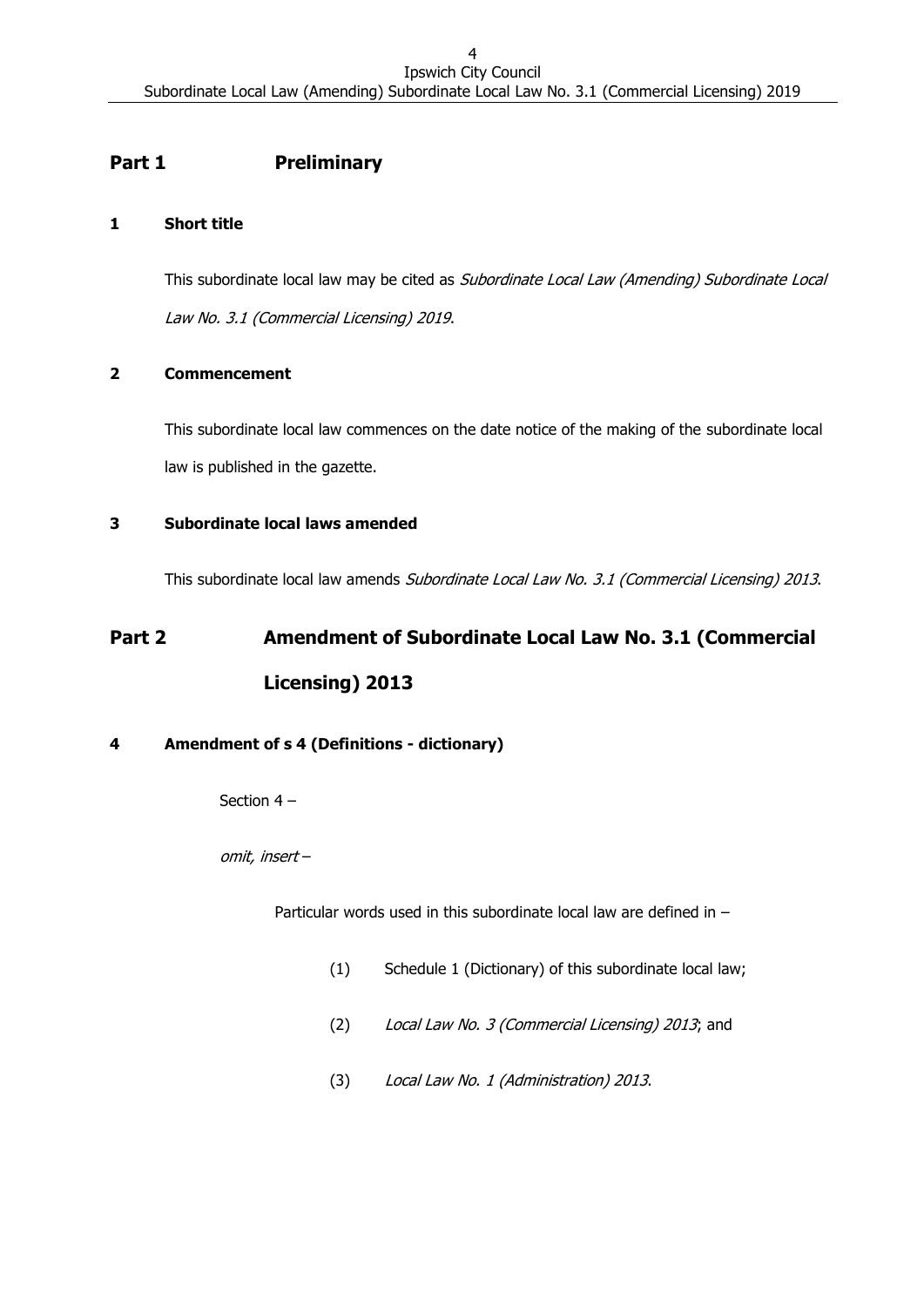## Part 1 Preliminary

### 1 Short title

This subordinate local law may be cited as *Subordinate Local Law (Amending) Subordinate Local Law No. 3.1 (Commercial Licensing) 2019*.

### 2 Commencement

This subordinate local law commences on the date notice of the making of the subordinate local law is published in the gazette.

### 3 Subordinate local laws amended

This subordinate local law amends *Subordinate Local Law No. 3.1 (Commercial Licensing) 2013*.

## Part 2 Amendment of Subordinate Local Law No. 3.1 (Commercial Licensing) 2013

### 4 Amendment of s 4 (Definitions - dictionary)

Section 4 –

*omit, insert* –

Particular words used in this subordinate local law are defined in –

(1) Schedule 1 (Dictionary) of this subordinate local law;

(2) *Local Law No. 3 (Commercial Licensing) 2013*; and

(3) *Local Law No. 1 (Administration) 2013*.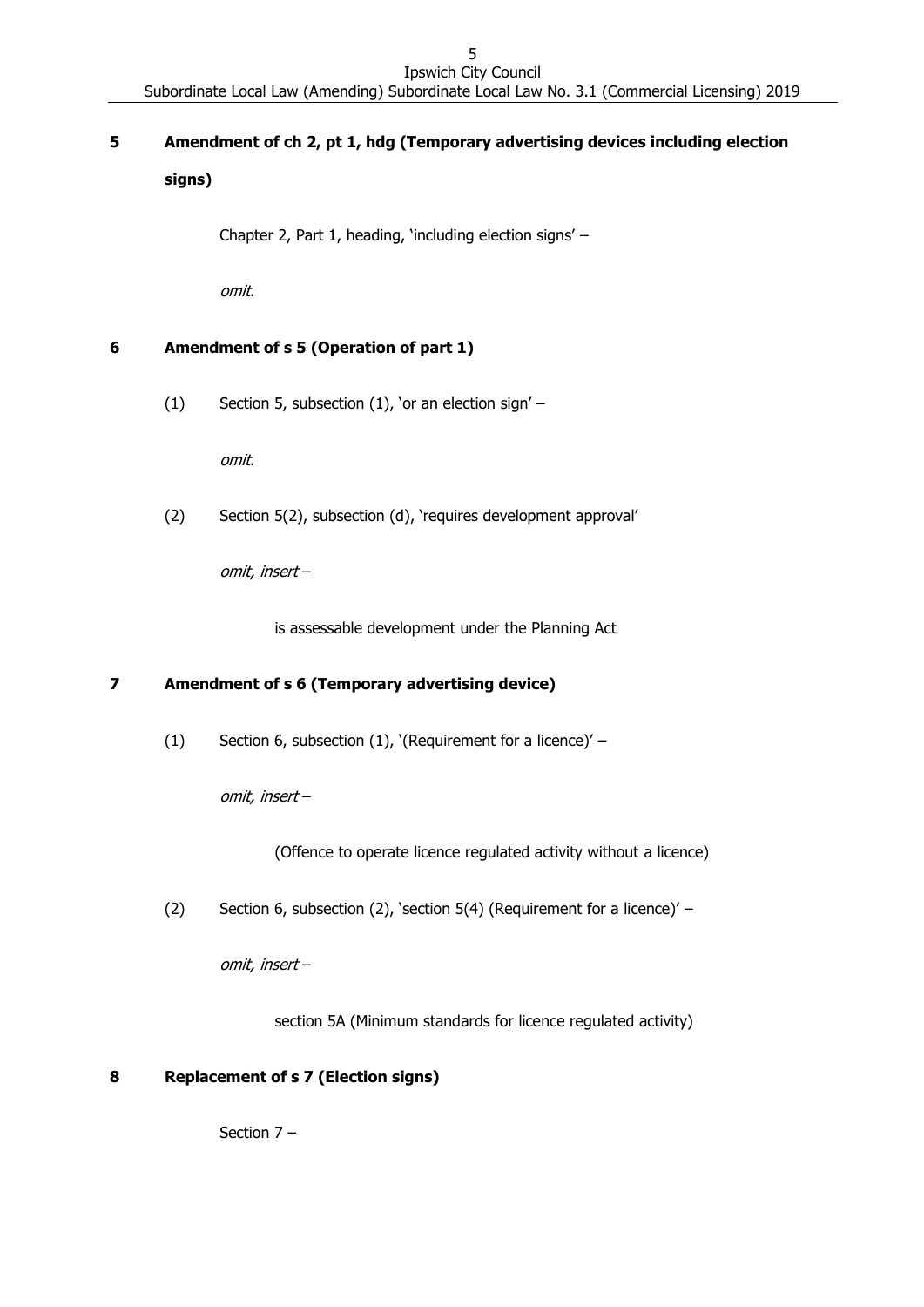## 5 Amendment of ch 2, pt 1, hdg (Temporary advertising devices including election signs)

Chapter 2, Part 1, heading, 'including election signs' –

*omit*.

## 6 Amendment of s 5 (Operation of part 1)

(1) Section 5, subsection (1), 'or an election sign' –

*omit*.

(2) Section 5(2), subsection (d), 'requires development approval'

*omit, insert* –

is assessable development under the Planning Act

## 7 Amendment of s 6 (Temporary advertising device)

(1) Section 6, subsection (1), '(Requirement for a licence)' –

*omit, insert* –

(Offence to operate licence regulated activity without a licence)

(2) Section 6, subsection (2), 'section 5(4) (Requirement for a licence)' –

*omit, insert* –

section 5A (Minimum standards for licence regulated activity)

## 8 Replacement of s 7 (Election signs)

Section 7 –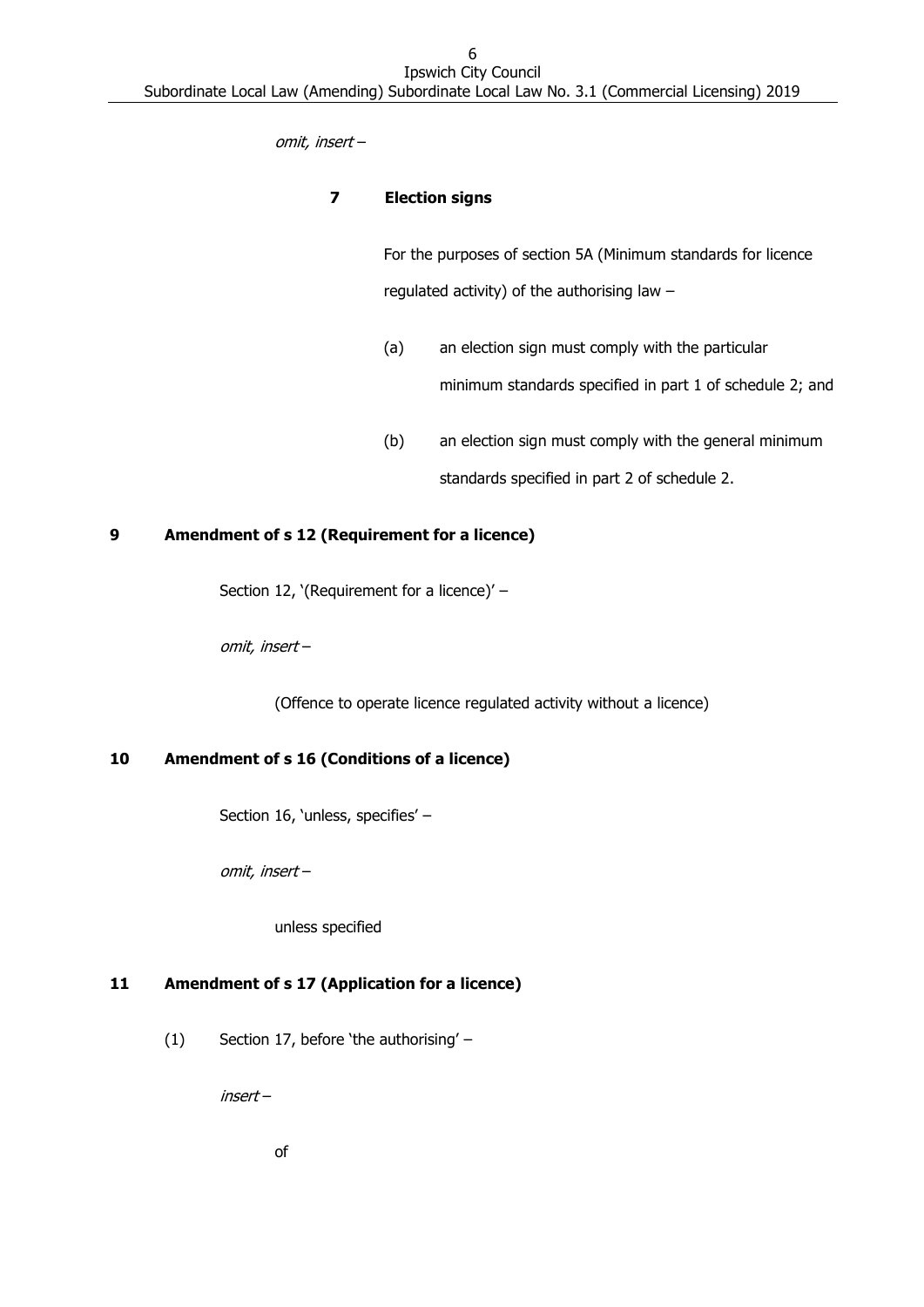*omit, insert –*

**7 Election signs**

For the purposes of section 5A (Minimum standards for licence regulated activity) of the authorising law –

(a) an election sign must comply with the particular minimum standards specified in part 1 of schedule 2; and

(b) an election sign must comply with the general minimum standards specified in part 2 of schedule 2.

**9 Amendment of s 12 (Requirement for a licence)**

Section 12, '(Requirement for a licence)' –

*omit, insert –*

(Offence to operate licence regulated activity without a licence)

**10 Amendment of s 16 (Conditions of a licence)**

Section 16, 'unless, specifies' –

*omit, insert –*

unless specified

**11 Amendment of s 17 (Application for a licence)**

(1) Section 17, before 'the authorising' –

*insert –*

of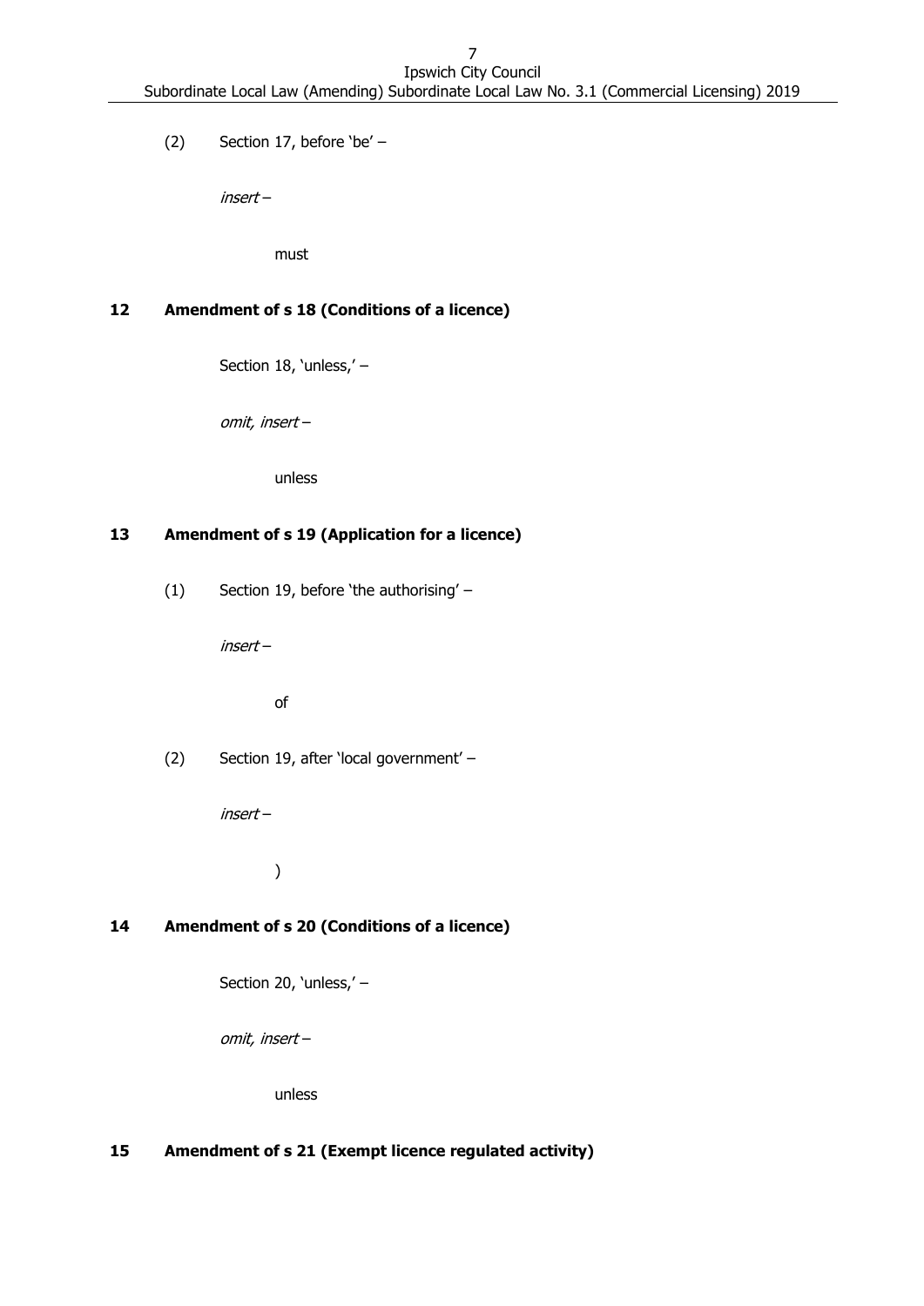(2) Section 17, before 'be' –

*insert –*

must

**12 Amendment of s 18 (Conditions of a licence)**

Section 18, 'unless,' –

*omit, insert –*

unless

**13 Amendment of s 19 (Application for a licence)**

(1) Section 19, before 'the authorising' –

*insert –*

of

(2) Section 19, after 'local government' –

*insert –*

)

**14 Amendment of s 20 (Conditions of a licence)**

Section 20, 'unless,' –

*omit, insert –*

unless

**15 Amendment of s 21 (Exempt licence regulated activity)**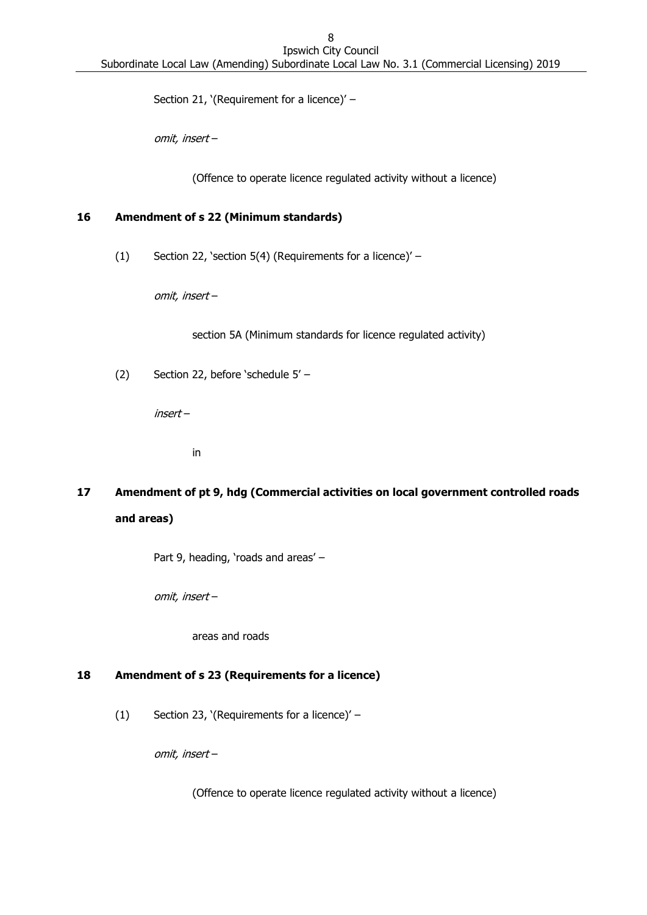Section 21, '(Requirement for a licence)' –

*omit, insert* –

(Offence to operate licence regulated activity without a licence)

**16 Amendment of s 22 (Minimum standards)**

(1) Section 22, 'section 5(4) (Requirements for a licence)' –

*omit, insert* –

section 5A (Minimum standards for licence regulated activity)

(2) Section 22, before 'schedule 5' –

*insert* –

in

**17 Amendment of pt 9, hdg (Commercial activities on local government controlled roads and areas)**

Part 9, heading, 'roads and areas' –

*omit, insert* –

areas and roads

**18 Amendment of s 23 (Requirements for a licence)**

(1) Section 23, '(Requirements for a licence)' –

*omit, insert* –

(Offence to operate licence regulated activity without a licence)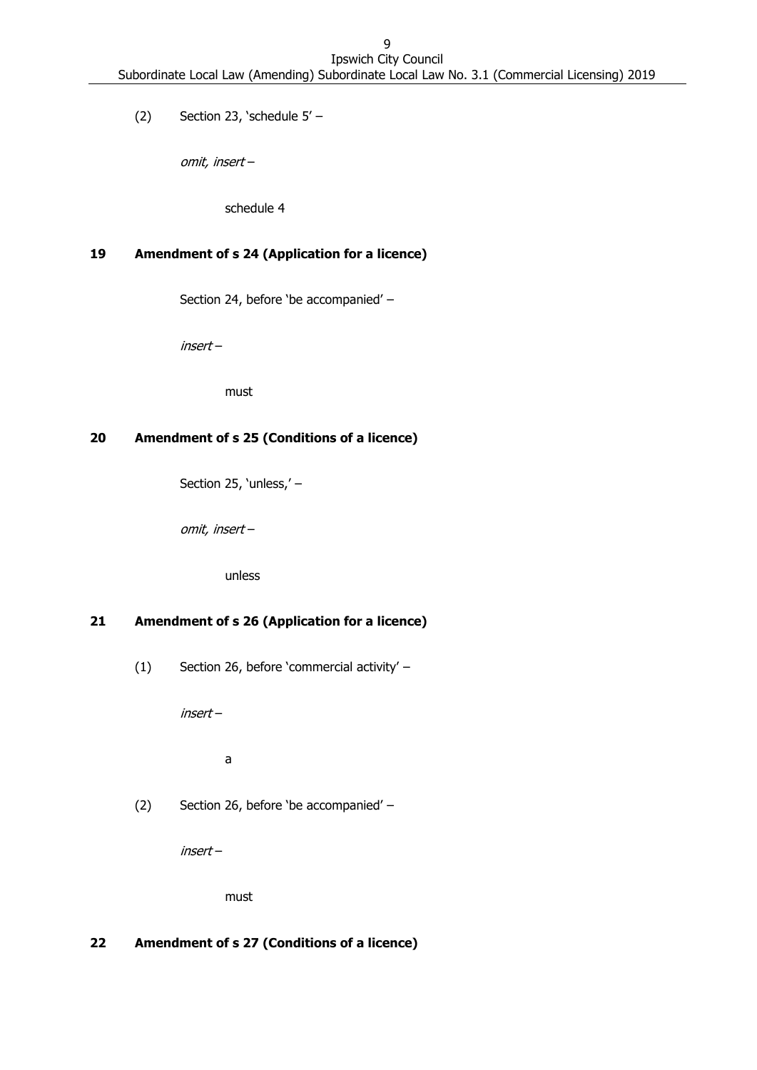(2) Section 23, 'schedule 5' –

*omit, insert* –

schedule 4

**19 Amendment of s 24 (Application for a licence)**

Section 24, before 'be accompanied' –

*insert* –

must

**20 Amendment of s 25 (Conditions of a licence)**

Section 25, 'unless,' –

*omit, insert* –

unless

**21 Amendment of s 26 (Application for a licence)**

(1) Section 26, before 'commercial activity' –

*insert* –

a

(2) Section 26, before 'be accompanied' –

*insert* –

must

**22 Amendment of s 27 (Conditions of a licence)**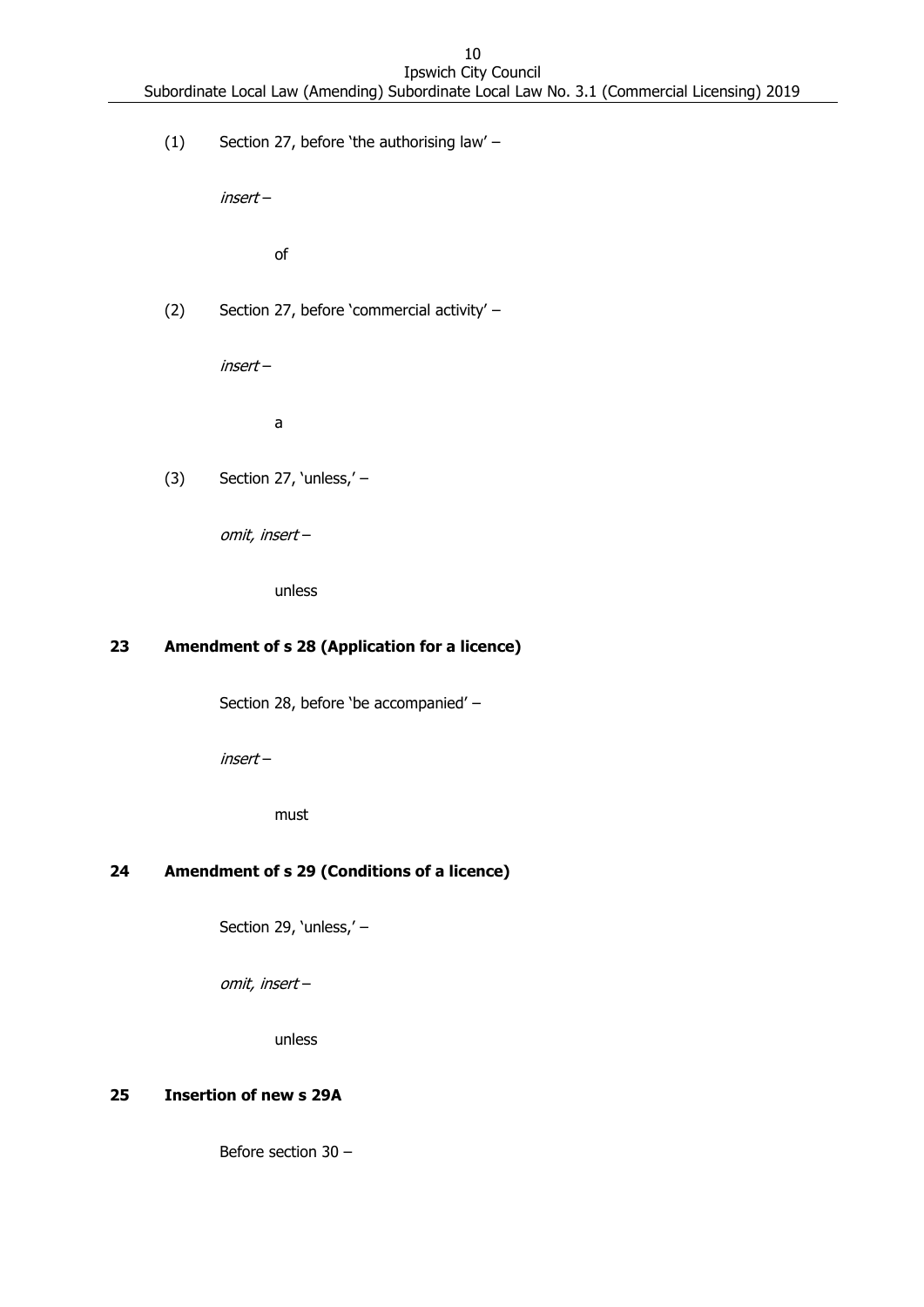(1) Section 27, before 'the authorising law' –

*insert* –

of

(2) Section 27, before 'commercial activity' –

*insert* –

a

(3) Section 27, 'unless,' –

*omit, insert* –

unless

## 23 Amendment of s 28 (Application for a licence)

Section 28, before 'be accompanied' –

*insert* –

must

## 24 Amendment of s 29 (Conditions of a licence)

Section 29, 'unless,' –

*omit, insert* –

unless

## 25 Insertion of new s 29A

Before section 30 –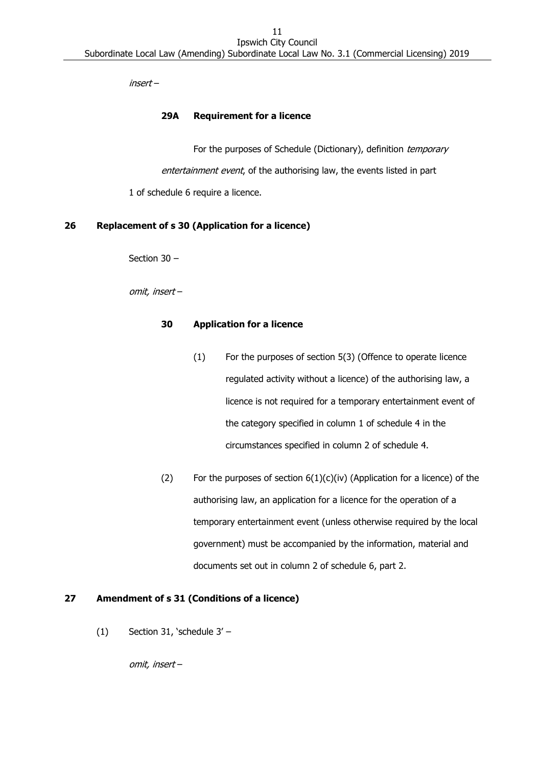*insert* –

**29A Requirement for a licence**

For the purposes of Schedule (Dictionary), definition *temporary entertainment event*, of the authorising law, the events listed in part 1 of schedule 6 require a licence.

**26 Replacement of s 30 (Application for a licence)**

Section 30 –

*omit, insert* –

**30 Application for a licence**

(1) For the purposes of section 5(3) (Offence to operate licence regulated activity without a licence) of the authorising law, a licence is not required for a temporary entertainment event of the category specified in column 1 of schedule 4 in the circumstances specified in column 2 of schedule 4.

(2) For the purposes of section 6(1)(c)(iv) (Application for a licence) of the authorising law, an application for a licence for the operation of a temporary entertainment event (unless otherwise required by the local government) must be accompanied by the information, material and documents set out in column 2 of schedule 6, part 2.

**27 Amendment of s 31 (Conditions of a licence)**

(1) Section 31, 'schedule 3' –

*omit, insert* –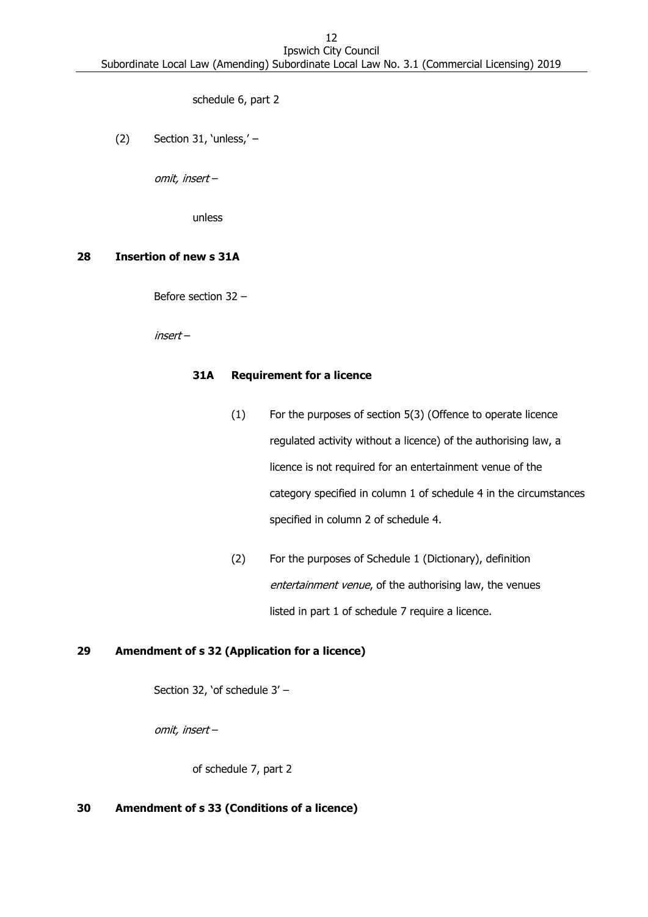schedule 6, part 2

(2) Section 31, 'unless,' –

*omit, insert* –

unless

**28 Insertion of new s 31A**

Before section 32 –

*insert* –

**31A Requirement for a licence**

(1) For the purposes of section 5(3) (Offence to operate licence regulated activity without a licence) of the authorising law, a licence is not required for an entertainment venue of the category specified in column 1 of schedule 4 in the circumstances specified in column 2 of schedule 4.

(2) For the purposes of Schedule 1 (Dictionary), definition *entertainment venue*, of the authorising law, the venues listed in part 1 of schedule 7 require a licence.

**29 Amendment of s 32 (Application for a licence)**

Section 32, 'of schedule 3' –

*omit, insert* –

of schedule 7, part 2

**30 Amendment of s 33 (Conditions of a licence)**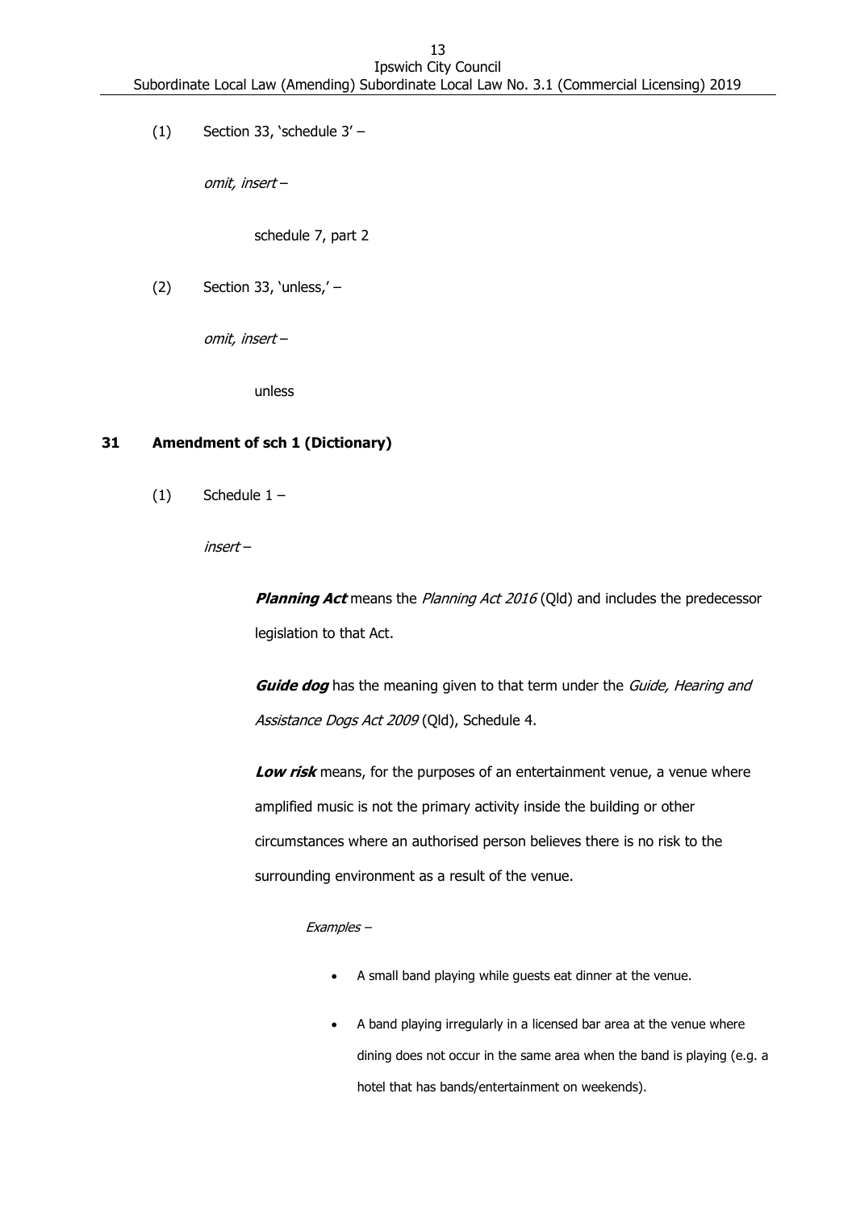(1) Section 33, 'schedule 3' –

*omit, insert* –

schedule 7, part 2

(2) Section 33, 'unless,' –

*omit, insert* –

unless

### 31 Amendment of sch 1 (Dictionary)

(1) Schedule 1 –

*insert* –

***Planning Act*** means the *Planning Act 2016* (Qld) and includes the predecessor legislation to that Act.

***Guide dog*** has the meaning given to that term under the *Guide, Hearing and Assistance Dogs Act 2009* (Qld), Schedule 4.

***Low risk*** means, for the purposes of an entertainment venue, a venue where amplified music is not the primary activity inside the building or other circumstances where an authorised person believes there is no risk to the surrounding environment as a result of the venue.

*Examples* –

- A small band playing while guests eat dinner at the venue.
- A band playing irregularly in a licensed bar area at the venue where dining does not occur in the same area when the band is playing (e.g. a hotel that has bands/entertainment on weekends).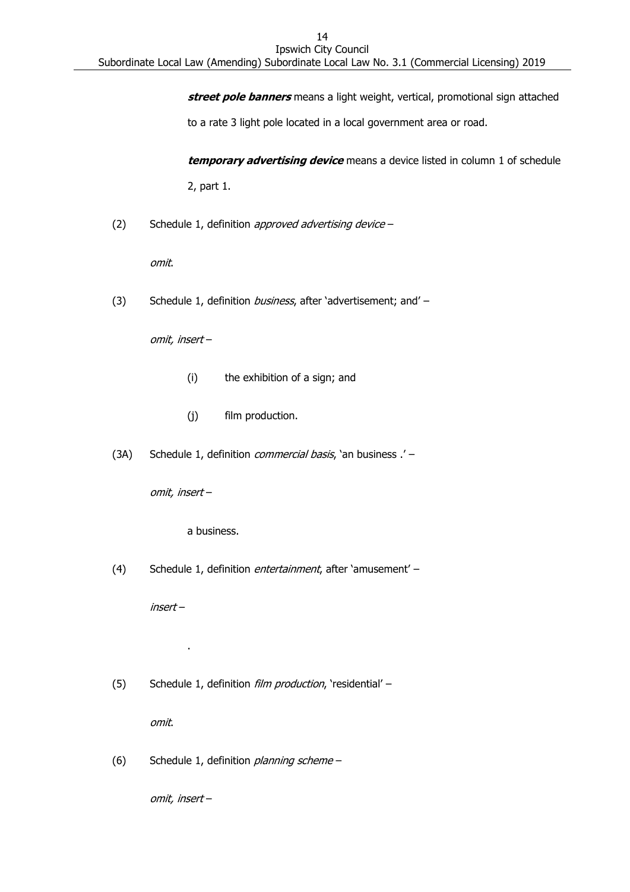***street pole banners*** means a light weight, vertical, promotional sign attached to a rate 3 light pole located in a local government area or road.

***temporary advertising device*** means a device listed in column 1 of schedule 2, part 1.

(2) Schedule 1, definition *approved advertising device* –

*omit*.

(3) Schedule 1, definition *business*, after 'advertisement; and' –

*omit, insert* –

(i) the exhibition of a sign; and

(j) film production.

(3A) Schedule 1, definition *commercial basis*, 'an business .' –

*omit, insert* –

a business.

(4) Schedule 1, definition *entertainment*, after 'amusement' –

*insert* –

.

(5) Schedule 1, definition *film production*, 'residential' –

*omit*.

(6) Schedule 1, definition *planning scheme* –

*omit, insert* –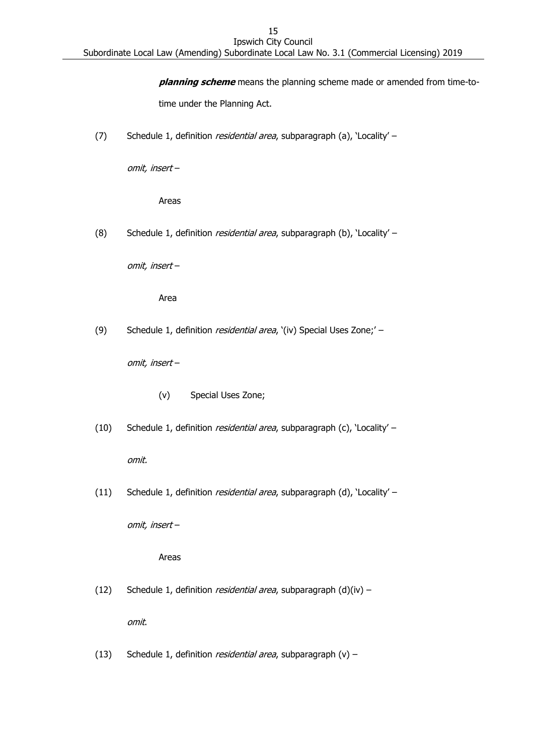***planning scheme*** means the planning scheme made or amended from time-to-time under the Planning Act.

(7) Schedule 1, definition *residential area*, subparagraph (a), 'Locality' –

*omit, insert* –

Areas

(8) Schedule 1, definition *residential area*, subparagraph (b), 'Locality' –

*omit, insert* –

Area

(9) Schedule 1, definition *residential area*, '(iv) Special Uses Zone;' –

*omit, insert* –

(v) Special Uses Zone;

(10) Schedule 1, definition *residential area*, subparagraph (c), 'Locality' –

*omit.*

(11) Schedule 1, definition *residential area*, subparagraph (d), 'Locality' –

*omit, insert* –

Areas

(12) Schedule 1, definition *residential area*, subparagraph (d)(iv) –

*omit.*

(13) Schedule 1, definition *residential area*, subparagraph (v) –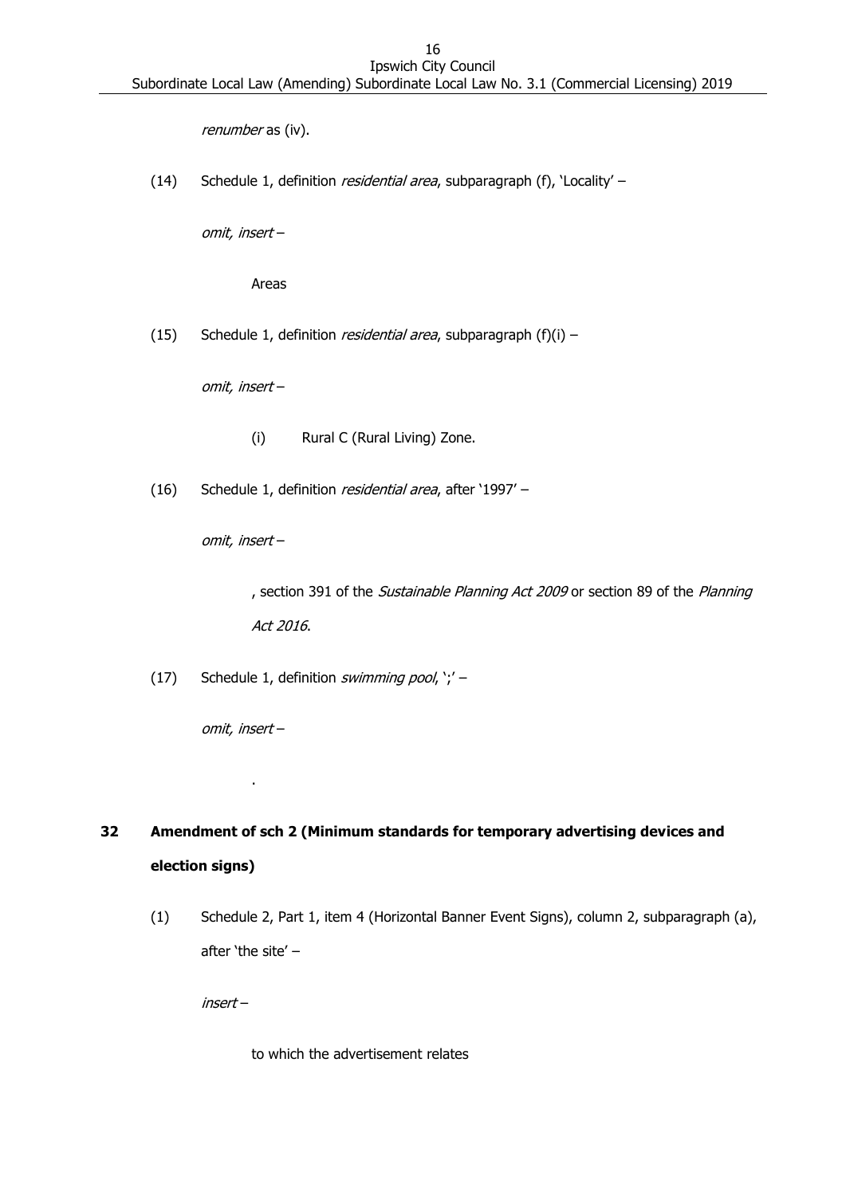*renumber* as (iv).

(14) Schedule 1, definition *residential area*, subparagraph (f), 'Locality' –

*omit, insert* –

Areas

(15) Schedule 1, definition *residential area*, subparagraph (f)(i) –

*omit, insert* –

(i) Rural C (Rural Living) Zone.

(16) Schedule 1, definition *residential area*, after '1997' –

*omit, insert* –

, section 391 of the *Sustainable Planning Act 2009* or section 89 of the *Planning Act 2016*.

(17) Schedule 1, definition *swimming pool*, ';' –

*omit, insert* –

.

## 32 Amendment of sch 2 (Minimum standards for temporary advertising devices and election signs)

(1) Schedule 2, Part 1, item 4 (Horizontal Banner Event Signs), column 2, subparagraph (a), after 'the site' –

*insert* –

to which the advertisement relates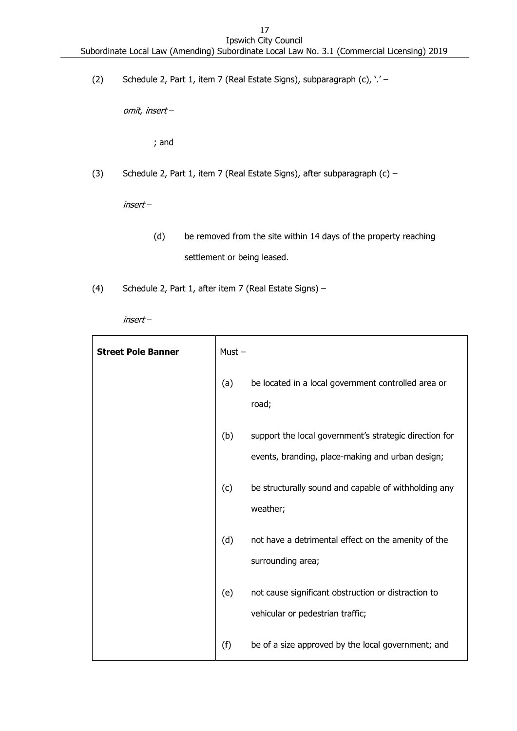(2) Schedule 2, Part 1, item 7 (Real Estate Signs), subparagraph (c), '.' –

*omit, insert* –

; and

(3) Schedule 2, Part 1, item 7 (Real Estate Signs), after subparagraph (c) –

*insert* –

(d) be removed from the site within 14 days of the property reaching settlement or being leased.

(4) Schedule 2, Part 1, after item 7 (Real Estate Signs) –

*insert* –

| **Street Pole Banner** | Must – |
|---|---|
| | (a) be located in a local government controlled area or road; |
| | (b) support the local government's strategic direction for events, branding, place-making and urban design; |
| | (c) be structurally sound and capable of withholding any weather; |
| | (d) not have a detrimental effect on the amenity of the surrounding area; |
| | (e) not cause significant obstruction or distraction to vehicular or pedestrian traffic; |
| | (f) be of a size approved by the local government; and |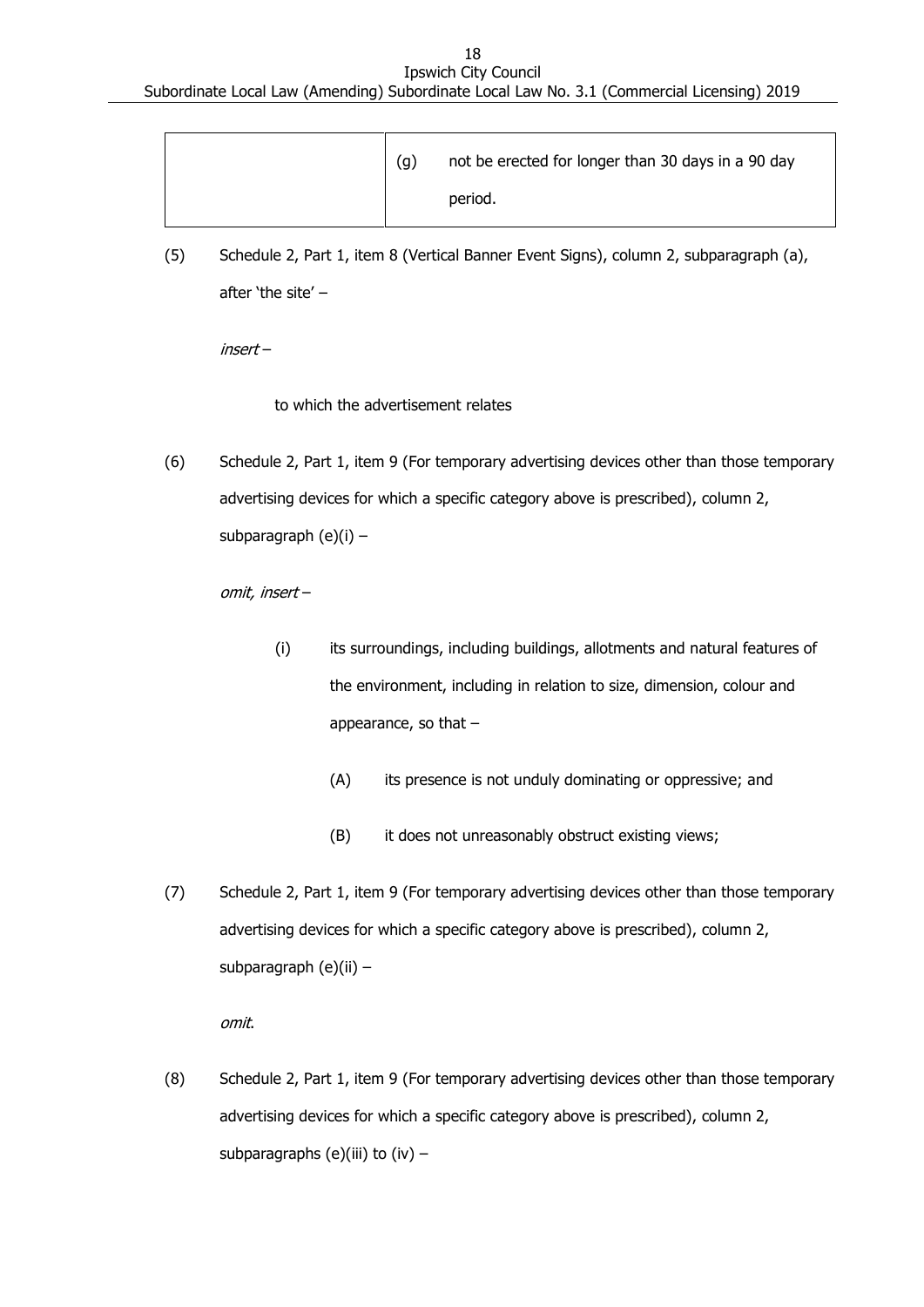| | (g) not be erected for longer than 30 days in a 90 day period. |
|---|---|

(5) Schedule 2, Part 1, item 8 (Vertical Banner Event Signs), column 2, subparagraph (a), after 'the site' –

*insert* –

to which the advertisement relates

(6) Schedule 2, Part 1, item 9 (For temporary advertising devices other than those temporary advertising devices for which a specific category above is prescribed), column 2, subparagraph (e)(i) –

*omit, insert* –

(i) its surroundings, including buildings, allotments and natural features of the environment, including in relation to size, dimension, colour and appearance, so that –

(A) its presence is not unduly dominating or oppressive; and

(B) it does not unreasonably obstruct existing views;

(7) Schedule 2, Part 1, item 9 (For temporary advertising devices other than those temporary advertising devices for which a specific category above is prescribed), column 2, subparagraph (e)(ii) –

*omit*.

(8) Schedule 2, Part 1, item 9 (For temporary advertising devices other than those temporary advertising devices for which a specific category above is prescribed), column 2, subparagraphs (e)(iii) to (iv) –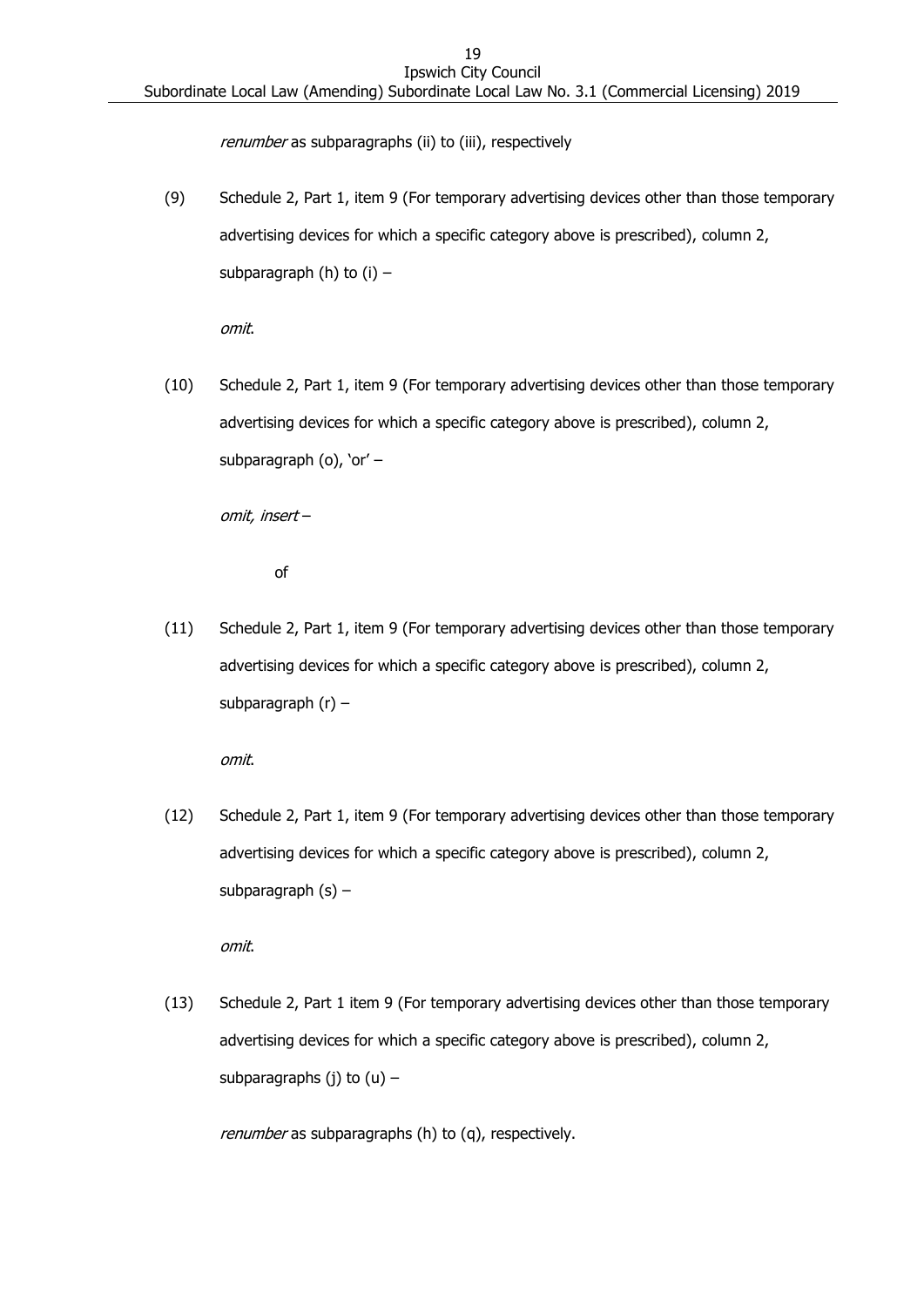*renumber* as subparagraphs (ii) to (iii), respectively

(9) Schedule 2, Part 1, item 9 (For temporary advertising devices other than those temporary advertising devices for which a specific category above is prescribed), column 2, subparagraph (h) to (i) –

*omit*.

(10) Schedule 2, Part 1, item 9 (For temporary advertising devices other than those temporary advertising devices for which a specific category above is prescribed), column 2, subparagraph (o), 'or' –

*omit, insert* –

of

(11) Schedule 2, Part 1, item 9 (For temporary advertising devices other than those temporary advertising devices for which a specific category above is prescribed), column 2, subparagraph (r) –

*omit*.

(12) Schedule 2, Part 1, item 9 (For temporary advertising devices other than those temporary advertising devices for which a specific category above is prescribed), column 2, subparagraph (s) –

*omit*.

(13) Schedule 2, Part 1 item 9 (For temporary advertising devices other than those temporary advertising devices for which a specific category above is prescribed), column 2, subparagraphs (j) to (u) –

*renumber* as subparagraphs (h) to (q), respectively.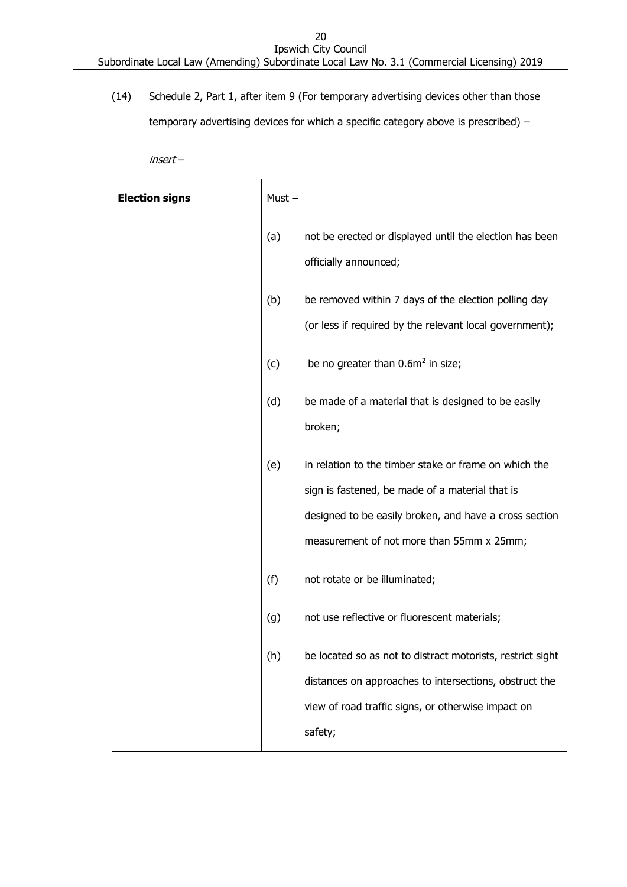(14) Schedule 2, Part 1, after item 9 (For temporary advertising devices other than those temporary advertising devices for which a specific category above is prescribed) –

*insert* –

| **Election signs** | Must – |
|---|---|
| | (a) not be erected or displayed until the election has been officially announced; |
| | (b) be removed within 7 days of the election polling day (or less if required by the relevant local government); |
| | (c) be no greater than $0.6m^2$ in size; |
| | (d) be made of a material that is designed to be easily broken; |
| | (e) in relation to the timber stake or frame on which the sign is fastened, be made of a material that is designed to be easily broken, and have a cross section measurement of not more than 55mm x 25mm; |
| | (f) not rotate or be illuminated; |
| | (g) not use reflective or fluorescent materials; |
| | (h) be located so as not to distract motorists, restrict sight distances on approaches to intersections, obstruct the view of road traffic signs, or otherwise impact on safety; |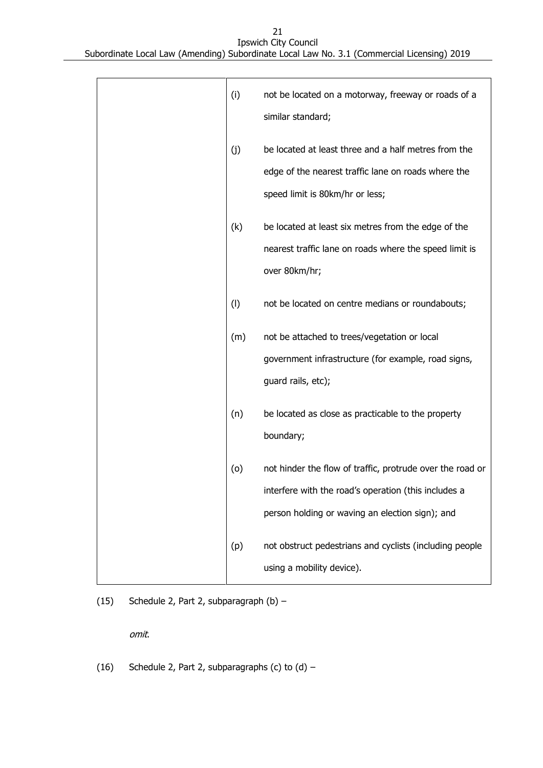| | |
|---|---|
| | (i) not be located on a motorway, freeway or roads of a similar standard;<br><br>(j) be located at least three and a half metres from the edge of the nearest traffic lane on roads where the speed limit is 80km/hr or less;<br><br>(k) be located at least six metres from the edge of the nearest traffic lane on roads where the speed limit is over 80km/hr;<br><br>(l) not be located on centre medians or roundabouts;<br><br>(m) not be attached to trees/vegetation or local government infrastructure (for example, road signs, guard rails, etc);<br><br>(n) be located as close as practicable to the property boundary;<br><br>(o) not hinder the flow of traffic, protrude over the road or interfere with the road's operation (this includes a person holding or waving an election sign); and<br><br>(p) not obstruct pedestrians and cyclists (including people using a mobility device). |

(15) Schedule 2, Part 2, subparagraph (b) –

*omit*.

(16) Schedule 2, Part 2, subparagraphs (c) to (d) –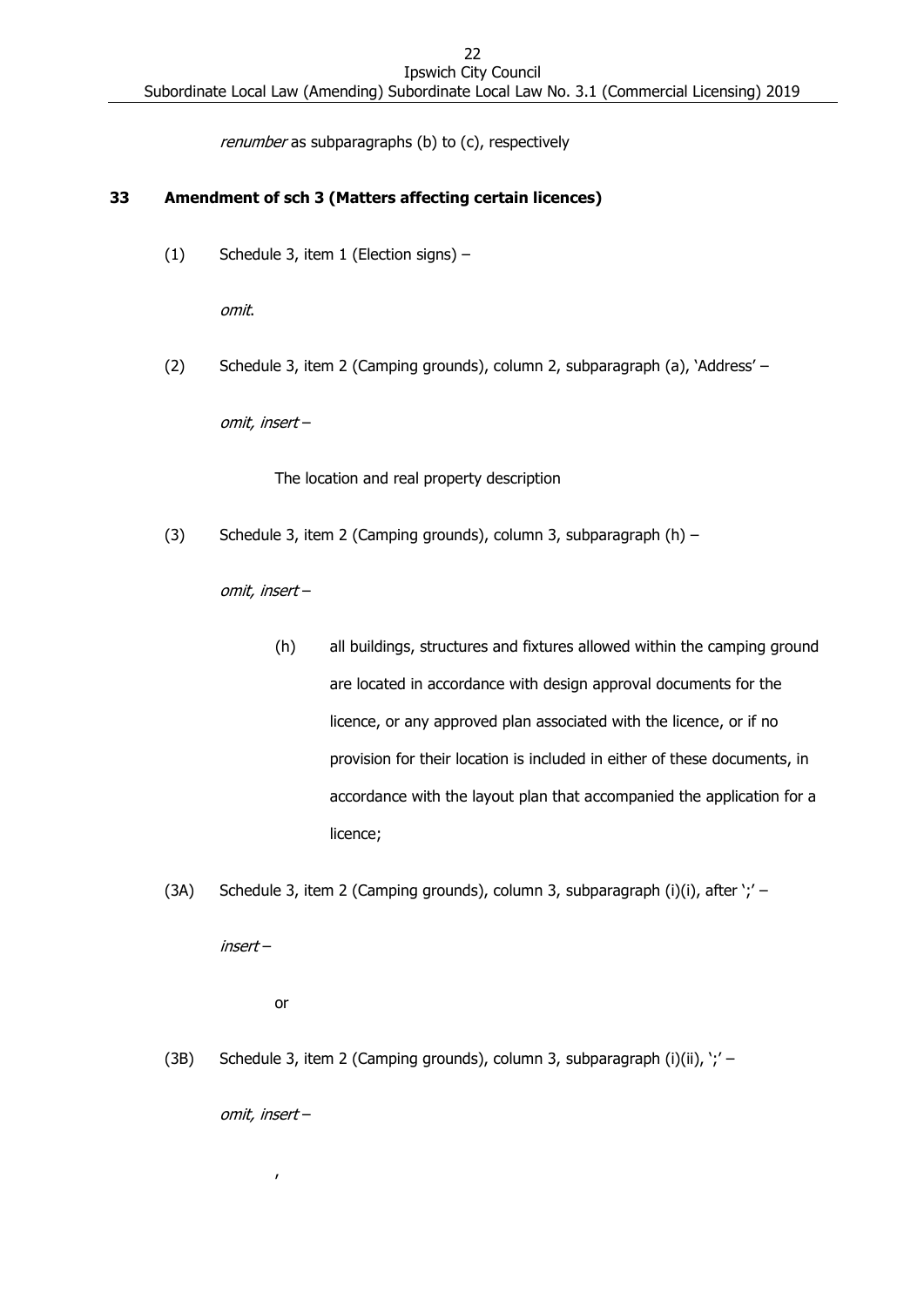*renumber* as subparagraphs (b) to (c), respectively

## 33 Amendment of sch 3 (Matters affecting certain licences)

(1) Schedule 3, item 1 (Election signs) –

*omit*.

(2) Schedule 3, item 2 (Camping grounds), column 2, subparagraph (a), 'Address' –

*omit, insert* –

The location and real property description

(3) Schedule 3, item 2 (Camping grounds), column 3, subparagraph (h) –

*omit, insert* –

(h) all buildings, structures and fixtures allowed within the camping ground are located in accordance with design approval documents for the licence, or any approved plan associated with the licence, or if no provision for their location is included in either of these documents, in accordance with the layout plan that accompanied the application for a licence;

(3A) Schedule 3, item 2 (Camping grounds), column 3, subparagraph (i)(i), after ';' –

*insert* –

or

(3B) Schedule 3, item 2 (Camping grounds), column 3, subparagraph (i)(ii), ';' –

*omit, insert* –

,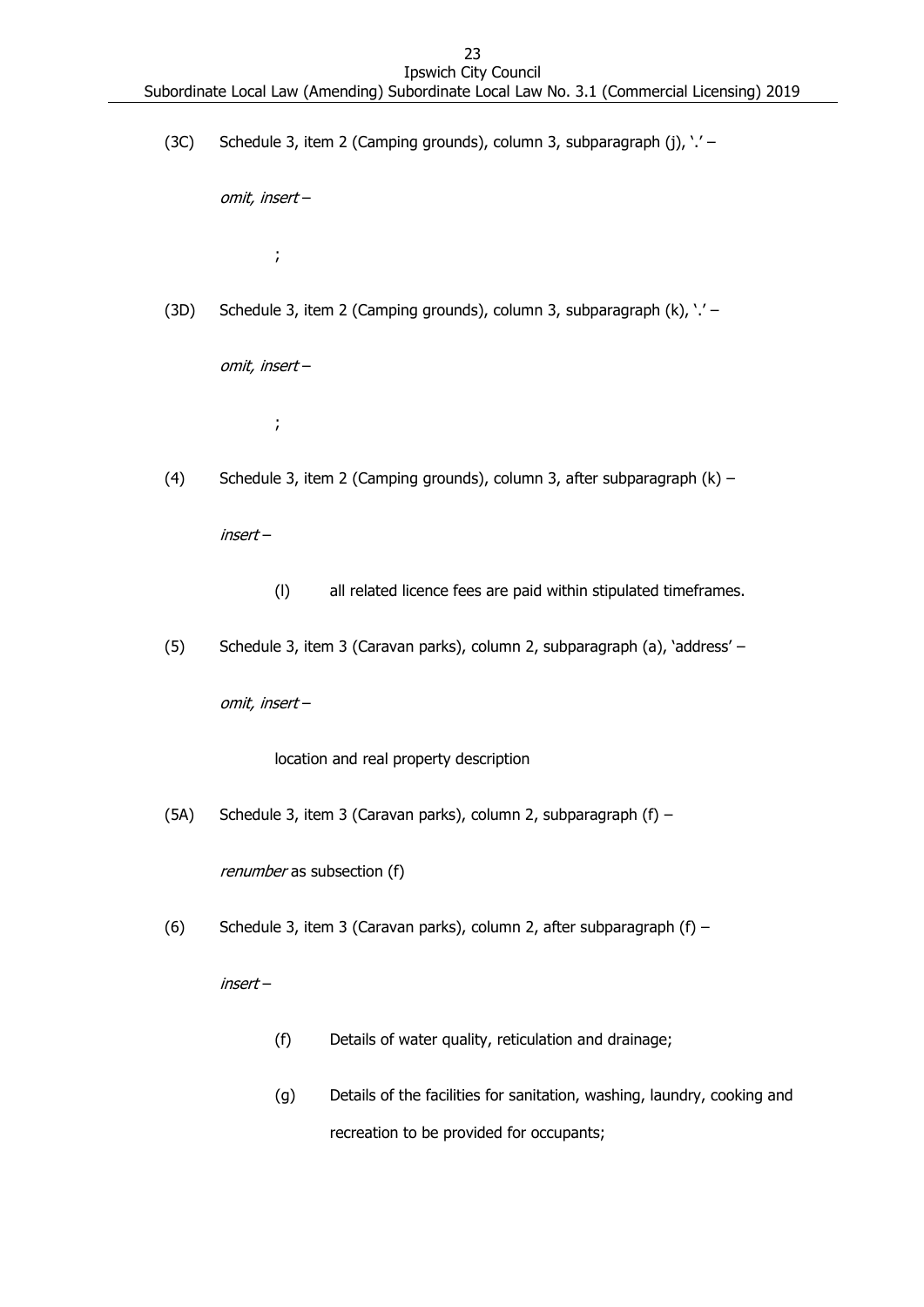(3C) Schedule 3, item 2 (Camping grounds), column 3, subparagraph (j), '.' –

*omit, insert* –

;

(3D) Schedule 3, item 2 (Camping grounds), column 3, subparagraph (k), '.' –

*omit, insert* –

;

(4) Schedule 3, item 2 (Camping grounds), column 3, after subparagraph (k) –

*insert* –

(l) all related licence fees are paid within stipulated timeframes.

(5) Schedule 3, item 3 (Caravan parks), column 2, subparagraph (a), 'address' –

*omit, insert* –

location and real property description

(5A) Schedule 3, item 3 (Caravan parks), column 2, subparagraph (f) –

*renumber* as subsection (f)

(6) Schedule 3, item 3 (Caravan parks), column 2, after subparagraph (f) –

*insert* –

(f) Details of water quality, reticulation and drainage;

(g) Details of the facilities for sanitation, washing, laundry, cooking and recreation to be provided for occupants;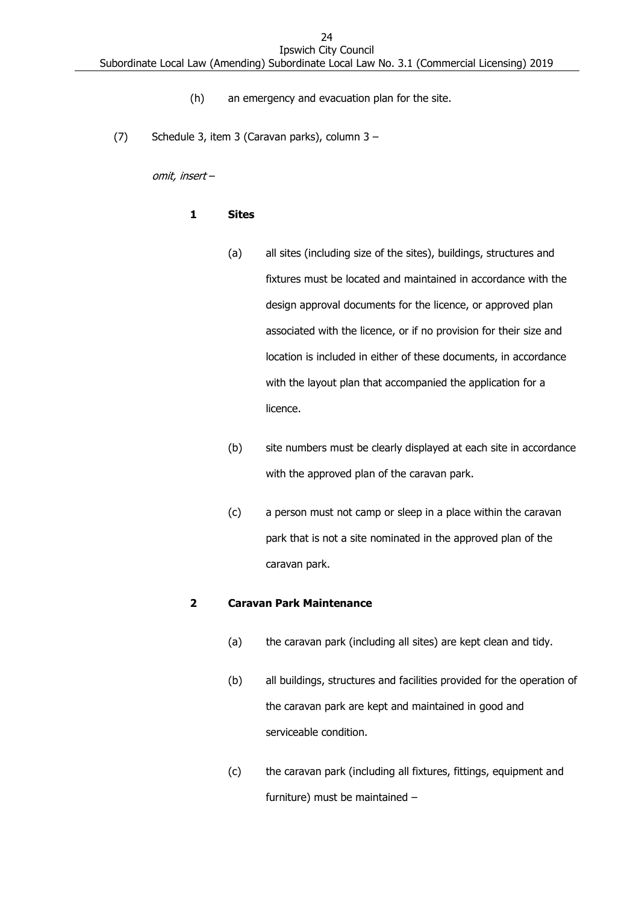(h) an emergency and evacuation plan for the site.

(7) Schedule 3, item 3 (Caravan parks), column 3 –

*omit, insert* –

**1 Sites**

(a) all sites (including size of the sites), buildings, structures and fixtures must be located and maintained in accordance with the design approval documents for the licence, or approved plan associated with the licence, or if no provision for their size and location is included in either of these documents, in accordance with the layout plan that accompanied the application for a licence.

(b) site numbers must be clearly displayed at each site in accordance with the approved plan of the caravan park.

(c) a person must not camp or sleep in a place within the caravan park that is not a site nominated in the approved plan of the caravan park.

**2 Caravan Park Maintenance**

(a) the caravan park (including all sites) are kept clean and tidy.

(b) all buildings, structures and facilities provided for the operation of the caravan park are kept and maintained in good and serviceable condition.

(c) the caravan park (including all fixtures, fittings, equipment and furniture) must be maintained –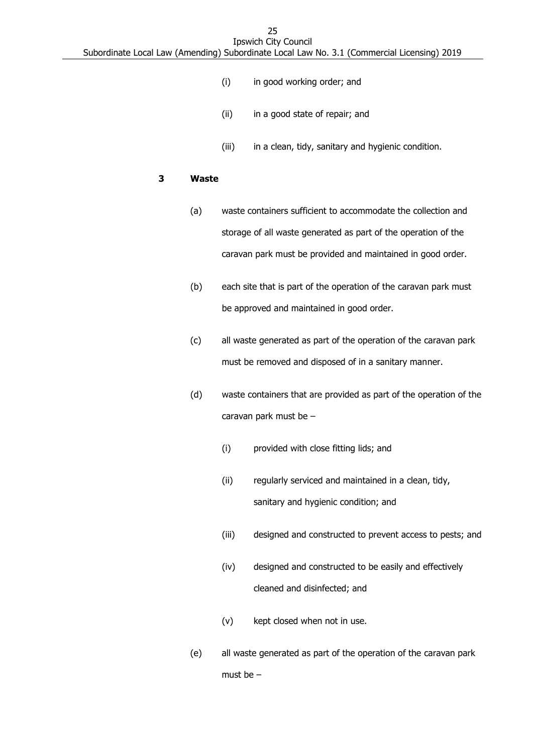(i) in good working order; and

(ii) in a good state of repair; and

(iii) in a clean, tidy, sanitary and hygienic condition.

**3 Waste**

(a) waste containers sufficient to accommodate the collection and storage of all waste generated as part of the operation of the caravan park must be provided and maintained in good order.

(b) each site that is part of the operation of the caravan park must be approved and maintained in good order.

(c) all waste generated as part of the operation of the caravan park must be removed and disposed of in a sanitary manner.

(d) waste containers that are provided as part of the operation of the caravan park must be –

(i) provided with close fitting lids; and

(ii) regularly serviced and maintained in a clean, tidy, sanitary and hygienic condition; and

(iii) designed and constructed to prevent access to pests; and

(iv) designed and constructed to be easily and effectively cleaned and disinfected; and

(v) kept closed when not in use.

(e) all waste generated as part of the operation of the caravan park must be –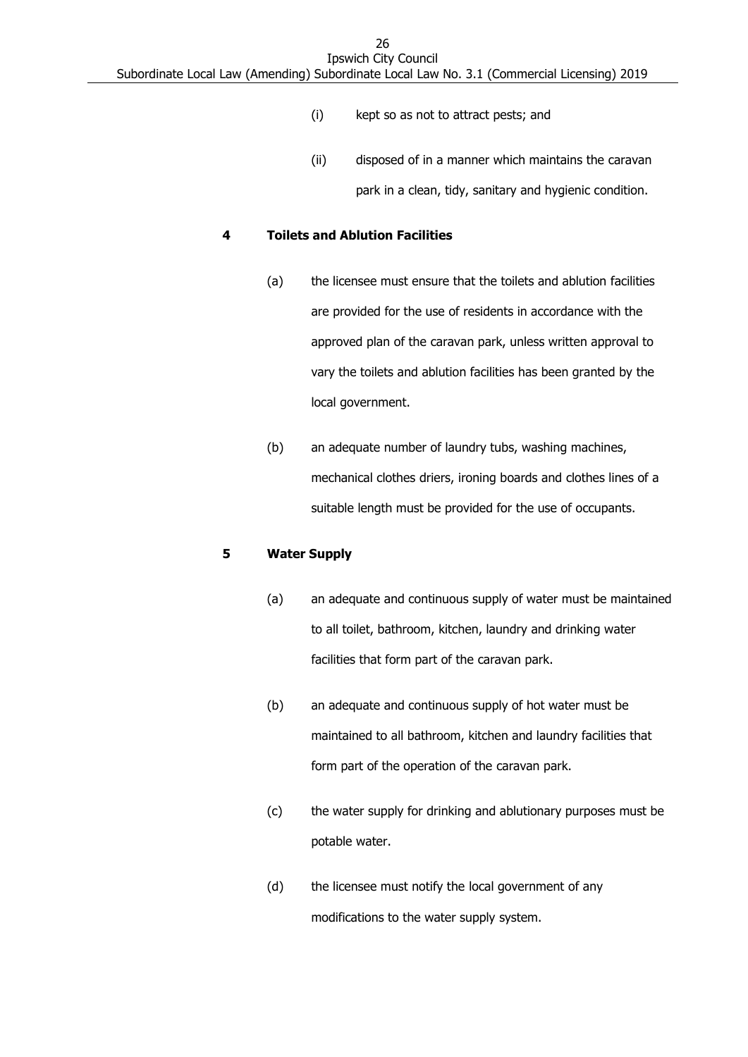(i) kept so as not to attract pests; and

(ii) disposed of in a manner which maintains the caravan park in a clean, tidy, sanitary and hygienic condition.

**4 Toilets and Ablution Facilities**

(a) the licensee must ensure that the toilets and ablution facilities are provided for the use of residents in accordance with the approved plan of the caravan park, unless written approval to vary the toilets and ablution facilities has been granted by the local government.

(b) an adequate number of laundry tubs, washing machines, mechanical clothes driers, ironing boards and clothes lines of a suitable length must be provided for the use of occupants.

**5 Water Supply**

(a) an adequate and continuous supply of water must be maintained to all toilet, bathroom, kitchen, laundry and drinking water facilities that form part of the caravan park.

(b) an adequate and continuous supply of hot water must be maintained to all bathroom, kitchen and laundry facilities that form part of the operation of the caravan park.

(c) the water supply for drinking and ablutionary purposes must be potable water.

(d) the licensee must notify the local government of any modifications to the water supply system.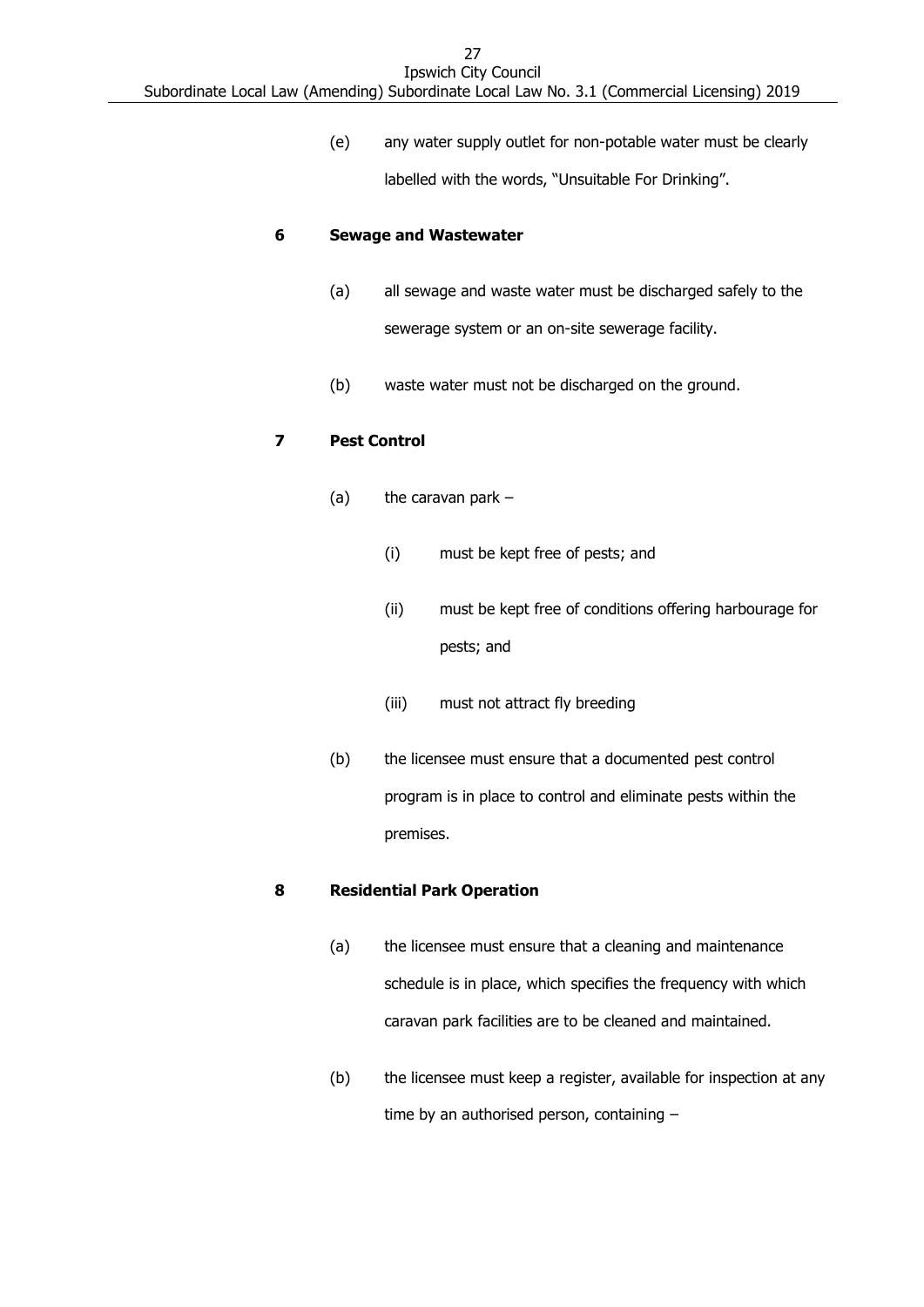(e) any water supply outlet for non-potable water must be clearly labelled with the words, "Unsuitable For Drinking".

**6 Sewage and Wastewater**

(a) all sewage and waste water must be discharged safely to the sewerage system or an on-site sewerage facility.

(b) waste water must not be discharged on the ground.

**7 Pest Control**

(a) the caravan park –

(i) must be kept free of pests; and

(ii) must be kept free of conditions offering harbourage for pests; and

(iii) must not attract fly breeding

(b) the licensee must ensure that a documented pest control program is in place to control and eliminate pests within the premises.

**8 Residential Park Operation**

(a) the licensee must ensure that a cleaning and maintenance schedule is in place, which specifies the frequency with which caravan park facilities are to be cleaned and maintained.

(b) the licensee must keep a register, available for inspection at any time by an authorised person, containing –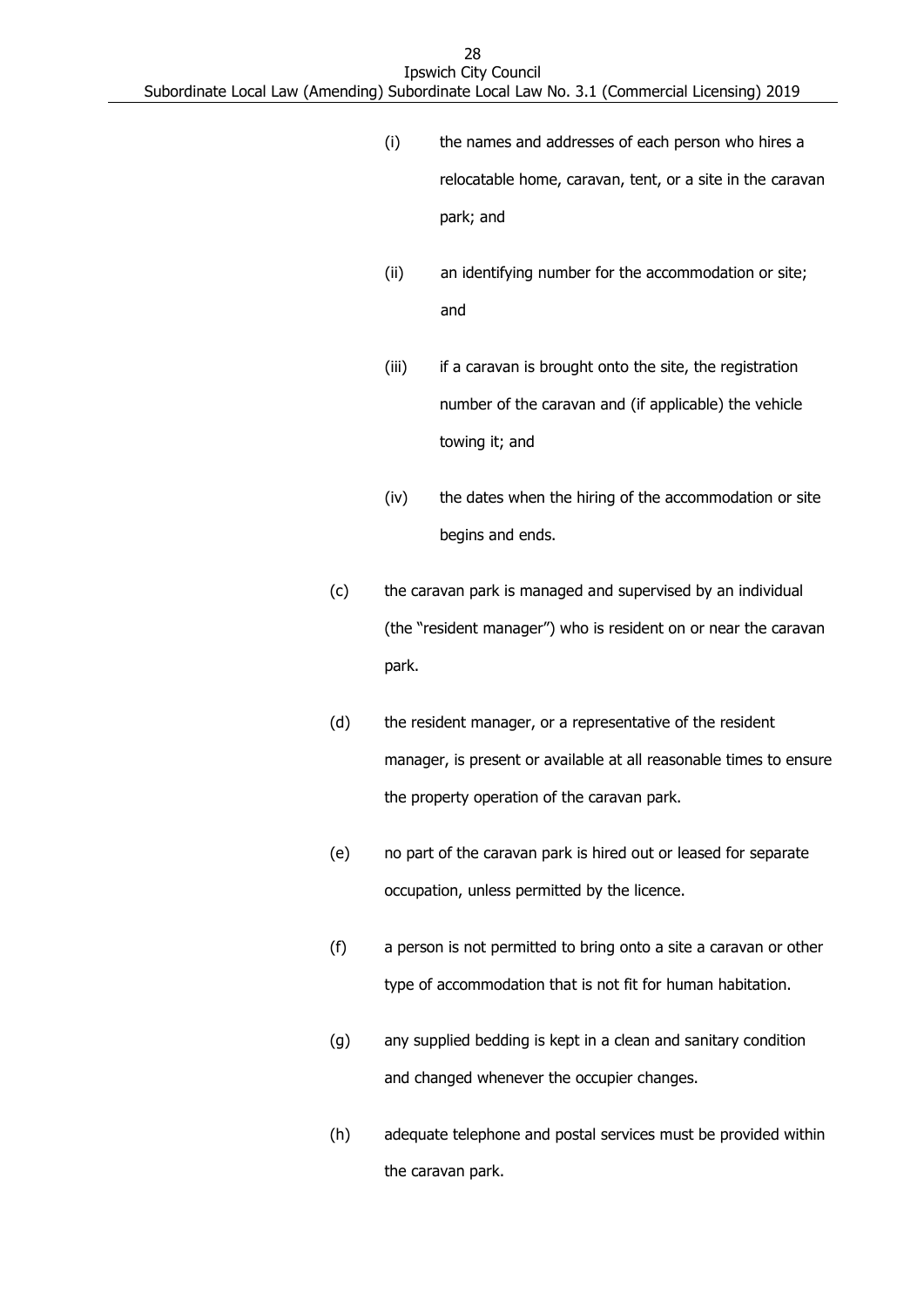(i) the names and addresses of each person who hires a relocatable home, caravan, tent, or a site in the caravan park; and

(ii) an identifying number for the accommodation or site; and

(iii) if a caravan is brought onto the site, the registration number of the caravan and (if applicable) the vehicle towing it; and

(iv) the dates when the hiring of the accommodation or site begins and ends.

(c) the caravan park is managed and supervised by an individual (the "resident manager") who is resident on or near the caravan park.

(d) the resident manager, or a representative of the resident manager, is present or available at all reasonable times to ensure the property operation of the caravan park.

(e) no part of the caravan park is hired out or leased for separate occupation, unless permitted by the licence.

(f) a person is not permitted to bring onto a site a caravan or other type of accommodation that is not fit for human habitation.

(g) any supplied bedding is kept in a clean and sanitary condition and changed whenever the occupier changes.

(h) adequate telephone and postal services must be provided within the caravan park.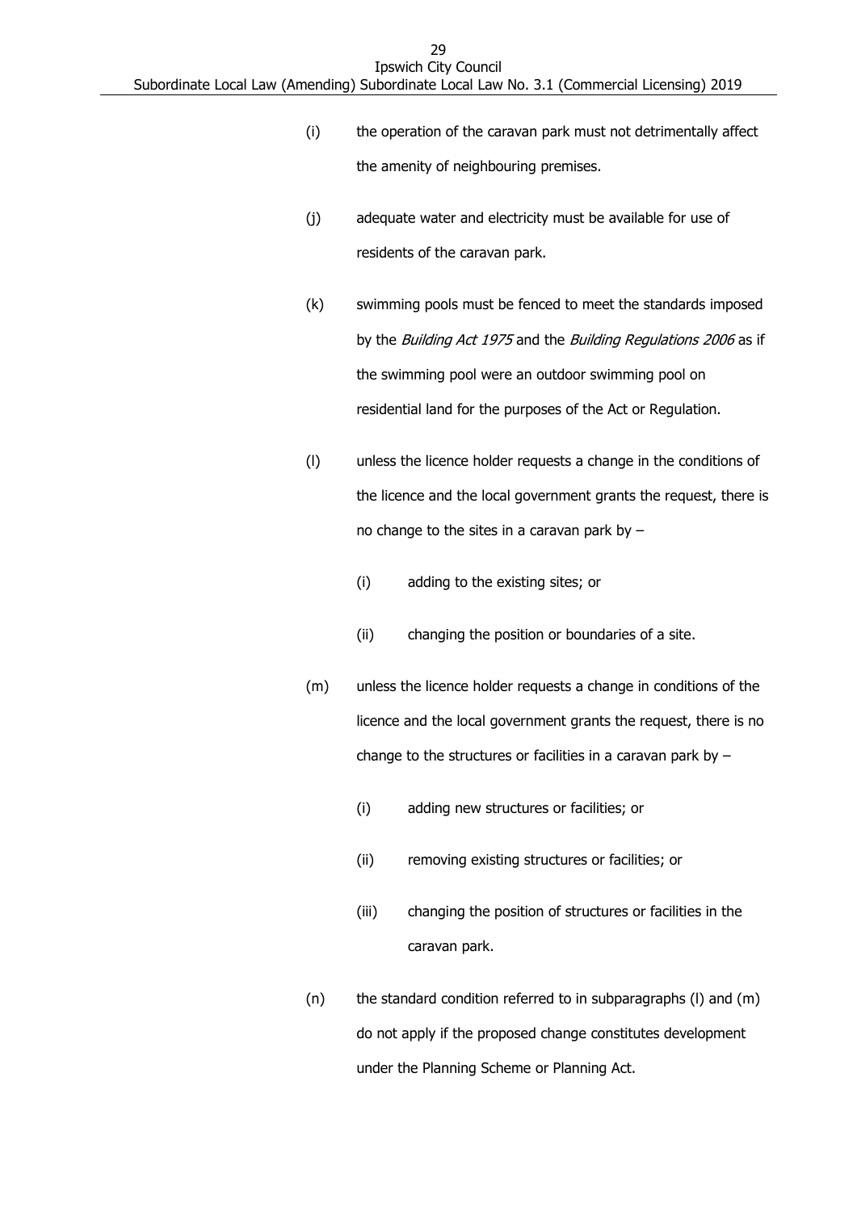(i) the operation of the caravan park must not detrimentally affect the amenity of neighbouring premises.

(j) adequate water and electricity must be available for use of residents of the caravan park.

(k) swimming pools must be fenced to meet the standards imposed by the *Building Act 1975* and the *Building Regulations 2006* as if the swimming pool were an outdoor swimming pool on residential land for the purposes of the Act or Regulation.

(l) unless the licence holder requests a change in the conditions of the licence and the local government grants the request, there is no change to the sites in a caravan park by –

  (i) adding to the existing sites; or

  (ii) changing the position or boundaries of a site.

(m) unless the licence holder requests a change in conditions of the licence and the local government grants the request, there is no change to the structures or facilities in a caravan park by –

  (i) adding new structures or facilities; or

  (ii) removing existing structures or facilities; or

  (iii) changing the position of structures or facilities in the caravan park.

(n) the standard condition referred to in subparagraphs (l) and (m) do not apply if the proposed change constitutes development under the Planning Scheme or Planning Act.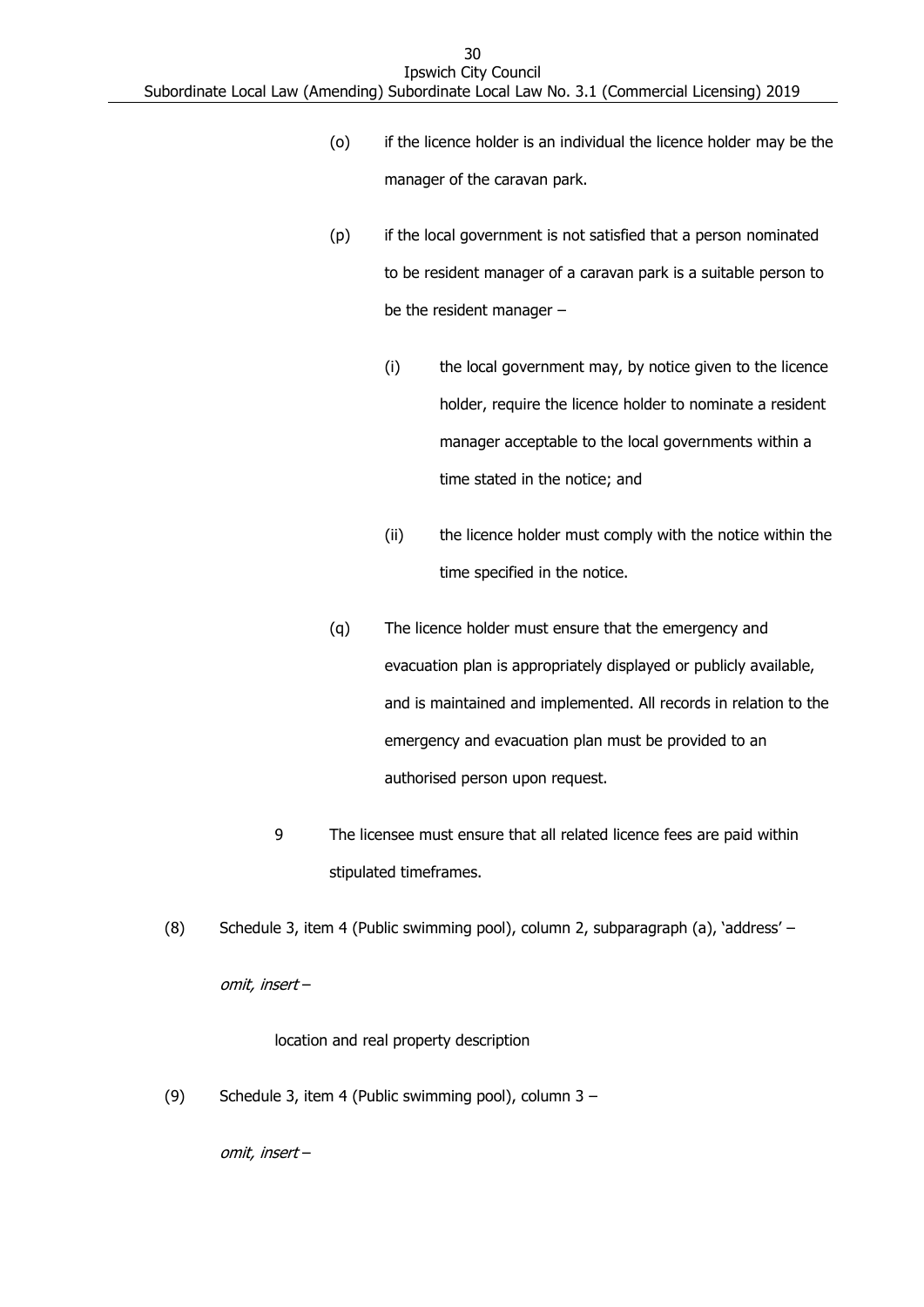(o) if the licence holder is an individual the licence holder may be the manager of the caravan park.

(p) if the local government is not satisfied that a person nominated to be resident manager of a caravan park is a suitable person to be the resident manager –

(i) the local government may, by notice given to the licence holder, require the licence holder to nominate a resident manager acceptable to the local governments within a time stated in the notice; and

(ii) the licence holder must comply with the notice within the time specified in the notice.

(q) The licence holder must ensure that the emergency and evacuation plan is appropriately displayed or publicly available, and is maintained and implemented. All records in relation to the emergency and evacuation plan must be provided to an authorised person upon request.

9 The licensee must ensure that all related licence fees are paid within stipulated timeframes.

(8) Schedule 3, item 4 (Public swimming pool), column 2, subparagraph (a), 'address' –

*omit, insert* –

location and real property description

(9) Schedule 3, item 4 (Public swimming pool), column 3 –

*omit, insert* –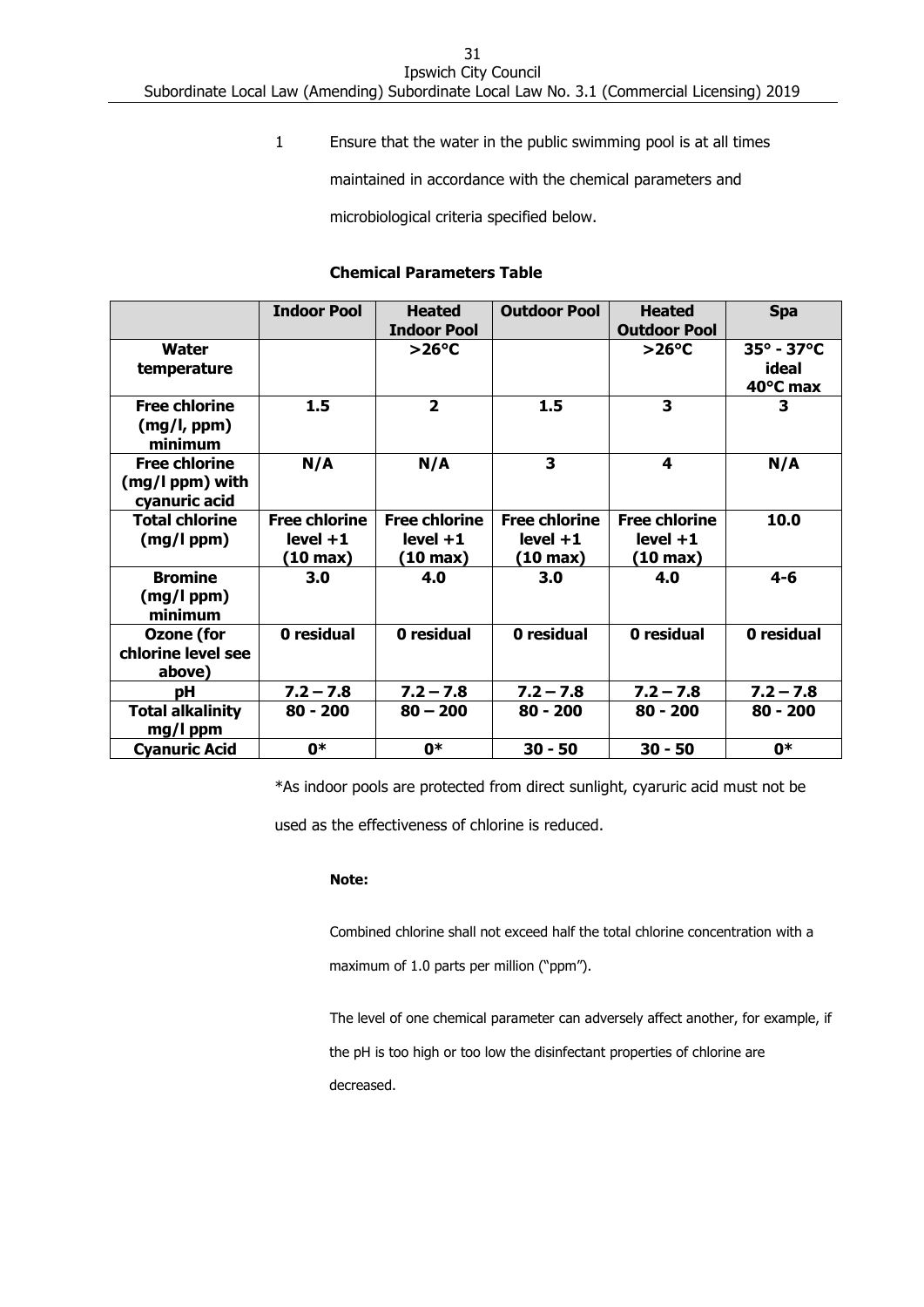1 Ensure that the water in the public swimming pool is at all times maintained in accordance with the chemical parameters and microbiological criteria specified below.

**Chemical Parameters Table**

| | **Indoor Pool** | **Heated Indoor Pool** | **Outdoor Pool** | **Heated Outdoor Pool** | **Spa** |
|---|---|---|---|---|---|
| **Water temperature** | | **>26°C** | | **>26°C** | **35° - 37°C ideal 40°C max** |
| **Free chlorine (mg/l, ppm) minimum** | **1.5** | **2** | **1.5** | **3** | **3** |
| **Free chlorine (mg/l ppm) with cyanuric acid** | **N/A** | **N/A** | **3** | **4** | **N/A** |
| **Total chlorine (mg/l ppm)** | **Free chlorine level +1 (10 max)** | **Free chlorine level +1 (10 max)** | **Free chlorine level +1 (10 max)** | **Free chlorine level +1 (10 max)** | **10.0** |
| **Bromine (mg/l ppm) minimum** | **3.0** | **4.0** | **3.0** | **4.0** | **4-6** |
| **Ozone (for chlorine level see above)** | **0 residual** | **0 residual** | **0 residual** | **0 residual** | **0 residual** |
| **pH** | **7.2 – 7.8** | **7.2 – 7.8** | **7.2 – 7.8** | **7.2 – 7.8** | **7.2 – 7.8** |
| **Total alkalinity mg/l ppm** | **80 - 200** | **80 – 200** | **80 - 200** | **80 - 200** | **80 - 200** |
| **Cyanuric Acid** | **0*** | **0*** | **30 - 50** | **30 - 50** | **0*** |

*As indoor pools are protected from direct sunlight, cyaruric acid must not be used as the effectiveness of chlorine is reduced.

**Note:**

Combined chlorine shall not exceed half the total chlorine concentration with a maximum of 1.0 parts per million ("ppm").

The level of one chemical parameter can adversely affect another, for example, if the pH is too high or too low the disinfectant properties of chlorine are decreased.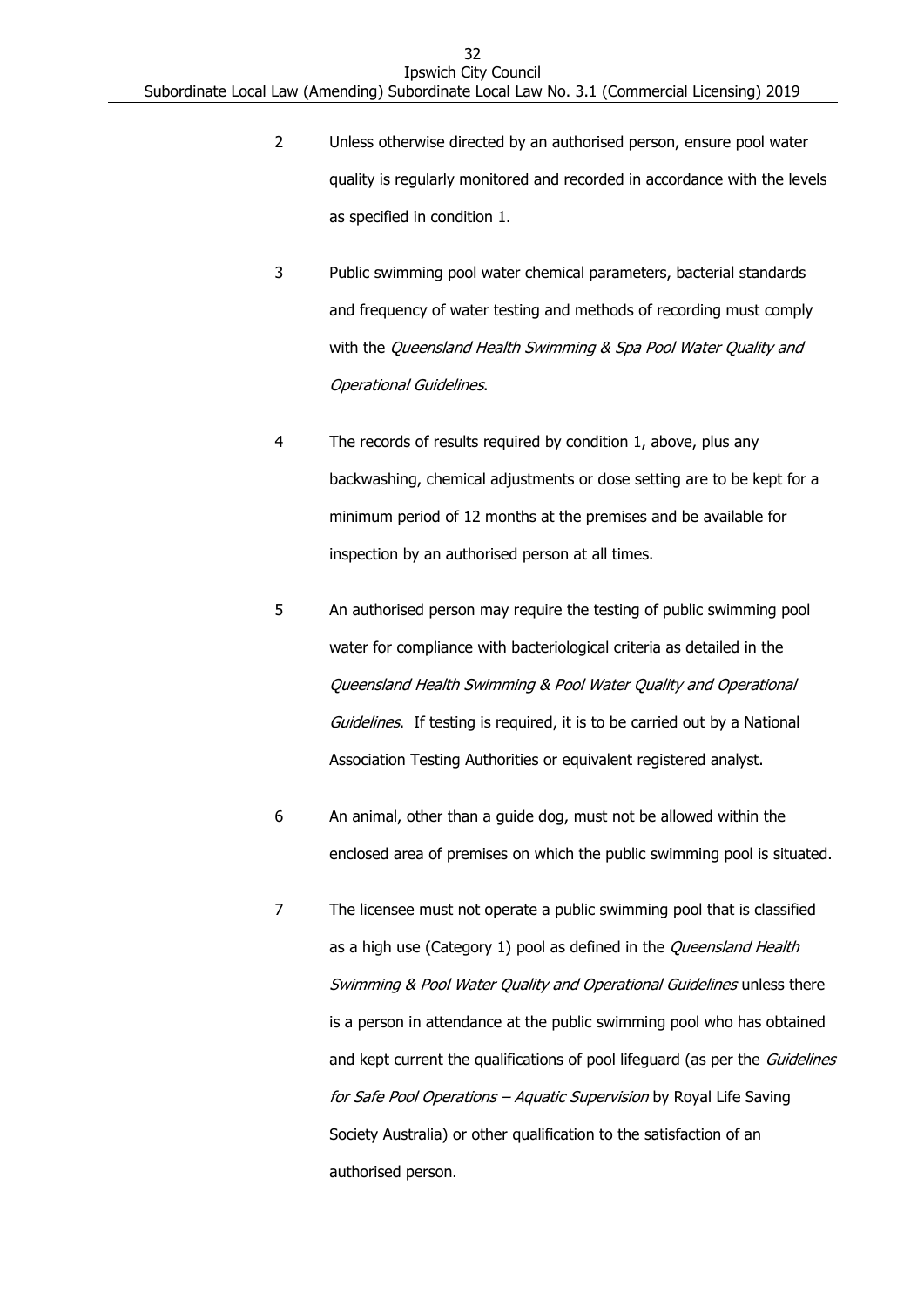2 Unless otherwise directed by an authorised person, ensure pool water quality is regularly monitored and recorded in accordance with the levels as specified in condition 1.

3 Public swimming pool water chemical parameters, bacterial standards and frequency of water testing and methods of recording must comply with the *Queensland Health Swimming & Spa Pool Water Quality and Operational Guidelines*.

4 The records of results required by condition 1, above, plus any backwashing, chemical adjustments or dose setting are to be kept for a minimum period of 12 months at the premises and be available for inspection by an authorised person at all times.

5 An authorised person may require the testing of public swimming pool water for compliance with bacteriological criteria as detailed in the *Queensland Health Swimming & Pool Water Quality and Operational Guidelines*. If testing is required, it is to be carried out by a National Association Testing Authorities or equivalent registered analyst.

6 An animal, other than a guide dog, must not be allowed within the enclosed area of premises on which the public swimming pool is situated.

7 The licensee must not operate a public swimming pool that is classified as a high use (Category 1) pool as defined in the *Queensland Health Swimming & Pool Water Quality and Operational Guidelines* unless there is a person in attendance at the public swimming pool who has obtained and kept current the qualifications of pool lifeguard (as per the *Guidelines for Safe Pool Operations – Aquatic Supervision* by Royal Life Saving Society Australia) or other qualification to the satisfaction of an authorised person.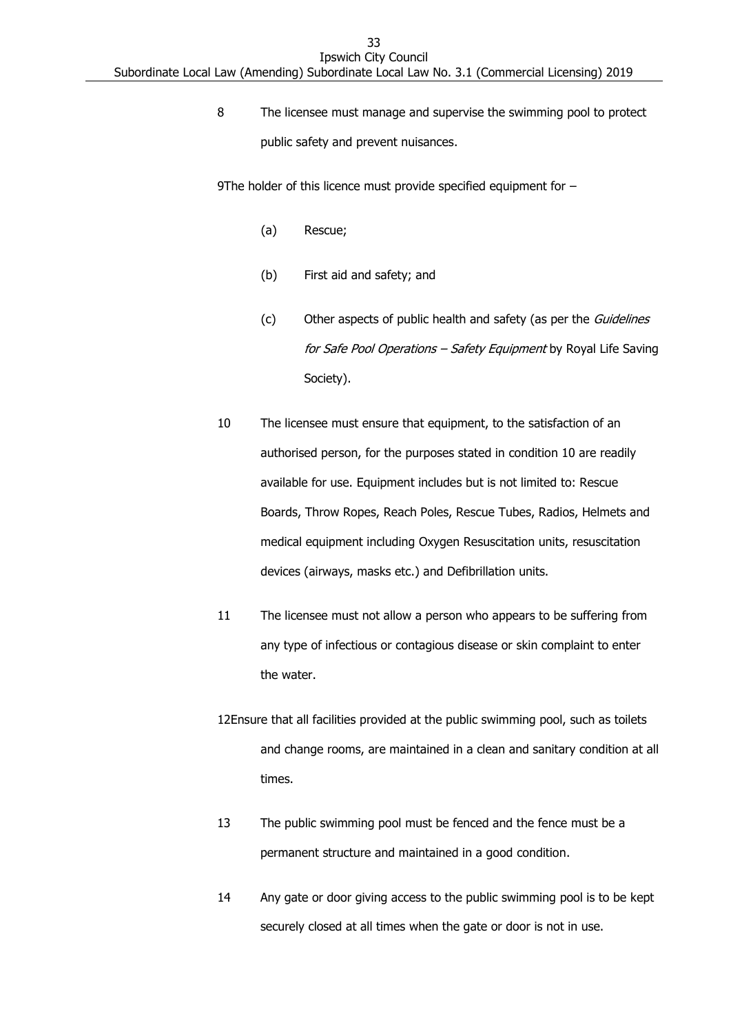8 The licensee must manage and supervise the swimming pool to protect public safety and prevent nuisances.

9 The holder of this licence must provide specified equipment for –

(a) Rescue;

(b) First aid and safety; and

(c) Other aspects of public health and safety (as per the *Guidelines for Safe Pool Operations – Safety Equipment* by Royal Life Saving Society).

10 The licensee must ensure that equipment, to the satisfaction of an authorised person, for the purposes stated in condition 10 are readily available for use. Equipment includes but is not limited to: Rescue Boards, Throw Ropes, Reach Poles, Rescue Tubes, Radios, Helmets and medical equipment including Oxygen Resuscitation units, resuscitation devices (airways, masks etc.) and Defibrillation units.

11 The licensee must not allow a person who appears to be suffering from any type of infectious or contagious disease or skin complaint to enter the water.

12 Ensure that all facilities provided at the public swimming pool, such as toilets and change rooms, are maintained in a clean and sanitary condition at all times.

13 The public swimming pool must be fenced and the fence must be a permanent structure and maintained in a good condition.

14 Any gate or door giving access to the public swimming pool is to be kept securely closed at all times when the gate or door is not in use.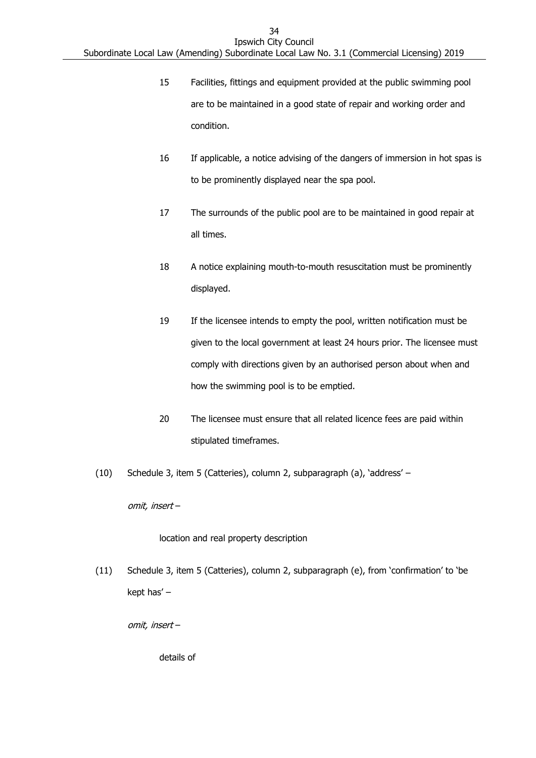15 Facilities, fittings and equipment provided at the public swimming pool are to be maintained in a good state of repair and working order and condition.

16 If applicable, a notice advising of the dangers of immersion in hot spas is to be prominently displayed near the spa pool.

17 The surrounds of the public pool are to be maintained in good repair at all times.

18 A notice explaining mouth-to-mouth resuscitation must be prominently displayed.

19 If the licensee intends to empty the pool, written notification must be given to the local government at least 24 hours prior. The licensee must comply with directions given by an authorised person about when and how the swimming pool is to be emptied.

20 The licensee must ensure that all related licence fees are paid within stipulated timeframes.

(10) Schedule 3, item 5 (Catteries), column 2, subparagraph (a), 'address' –

*omit, insert* –

location and real property description

(11) Schedule 3, item 5 (Catteries), column 2, subparagraph (e), from 'confirmation' to 'be kept has' –

*omit, insert* –

details of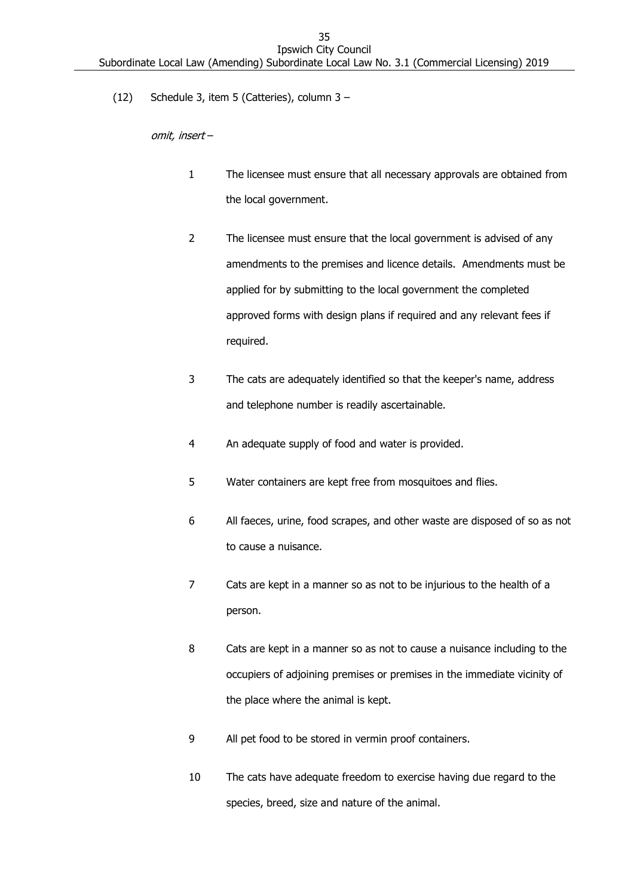(12) Schedule 3, item 5 (Catteries), column 3 –

*omit, insert* –

1 The licensee must ensure that all necessary approvals are obtained from the local government.

2 The licensee must ensure that the local government is advised of any amendments to the premises and licence details. Amendments must be applied for by submitting to the local government the completed approved forms with design plans if required and any relevant fees if required.

3 The cats are adequately identified so that the keeper's name, address and telephone number is readily ascertainable.

4 An adequate supply of food and water is provided.

5 Water containers are kept free from mosquitoes and flies.

6 All faeces, urine, food scrapes, and other waste are disposed of so as not to cause a nuisance.

7 Cats are kept in a manner so as not to be injurious to the health of a person.

8 Cats are kept in a manner so as not to cause a nuisance including to the occupiers of adjoining premises or premises in the immediate vicinity of the place where the animal is kept.

9 All pet food to be stored in vermin proof containers.

10 The cats have adequate freedom to exercise having due regard to the species, breed, size and nature of the animal.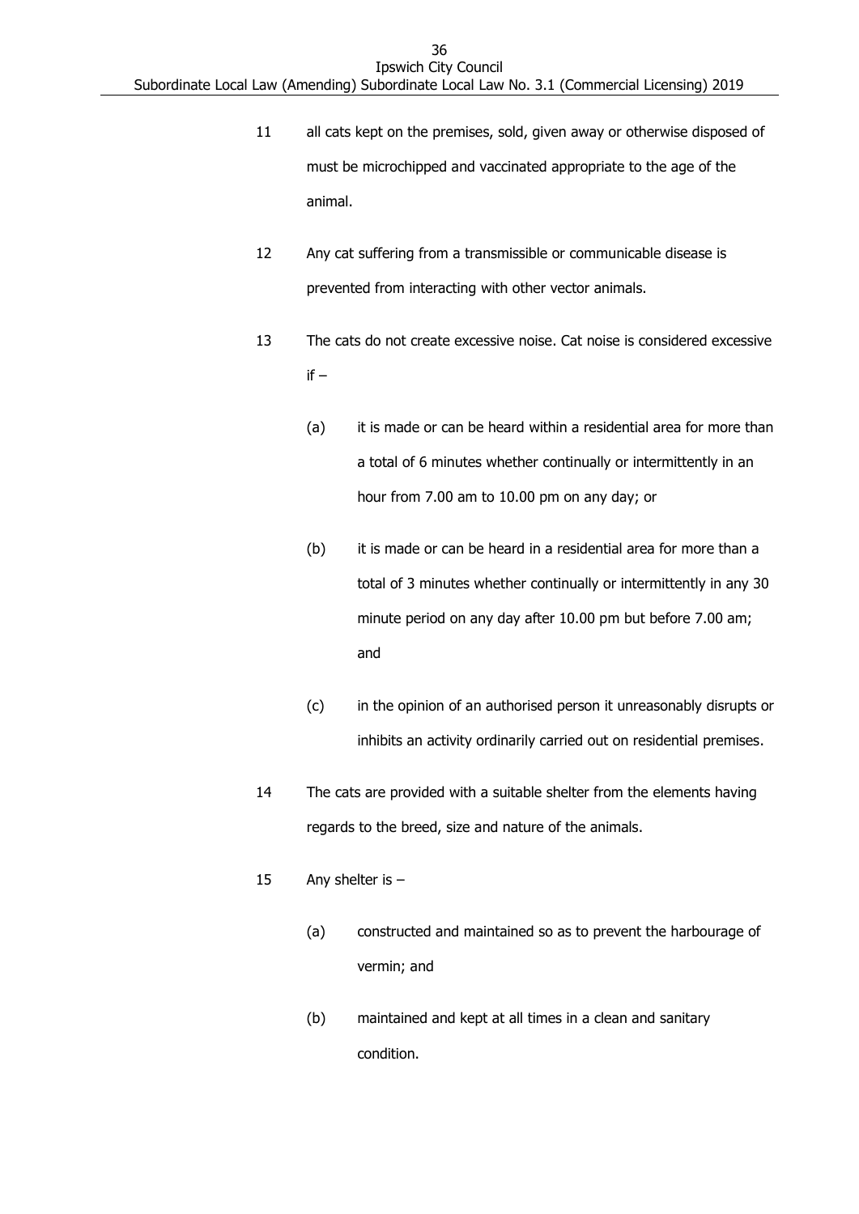11 all cats kept on the premises, sold, given away or otherwise disposed of must be microchipped and vaccinated appropriate to the age of the animal.

12 Any cat suffering from a transmissible or communicable disease is prevented from interacting with other vector animals.

13 The cats do not create excessive noise. Cat noise is considered excessive if –

(a) it is made or can be heard within a residential area for more than a total of 6 minutes whether continually or intermittently in an hour from 7.00 am to 10.00 pm on any day; or

(b) it is made or can be heard in a residential area for more than a total of 3 minutes whether continually or intermittently in any 30 minute period on any day after 10.00 pm but before 7.00 am; and

(c) in the opinion of an authorised person it unreasonably disrupts or inhibits an activity ordinarily carried out on residential premises.

14 The cats are provided with a suitable shelter from the elements having regards to the breed, size and nature of the animals.

15 Any shelter is –

(a) constructed and maintained so as to prevent the harbourage of vermin; and

(b) maintained and kept at all times in a clean and sanitary condition.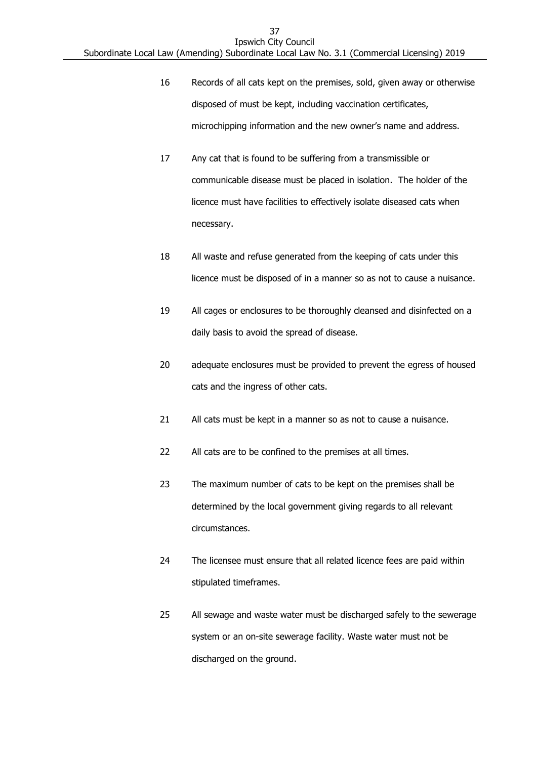16 Records of all cats kept on the premises, sold, given away or otherwise disposed of must be kept, including vaccination certificates, microchipping information and the new owner's name and address.

17 Any cat that is found to be suffering from a transmissible or communicable disease must be placed in isolation. The holder of the licence must have facilities to effectively isolate diseased cats when necessary.

18 All waste and refuse generated from the keeping of cats under this licence must be disposed of in a manner so as not to cause a nuisance.

19 All cages or enclosures to be thoroughly cleansed and disinfected on a daily basis to avoid the spread of disease.

20 adequate enclosures must be provided to prevent the egress of housed cats and the ingress of other cats.

21 All cats must be kept in a manner so as not to cause a nuisance.

22 All cats are to be confined to the premises at all times.

23 The maximum number of cats to be kept on the premises shall be determined by the local government giving regards to all relevant circumstances.

24 The licensee must ensure that all related licence fees are paid within stipulated timeframes.

25 All sewage and waste water must be discharged safely to the sewerage system or an on-site sewerage facility. Waste water must not be discharged on the ground.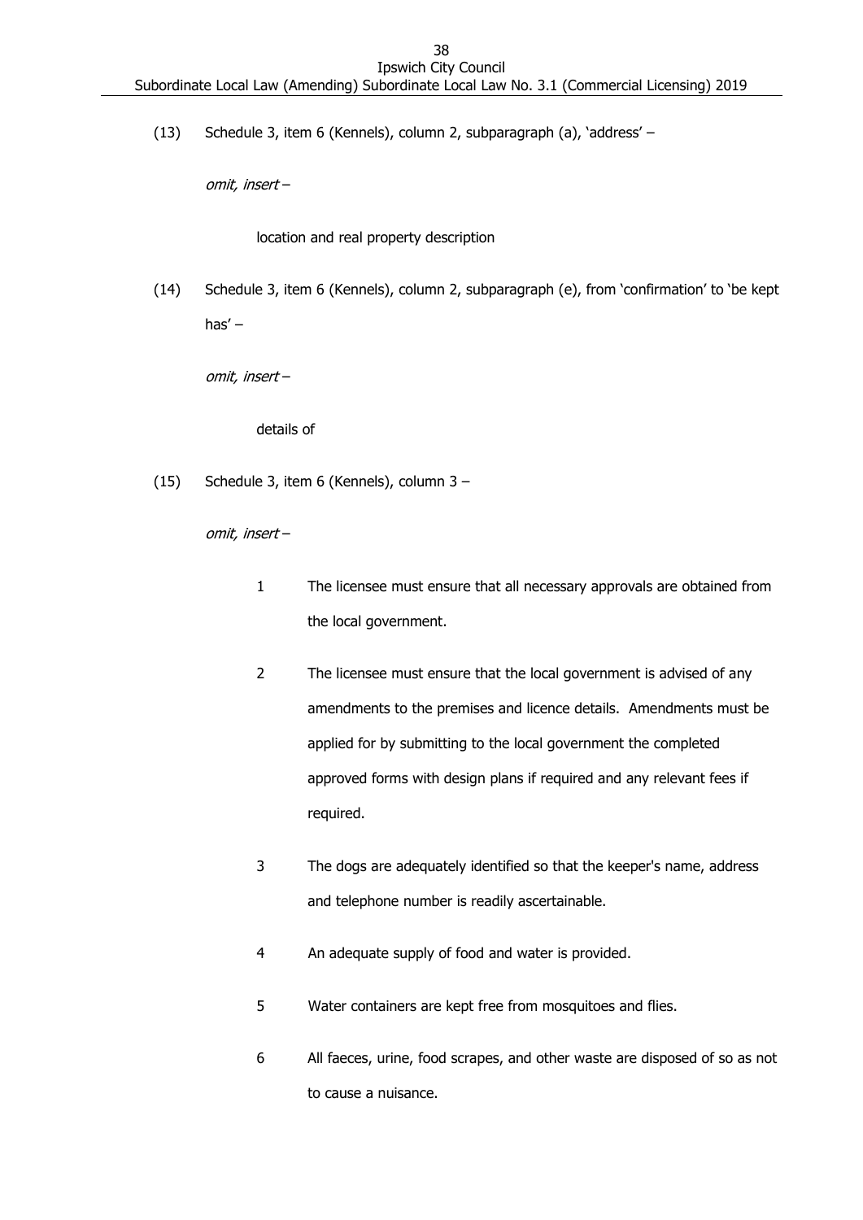(13) Schedule 3, item 6 (Kennels), column 2, subparagraph (a), 'address' –

*omit, insert* –

location and real property description

(14) Schedule 3, item 6 (Kennels), column 2, subparagraph (e), from 'confirmation' to 'be kept has' –

*omit, insert* –

details of

(15) Schedule 3, item 6 (Kennels), column 3 –

*omit, insert* –

1 The licensee must ensure that all necessary approvals are obtained from the local government.

2 The licensee must ensure that the local government is advised of any amendments to the premises and licence details. Amendments must be applied for by submitting to the local government the completed approved forms with design plans if required and any relevant fees if required.

3 The dogs are adequately identified so that the keeper's name, address and telephone number is readily ascertainable.

4 An adequate supply of food and water is provided.

5 Water containers are kept free from mosquitoes and flies.

6 All faeces, urine, food scrapes, and other waste are disposed of so as not to cause a nuisance.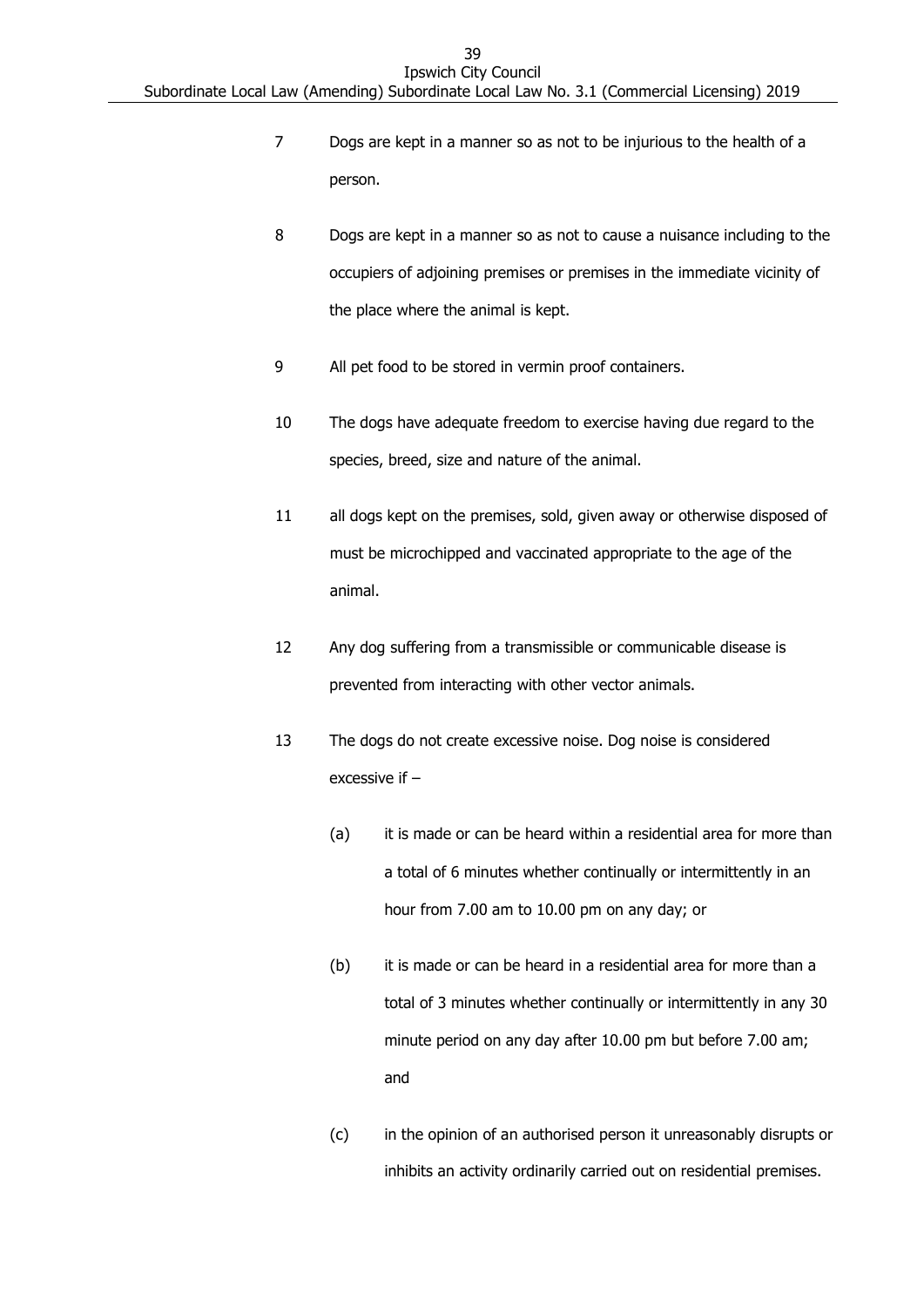7 Dogs are kept in a manner so as not to be injurious to the health of a person.

8 Dogs are kept in a manner so as not to cause a nuisance including to the occupiers of adjoining premises or premises in the immediate vicinity of the place where the animal is kept.

9 All pet food to be stored in vermin proof containers.

10 The dogs have adequate freedom to exercise having due regard to the species, breed, size and nature of the animal.

11 all dogs kept on the premises, sold, given away or otherwise disposed of must be microchipped and vaccinated appropriate to the age of the animal.

12 Any dog suffering from a transmissible or communicable disease is prevented from interacting with other vector animals.

13 The dogs do not create excessive noise. Dog noise is considered excessive if –

(a) it is made or can be heard within a residential area for more than a total of 6 minutes whether continually or intermittently in an hour from 7.00 am to 10.00 pm on any day; or

(b) it is made or can be heard in a residential area for more than a total of 3 minutes whether continually or intermittently in any 30 minute period on any day after 10.00 pm but before 7.00 am; and

(c) in the opinion of an authorised person it unreasonably disrupts or inhibits an activity ordinarily carried out on residential premises.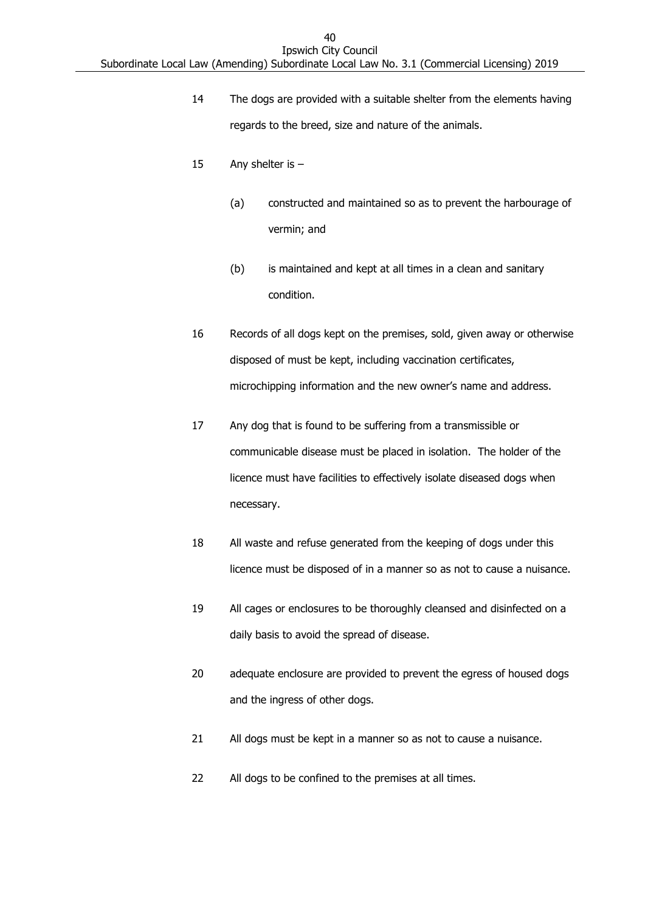14 The dogs are provided with a suitable shelter from the elements having regards to the breed, size and nature of the animals.

15 Any shelter is –

(a) constructed and maintained so as to prevent the harbourage of vermin; and

(b) is maintained and kept at all times in a clean and sanitary condition.

16 Records of all dogs kept on the premises, sold, given away or otherwise disposed of must be kept, including vaccination certificates, microchipping information and the new owner's name and address.

17 Any dog that is found to be suffering from a transmissible or communicable disease must be placed in isolation. The holder of the licence must have facilities to effectively isolate diseased dogs when necessary.

18 All waste and refuse generated from the keeping of dogs under this licence must be disposed of in a manner so as not to cause a nuisance.

19 All cages or enclosures to be thoroughly cleansed and disinfected on a daily basis to avoid the spread of disease.

20 adequate enclosure are provided to prevent the egress of housed dogs and the ingress of other dogs.

21 All dogs must be kept in a manner so as not to cause a nuisance.

22 All dogs to be confined to the premises at all times.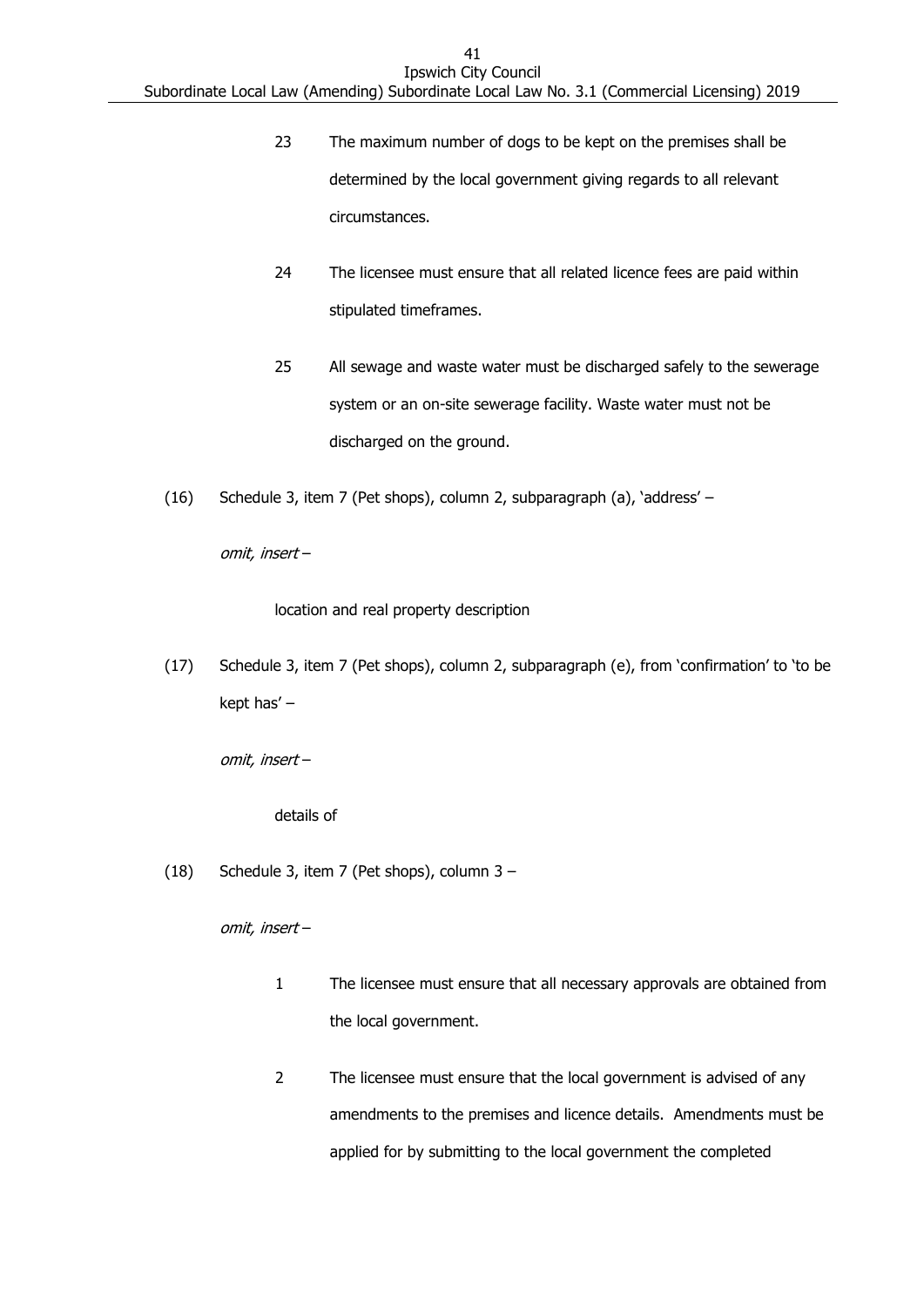23 The maximum number of dogs to be kept on the premises shall be determined by the local government giving regards to all relevant circumstances.

24 The licensee must ensure that all related licence fees are paid within stipulated timeframes.

25 All sewage and waste water must be discharged safely to the sewerage system or an on-site sewerage facility. Waste water must not be discharged on the ground.

(16) Schedule 3, item 7 (Pet shops), column 2, subparagraph (a), 'address' –

*omit, insert* –

location and real property description

(17) Schedule 3, item 7 (Pet shops), column 2, subparagraph (e), from 'confirmation' to 'to be kept has' –

*omit, insert* –

details of

(18) Schedule 3, item 7 (Pet shops), column 3 –

*omit, insert* –

1 The licensee must ensure that all necessary approvals are obtained from the local government.

2 The licensee must ensure that the local government is advised of any amendments to the premises and licence details. Amendments must be applied for by submitting to the local government the completed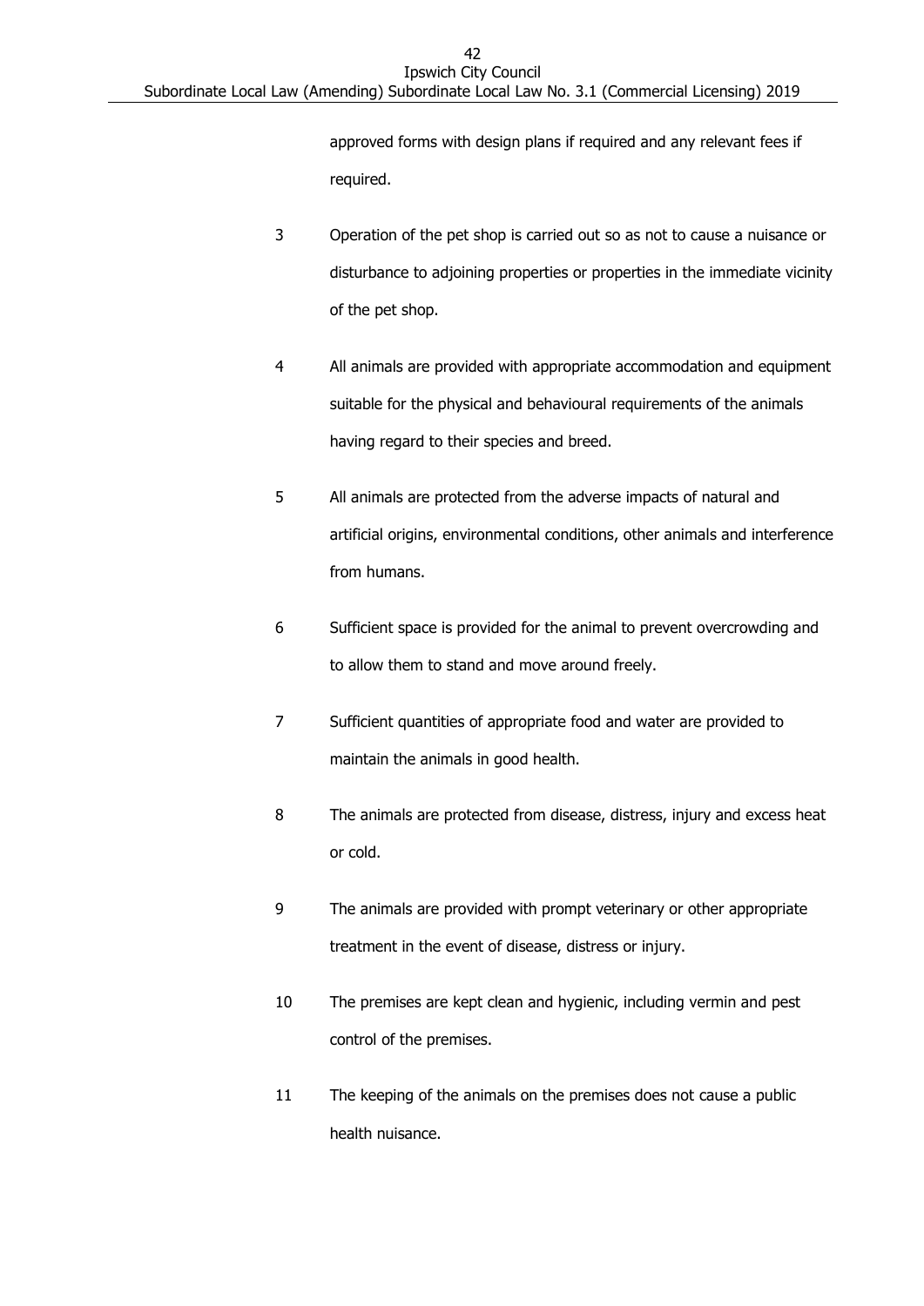approved forms with design plans if required and any relevant fees if required.

3 Operation of the pet shop is carried out so as not to cause a nuisance or disturbance to adjoining properties or properties in the immediate vicinity of the pet shop.

4 All animals are provided with appropriate accommodation and equipment suitable for the physical and behavioural requirements of the animals having regard to their species and breed.

5 All animals are protected from the adverse impacts of natural and artificial origins, environmental conditions, other animals and interference from humans.

6 Sufficient space is provided for the animal to prevent overcrowding and to allow them to stand and move around freely.

7 Sufficient quantities of appropriate food and water are provided to maintain the animals in good health.

8 The animals are protected from disease, distress, injury and excess heat or cold.

9 The animals are provided with prompt veterinary or other appropriate treatment in the event of disease, distress or injury.

10 The premises are kept clean and hygienic, including vermin and pest control of the premises.

11 The keeping of the animals on the premises does not cause a public health nuisance.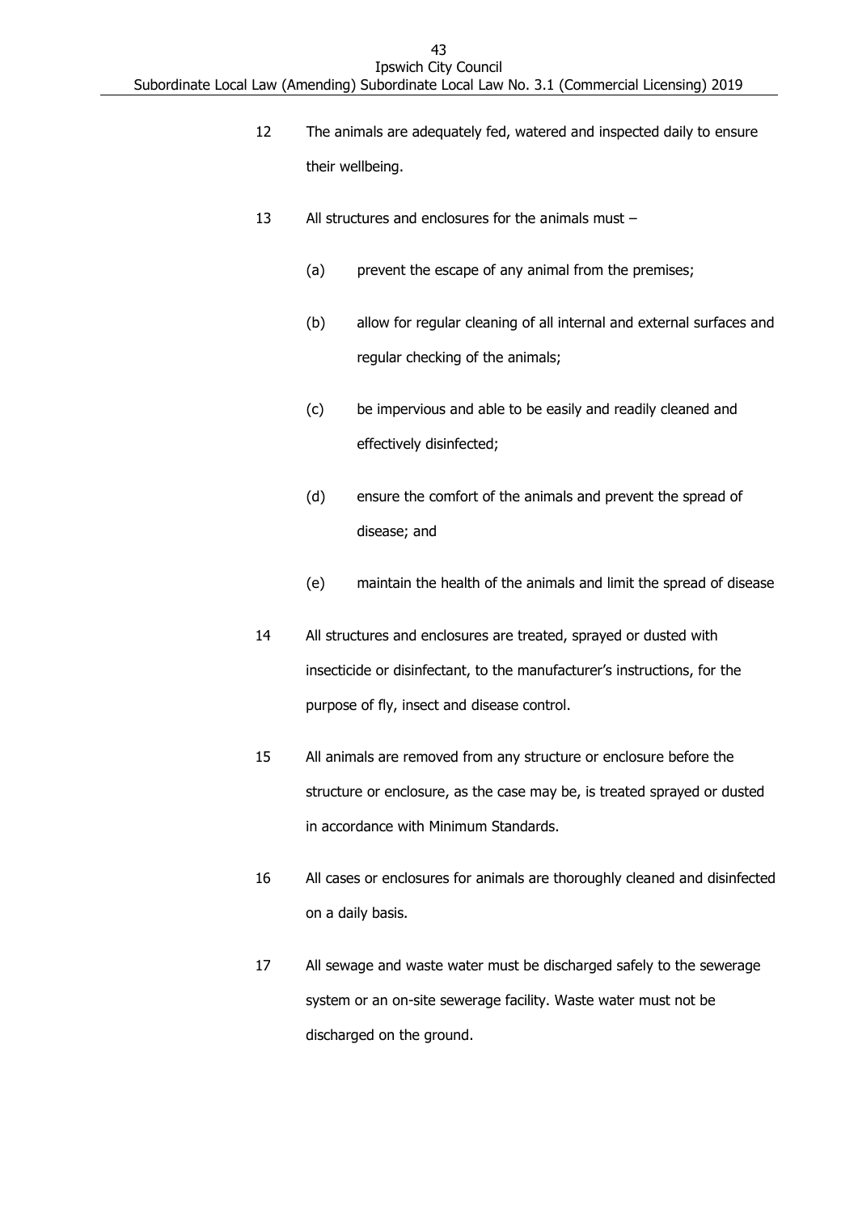12 The animals are adequately fed, watered and inspected daily to ensure their wellbeing.

13 All structures and enclosures for the animals must –

(a) prevent the escape of any animal from the premises;

(b) allow for regular cleaning of all internal and external surfaces and regular checking of the animals;

(c) be impervious and able to be easily and readily cleaned and effectively disinfected;

(d) ensure the comfort of the animals and prevent the spread of disease; and

(e) maintain the health of the animals and limit the spread of disease

14 All structures and enclosures are treated, sprayed or dusted with insecticide or disinfectant, to the manufacturer's instructions, for the purpose of fly, insect and disease control.

15 All animals are removed from any structure or enclosure before the structure or enclosure, as the case may be, is treated sprayed or dusted in accordance with Minimum Standards.

16 All cases or enclosures for animals are thoroughly cleaned and disinfected on a daily basis.

17 All sewage and waste water must be discharged safely to the sewerage system or an on-site sewerage facility. Waste water must not be discharged on the ground.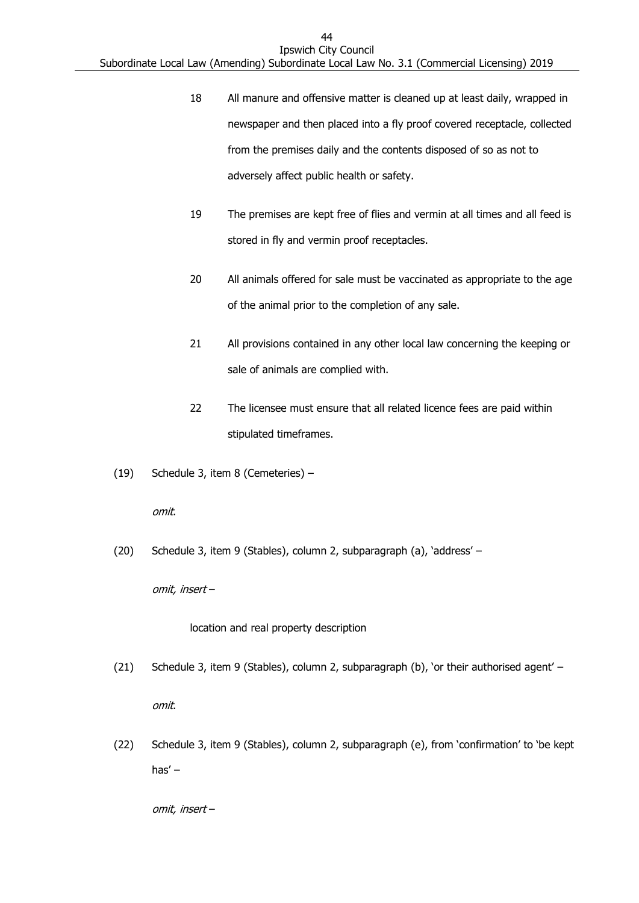18 All manure and offensive matter is cleaned up at least daily, wrapped in newspaper and then placed into a fly proof covered receptacle, collected from the premises daily and the contents disposed of so as not to adversely affect public health or safety.

19 The premises are kept free of flies and vermin at all times and all feed is stored in fly and vermin proof receptacles.

20 All animals offered for sale must be vaccinated as appropriate to the age of the animal prior to the completion of any sale.

21 All provisions contained in any other local law concerning the keeping or sale of animals are complied with.

22 The licensee must ensure that all related licence fees are paid within stipulated timeframes.

(19) Schedule 3, item 8 (Cemeteries) –

*omit.*

(20) Schedule 3, item 9 (Stables), column 2, subparagraph (a), 'address' –

*omit, insert* –

location and real property description

(21) Schedule 3, item 9 (Stables), column 2, subparagraph (b), 'or their authorised agent' –

*omit.*

(22) Schedule 3, item 9 (Stables), column 2, subparagraph (e), from 'confirmation' to 'be kept has' –

*omit, insert* –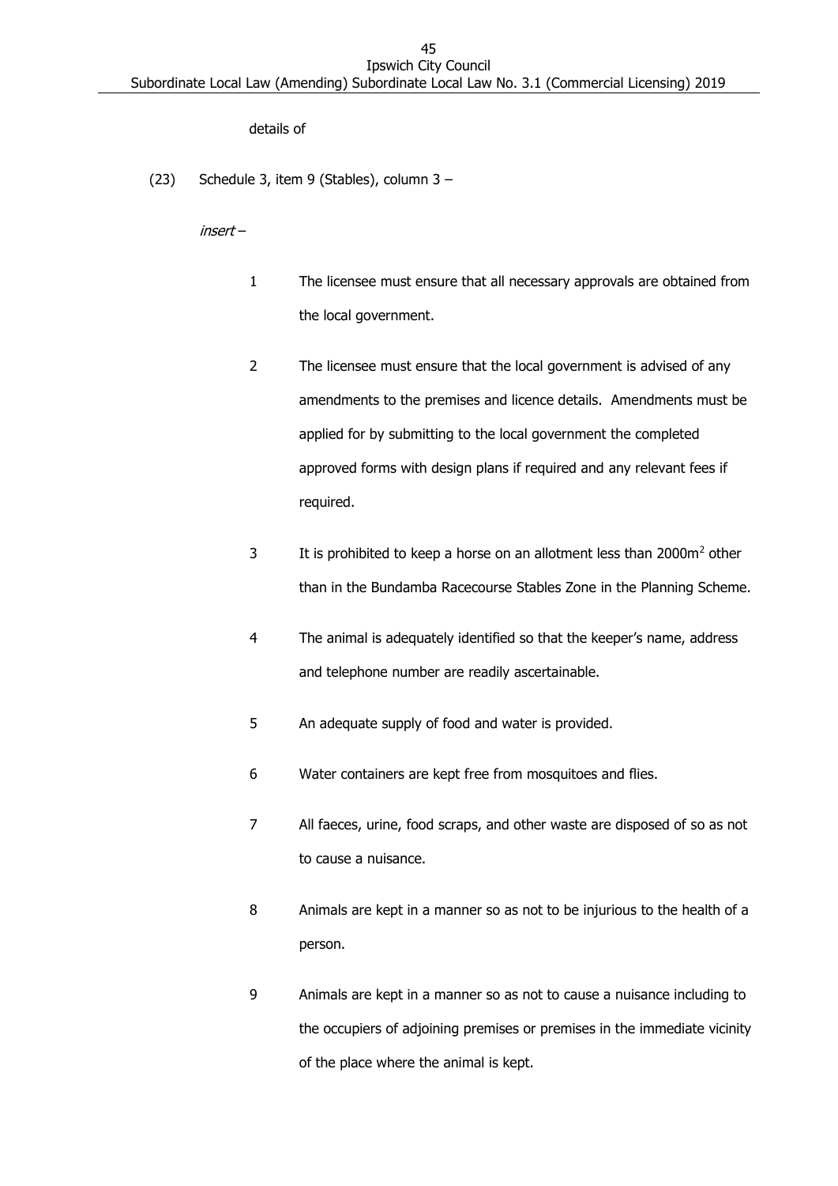details of

(23) Schedule 3, item 9 (Stables), column 3 –

*insert* –

1 The licensee must ensure that all necessary approvals are obtained from the local government.

2 The licensee must ensure that the local government is advised of any amendments to the premises and licence details. Amendments must be applied for by submitting to the local government the completed approved forms with design plans if required and any relevant fees if required.

3 It is prohibited to keep a horse on an allotment less than 2000m$^2$ other than in the Bundamba Racecourse Stables Zone in the Planning Scheme.

4 The animal is adequately identified so that the keeper's name, address and telephone number are readily ascertainable.

5 An adequate supply of food and water is provided.

6 Water containers are kept free from mosquitoes and flies.

7 All faeces, urine, food scraps, and other waste are disposed of so as not to cause a nuisance.

8 Animals are kept in a manner so as not to be injurious to the health of a person.

9 Animals are kept in a manner so as not to cause a nuisance including to the occupiers of adjoining premises or premises in the immediate vicinity of the place where the animal is kept.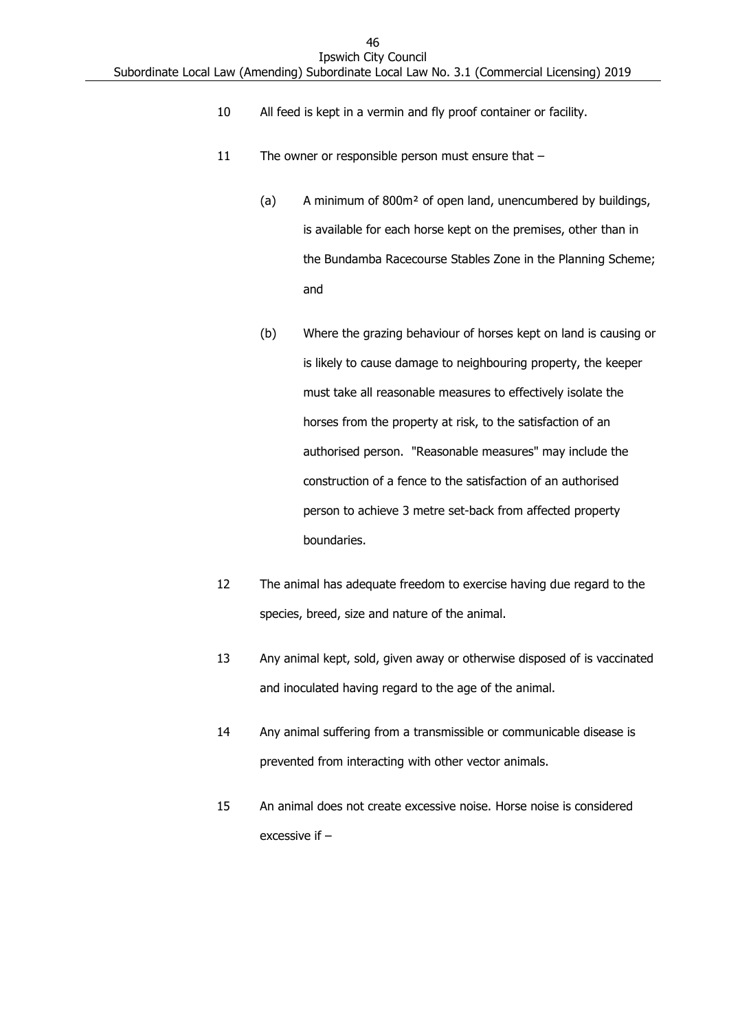10 All feed is kept in a vermin and fly proof container or facility.

11 The owner or responsible person must ensure that –

(a) A minimum of 800m² of open land, unencumbered by buildings, is available for each horse kept on the premises, other than in the Bundamba Racecourse Stables Zone in the Planning Scheme; and

(b) Where the grazing behaviour of horses kept on land is causing or is likely to cause damage to neighbouring property, the keeper must take all reasonable measures to effectively isolate the horses from the property at risk, to the satisfaction of an authorised person. "Reasonable measures" may include the construction of a fence to the satisfaction of an authorised person to achieve 3 metre set-back from affected property boundaries.

12 The animal has adequate freedom to exercise having due regard to the species, breed, size and nature of the animal.

13 Any animal kept, sold, given away or otherwise disposed of is vaccinated and inoculated having regard to the age of the animal.

14 Any animal suffering from a transmissible or communicable disease is prevented from interacting with other vector animals.

15 An animal does not create excessive noise. Horse noise is considered excessive if –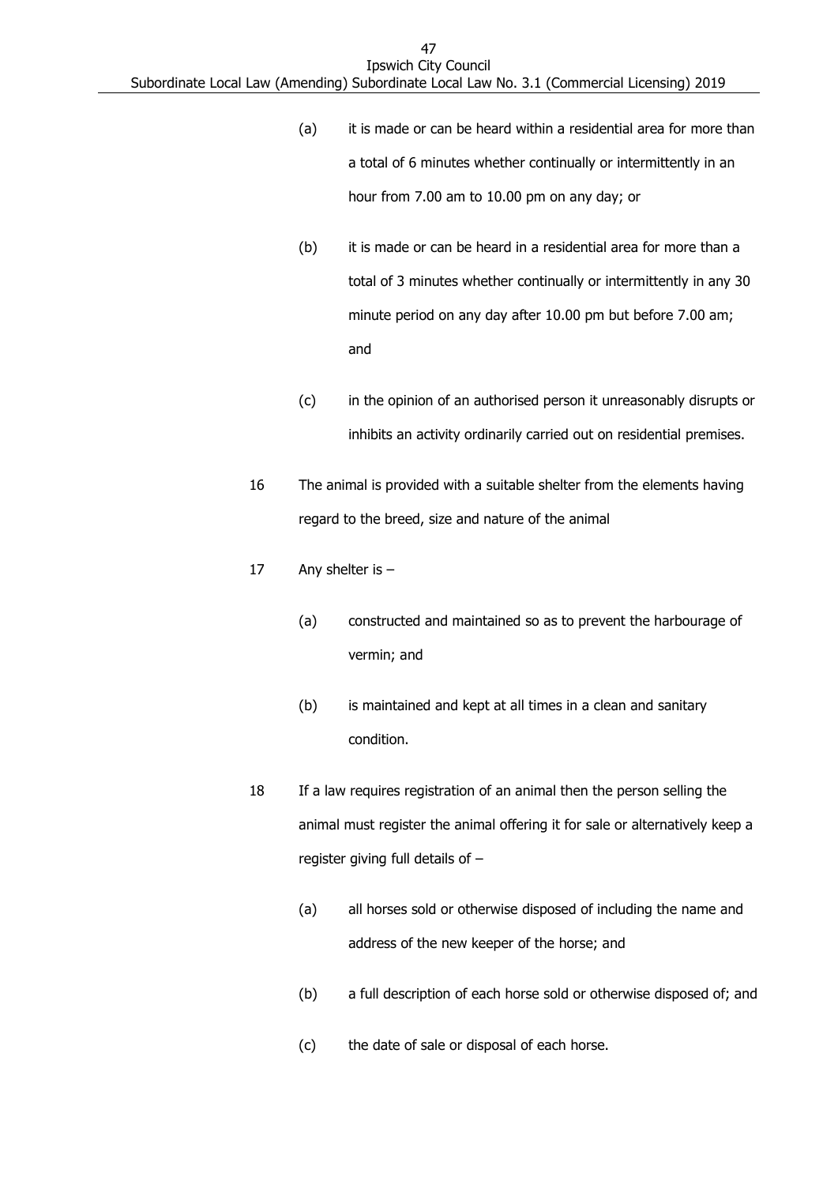(a) it is made or can be heard within a residential area for more than a total of 6 minutes whether continually or intermittently in an hour from 7.00 am to 10.00 pm on any day; or

(b) it is made or can be heard in a residential area for more than a total of 3 minutes whether continually or intermittently in any 30 minute period on any day after 10.00 pm but before 7.00 am; and

(c) in the opinion of an authorised person it unreasonably disrupts or inhibits an activity ordinarily carried out on residential premises.

16 The animal is provided with a suitable shelter from the elements having regard to the breed, size and nature of the animal

17 Any shelter is –

(a) constructed and maintained so as to prevent the harbourage of vermin; and

(b) is maintained and kept at all times in a clean and sanitary condition.

18 If a law requires registration of an animal then the person selling the animal must register the animal offering it for sale or alternatively keep a register giving full details of –

(a) all horses sold or otherwise disposed of including the name and address of the new keeper of the horse; and

(b) a full description of each horse sold or otherwise disposed of; and

(c) the date of sale or disposal of each horse.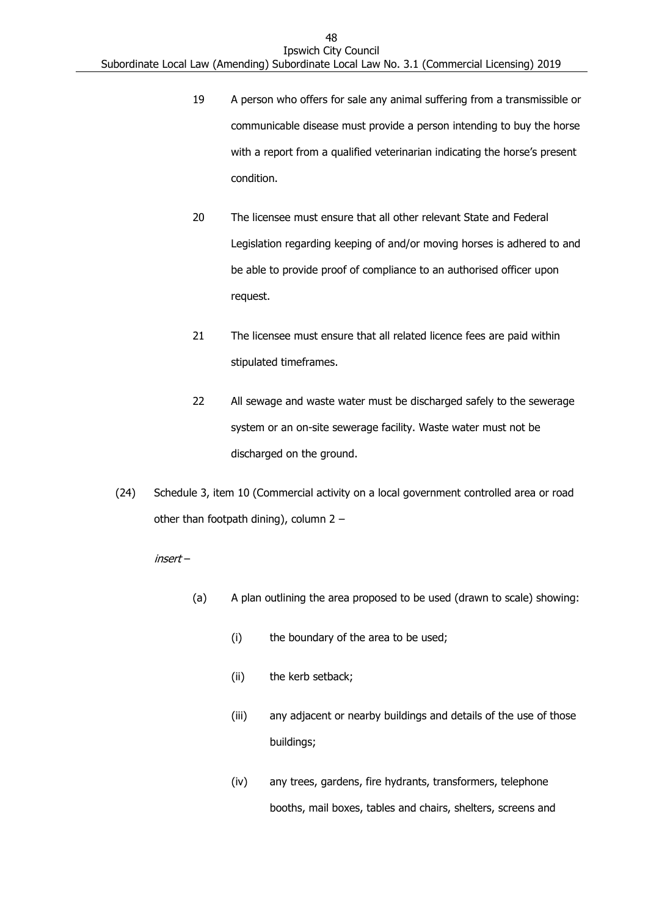19 A person who offers for sale any animal suffering from a transmissible or communicable disease must provide a person intending to buy the horse with a report from a qualified veterinarian indicating the horse's present condition.

20 The licensee must ensure that all other relevant State and Federal Legislation regarding keeping of and/or moving horses is adhered to and be able to provide proof of compliance to an authorised officer upon request.

21 The licensee must ensure that all related licence fees are paid within stipulated timeframes.

22 All sewage and waste water must be discharged safely to the sewerage system or an on-site sewerage facility. Waste water must not be discharged on the ground.

(24) Schedule 3, item 10 (Commercial activity on a local government controlled area or road other than footpath dining), column 2 –

*insert* –

(a) A plan outlining the area proposed to be used (drawn to scale) showing:

(i) the boundary of the area to be used;

(ii) the kerb setback;

(iii) any adjacent or nearby buildings and details of the use of those buildings;

(iv) any trees, gardens, fire hydrants, transformers, telephone booths, mail boxes, tables and chairs, shelters, screens and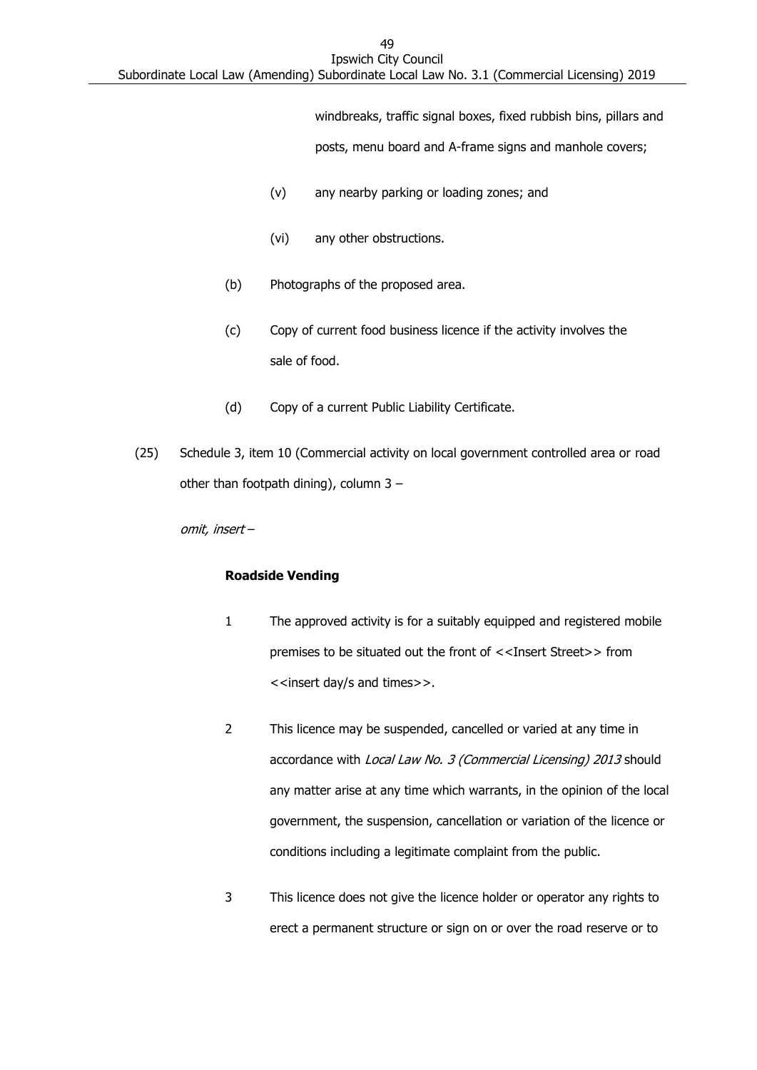windbreaks, traffic signal boxes, fixed rubbish bins, pillars and posts, menu board and A-frame signs and manhole covers;

(v) any nearby parking or loading zones; and

(vi) any other obstructions.

(b) Photographs of the proposed area.

(c) Copy of current food business licence if the activity involves the sale of food.

(d) Copy of a current Public Liability Certificate.

(25) Schedule 3, item 10 (Commercial activity on local government controlled area or road other than footpath dining), column 3 –

*omit, insert* –

**Roadside Vending**

1 The approved activity is for a suitably equipped and registered mobile premises to be situated out the front of <<Insert Street>> from <<insert day/s and times>>.

2 This licence may be suspended, cancelled or varied at any time in accordance with *Local Law No. 3 (Commercial Licensing) 2013* should any matter arise at any time which warrants, in the opinion of the local government, the suspension, cancellation or variation of the licence or conditions including a legitimate complaint from the public.

3 This licence does not give the licence holder or operator any rights to erect a permanent structure or sign on or over the road reserve or to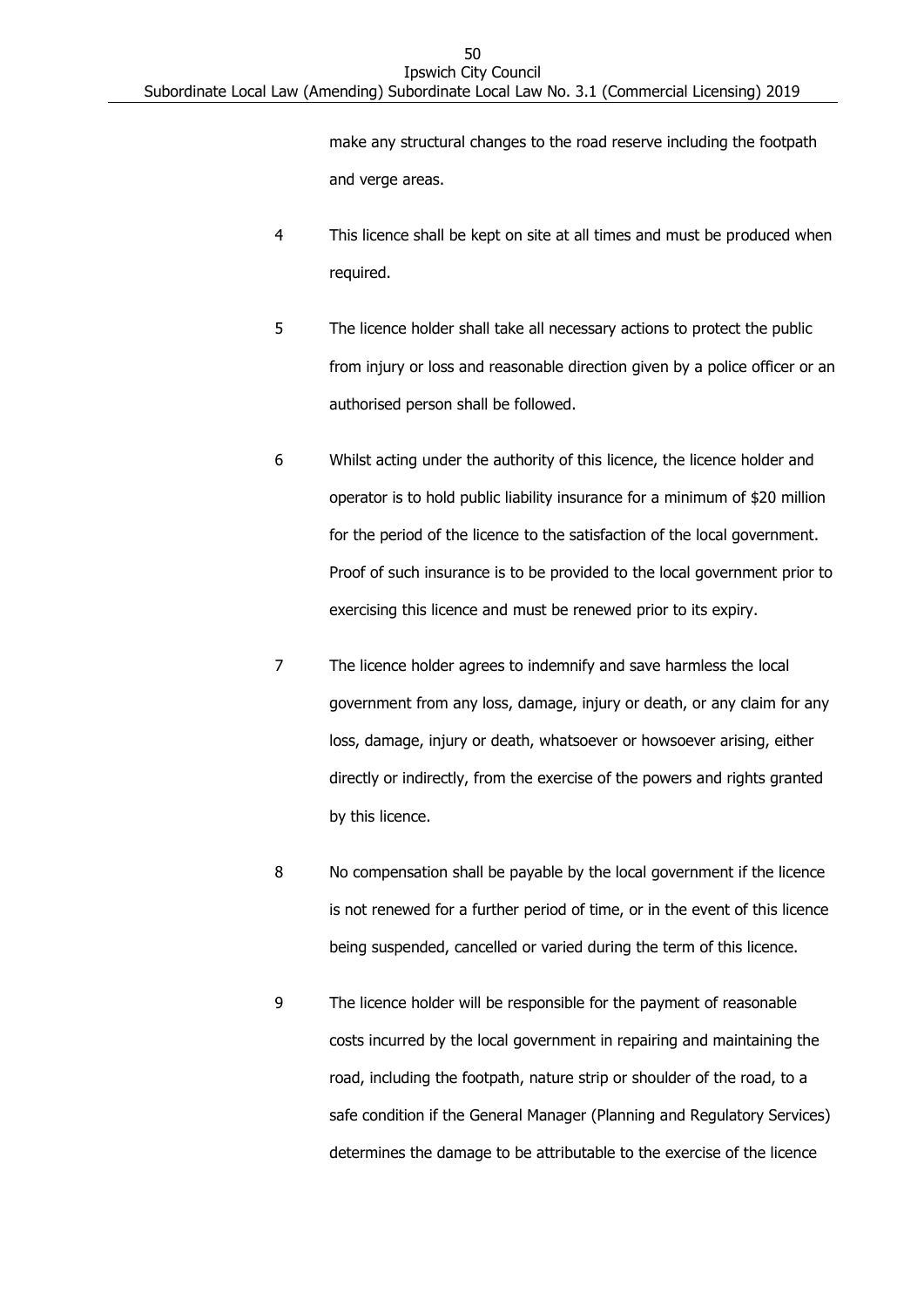make any structural changes to the road reserve including the footpath and verge areas.

4 This licence shall be kept on site at all times and must be produced when required.

5 The licence holder shall take all necessary actions to protect the public from injury or loss and reasonable direction given by a police officer or an authorised person shall be followed.

6 Whilst acting under the authority of this licence, the licence holder and operator is to hold public liability insurance for a minimum of $20 million for the period of the licence to the satisfaction of the local government. Proof of such insurance is to be provided to the local government prior to exercising this licence and must be renewed prior to its expiry.

7 The licence holder agrees to indemnify and save harmless the local government from any loss, damage, injury or death, or any claim for any loss, damage, injury or death, whatsoever or howsoever arising, either directly or indirectly, from the exercise of the powers and rights granted by this licence.

8 No compensation shall be payable by the local government if the licence is not renewed for a further period of time, or in the event of this licence being suspended, cancelled or varied during the term of this licence.

9 The licence holder will be responsible for the payment of reasonable costs incurred by the local government in repairing and maintaining the road, including the footpath, nature strip or shoulder of the road, to a safe condition if the General Manager (Planning and Regulatory Services) determines the damage to be attributable to the exercise of the licence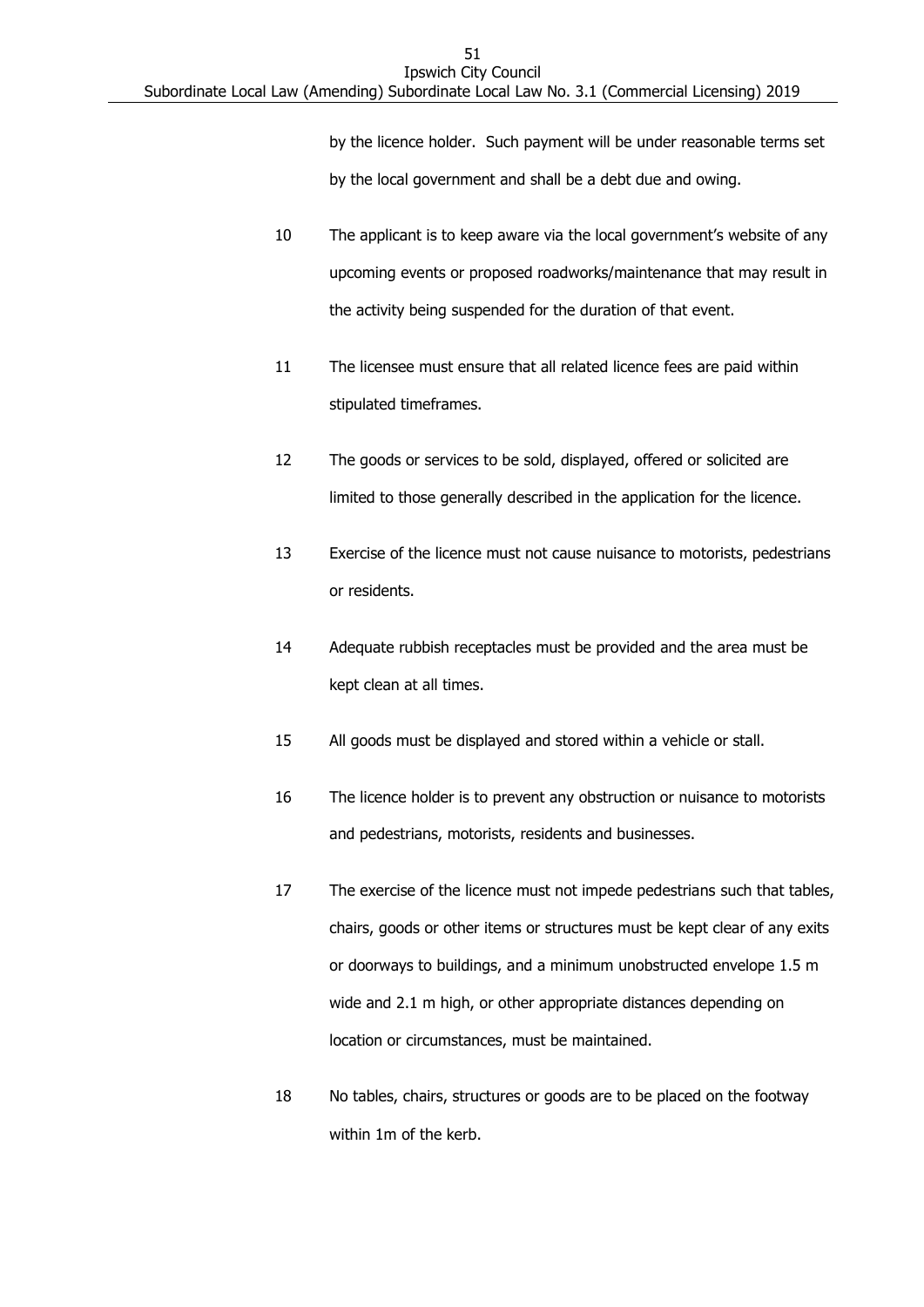by the licence holder. Such payment will be under reasonable terms set by the local government and shall be a debt due and owing.

10 The applicant is to keep aware via the local government's website of any upcoming events or proposed roadworks/maintenance that may result in the activity being suspended for the duration of that event.

11 The licensee must ensure that all related licence fees are paid within stipulated timeframes.

12 The goods or services to be sold, displayed, offered or solicited are limited to those generally described in the application for the licence.

13 Exercise of the licence must not cause nuisance to motorists, pedestrians or residents.

14 Adequate rubbish receptacles must be provided and the area must be kept clean at all times.

15 All goods must be displayed and stored within a vehicle or stall.

16 The licence holder is to prevent any obstruction or nuisance to motorists and pedestrians, motorists, residents and businesses.

17 The exercise of the licence must not impede pedestrians such that tables, chairs, goods or other items or structures must be kept clear of any exits or doorways to buildings, and a minimum unobstructed envelope 1.5 m wide and 2.1 m high, or other appropriate distances depending on location or circumstances, must be maintained.

18 No tables, chairs, structures or goods are to be placed on the footway within 1m of the kerb.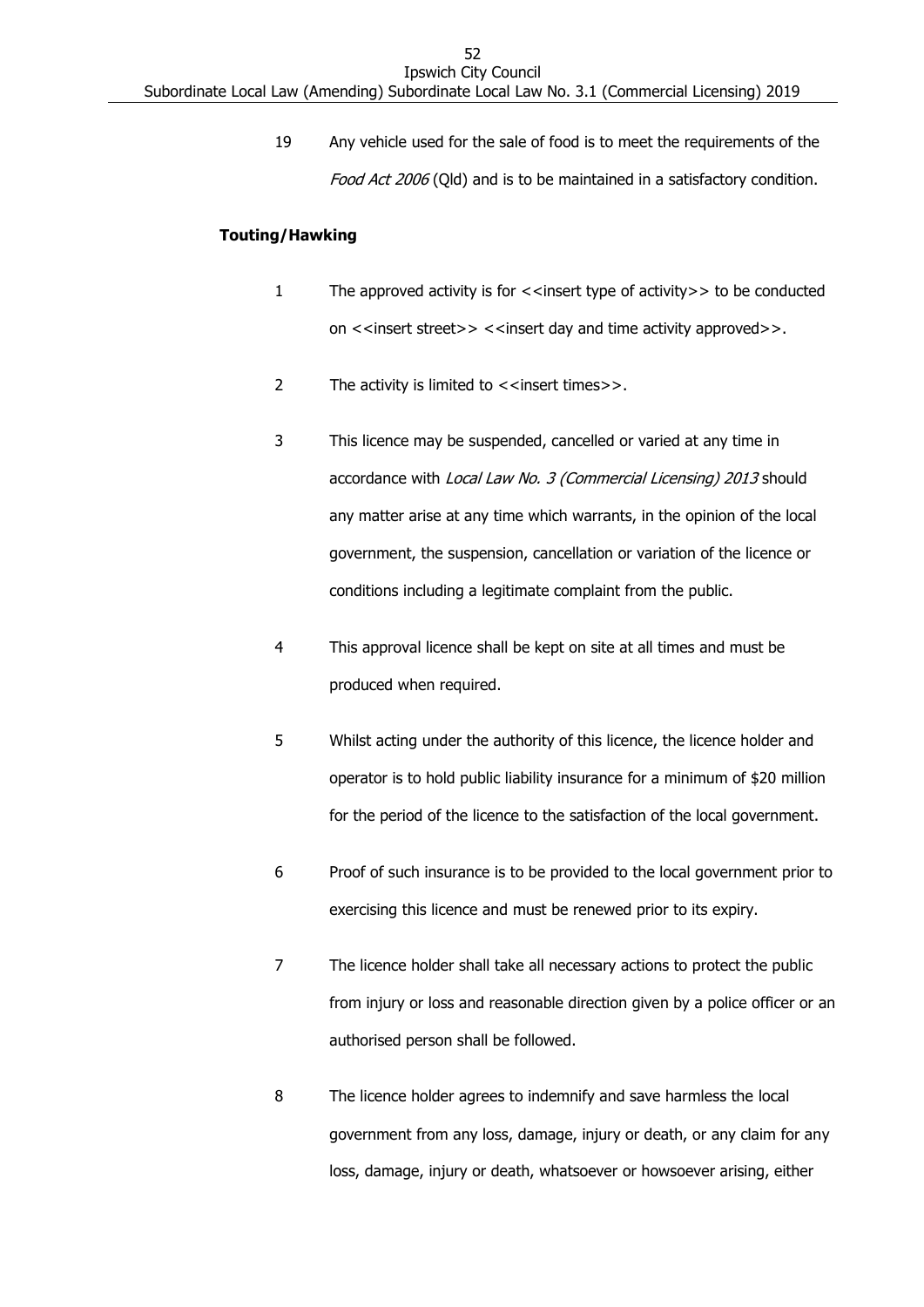19 Any vehicle used for the sale of food is to meet the requirements of the *Food Act 2006* (Qld) and is to be maintained in a satisfactory condition.

**Touting/Hawking**

1 The approved activity is for <<insert type of activity>> to be conducted on <<insert street>> <<insert day and time activity approved>>.

2 The activity is limited to <<insert times>>.

3 This licence may be suspended, cancelled or varied at any time in accordance with *Local Law No. 3 (Commercial Licensing) 2013* should any matter arise at any time which warrants, in the opinion of the local government, the suspension, cancellation or variation of the licence or conditions including a legitimate complaint from the public.

4 This approval licence shall be kept on site at all times and must be produced when required.

5 Whilst acting under the authority of this licence, the licence holder and operator is to hold public liability insurance for a minimum of $20 million for the period of the licence to the satisfaction of the local government.

6 Proof of such insurance is to be provided to the local government prior to exercising this licence and must be renewed prior to its expiry.

7 The licence holder shall take all necessary actions to protect the public from injury or loss and reasonable direction given by a police officer or an authorised person shall be followed.

8 The licence holder agrees to indemnify and save harmless the local government from any loss, damage, injury or death, or any claim for any loss, damage, injury or death, whatsoever or howsoever arising, either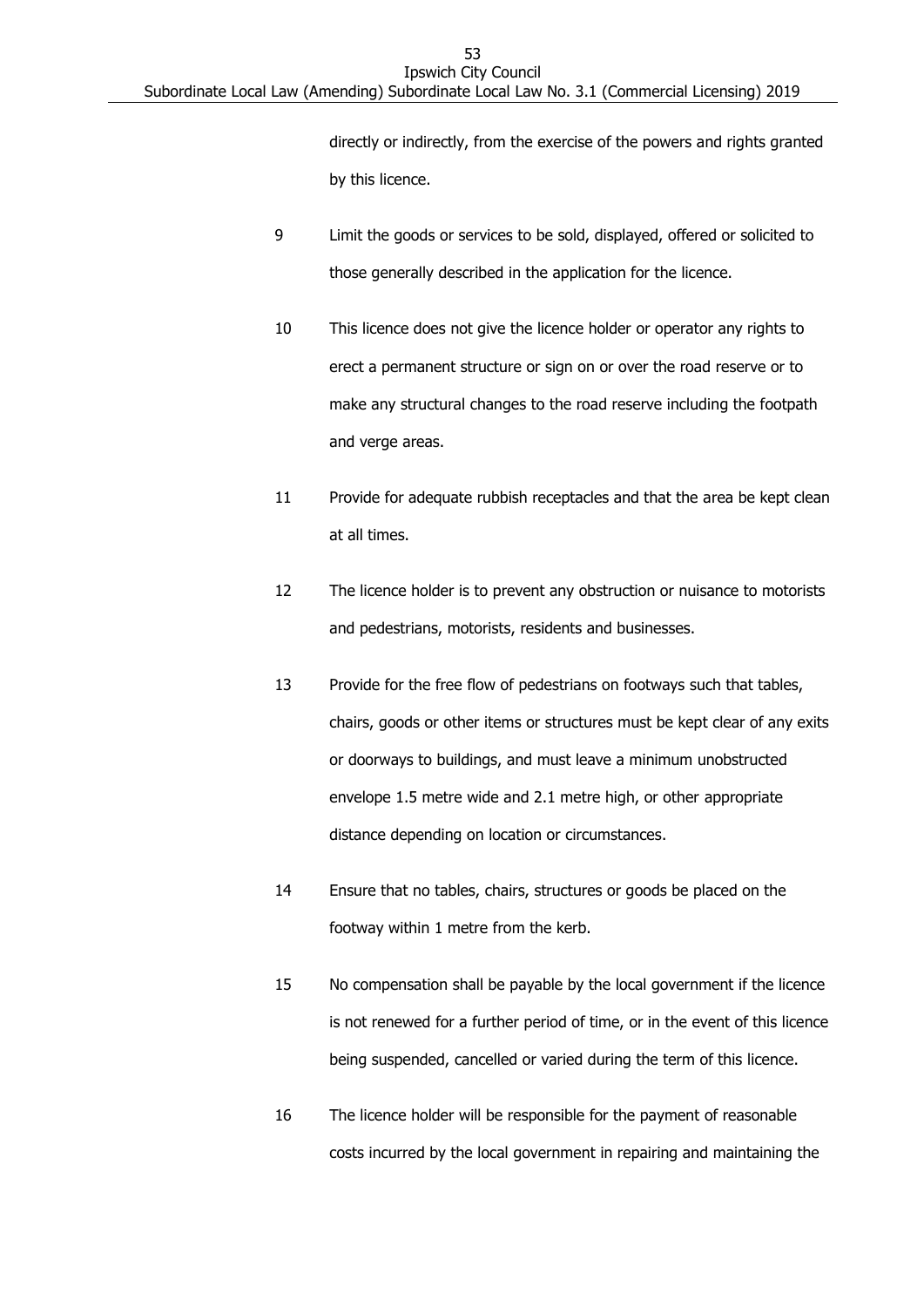directly or indirectly, from the exercise of the powers and rights granted by this licence.

9 Limit the goods or services to be sold, displayed, offered or solicited to those generally described in the application for the licence.

10 This licence does not give the licence holder or operator any rights to erect a permanent structure or sign on or over the road reserve or to make any structural changes to the road reserve including the footpath and verge areas.

11 Provide for adequate rubbish receptacles and that the area be kept clean at all times.

12 The licence holder is to prevent any obstruction or nuisance to motorists and pedestrians, motorists, residents and businesses.

13 Provide for the free flow of pedestrians on footways such that tables, chairs, goods or other items or structures must be kept clear of any exits or doorways to buildings, and must leave a minimum unobstructed envelope 1.5 metre wide and 2.1 metre high, or other appropriate distance depending on location or circumstances.

14 Ensure that no tables, chairs, structures or goods be placed on the footway within 1 metre from the kerb.

15 No compensation shall be payable by the local government if the licence is not renewed for a further period of time, or in the event of this licence being suspended, cancelled or varied during the term of this licence.

16 The licence holder will be responsible for the payment of reasonable costs incurred by the local government in repairing and maintaining the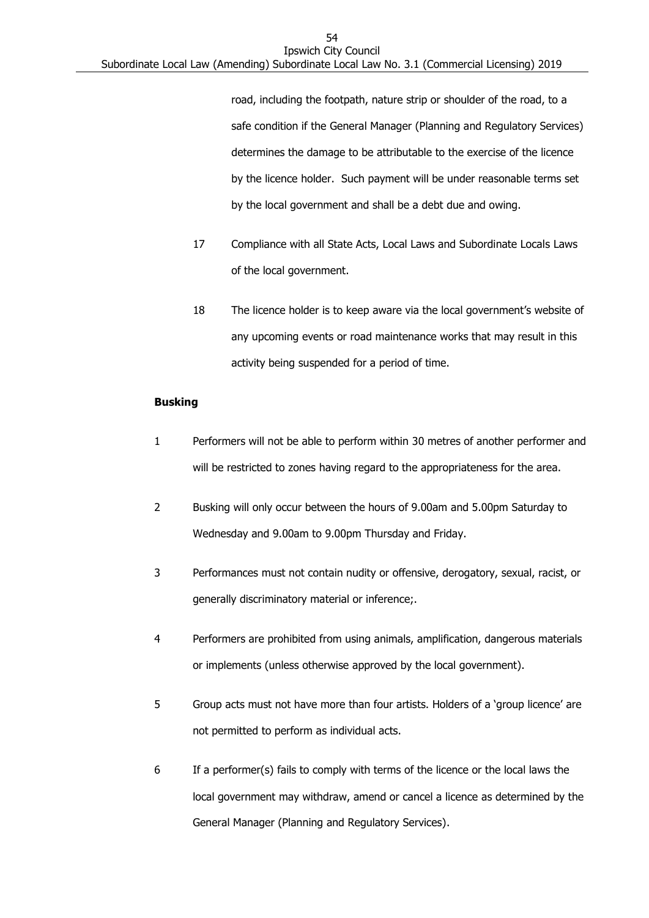road, including the footpath, nature strip or shoulder of the road, to a safe condition if the General Manager (Planning and Regulatory Services) determines the damage to be attributable to the exercise of the licence by the licence holder. Such payment will be under reasonable terms set by the local government and shall be a debt due and owing.

17 Compliance with all State Acts, Local Laws and Subordinate Locals Laws of the local government.

18 The licence holder is to keep aware via the local government's website of any upcoming events or road maintenance works that may result in this activity being suspended for a period of time.

**Busking**

1 Performers will not be able to perform within 30 metres of another performer and will be restricted to zones having regard to the appropriateness for the area.

2 Busking will only occur between the hours of 9.00am and 5.00pm Saturday to Wednesday and 9.00am to 9.00pm Thursday and Friday.

3 Performances must not contain nudity or offensive, derogatory, sexual, racist, or generally discriminatory material or inference;.

4 Performers are prohibited from using animals, amplification, dangerous materials or implements (unless otherwise approved by the local government).

5 Group acts must not have more than four artists. Holders of a 'group licence' are not permitted to perform as individual acts.

6 If a performer(s) fails to comply with terms of the licence or the local laws the local government may withdraw, amend or cancel a licence as determined by the General Manager (Planning and Regulatory Services).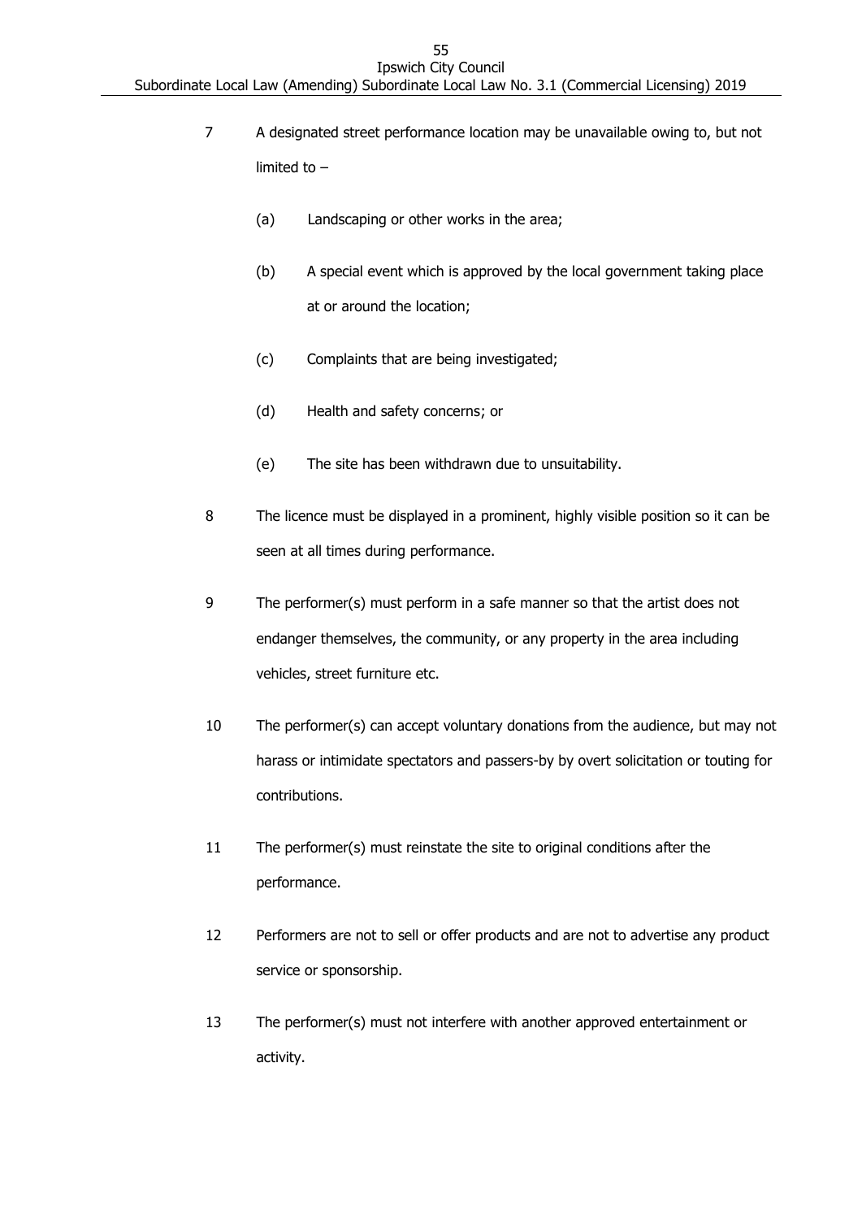7 A designated street performance location may be unavailable owing to, but not limited to –

(a) Landscaping or other works in the area;

(b) A special event which is approved by the local government taking place at or around the location;

(c) Complaints that are being investigated;

(d) Health and safety concerns; or

(e) The site has been withdrawn due to unsuitability.

8 The licence must be displayed in a prominent, highly visible position so it can be seen at all times during performance.

9 The performer(s) must perform in a safe manner so that the artist does not endanger themselves, the community, or any property in the area including vehicles, street furniture etc.

10 The performer(s) can accept voluntary donations from the audience, but may not harass or intimidate spectators and passers-by by overt solicitation or touting for contributions.

11 The performer(s) must reinstate the site to original conditions after the performance.

12 Performers are not to sell or offer products and are not to advertise any product service or sponsorship.

13 The performer(s) must not interfere with another approved entertainment or activity.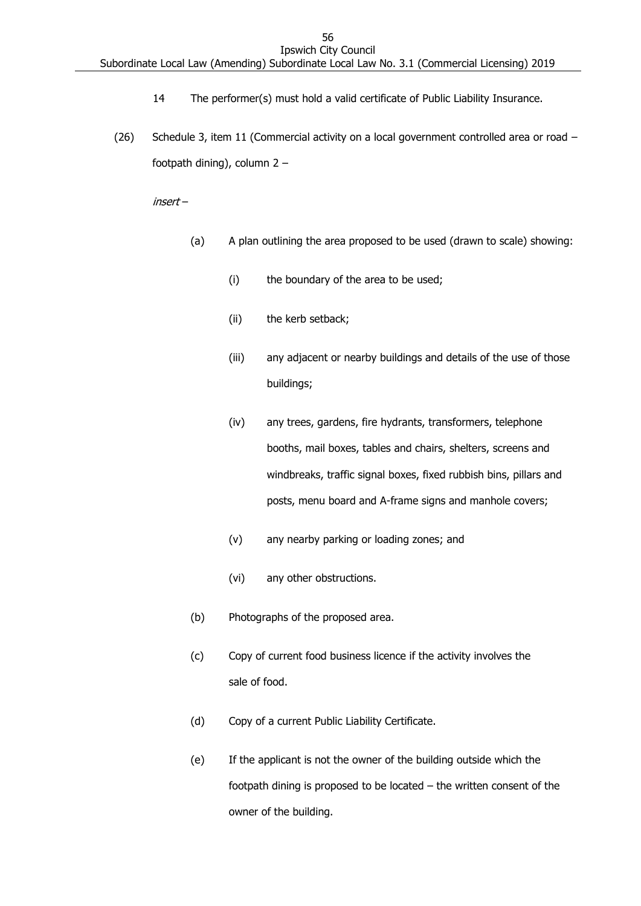14 The performer(s) must hold a valid certificate of Public Liability Insurance.

(26) Schedule 3, item 11 (Commercial activity on a local government controlled area or road – footpath dining), column 2 –

*insert* –

(a) A plan outlining the area proposed to be used (drawn to scale) showing:

(i) the boundary of the area to be used;

(ii) the kerb setback;

(iii) any adjacent or nearby buildings and details of the use of those buildings;

(iv) any trees, gardens, fire hydrants, transformers, telephone booths, mail boxes, tables and chairs, shelters, screens and windbreaks, traffic signal boxes, fixed rubbish bins, pillars and posts, menu board and A-frame signs and manhole covers;

(v) any nearby parking or loading zones; and

(vi) any other obstructions.

(b) Photographs of the proposed area.

(c) Copy of current food business licence if the activity involves the sale of food.

(d) Copy of a current Public Liability Certificate.

(e) If the applicant is not the owner of the building outside which the footpath dining is proposed to be located – the written consent of the owner of the building.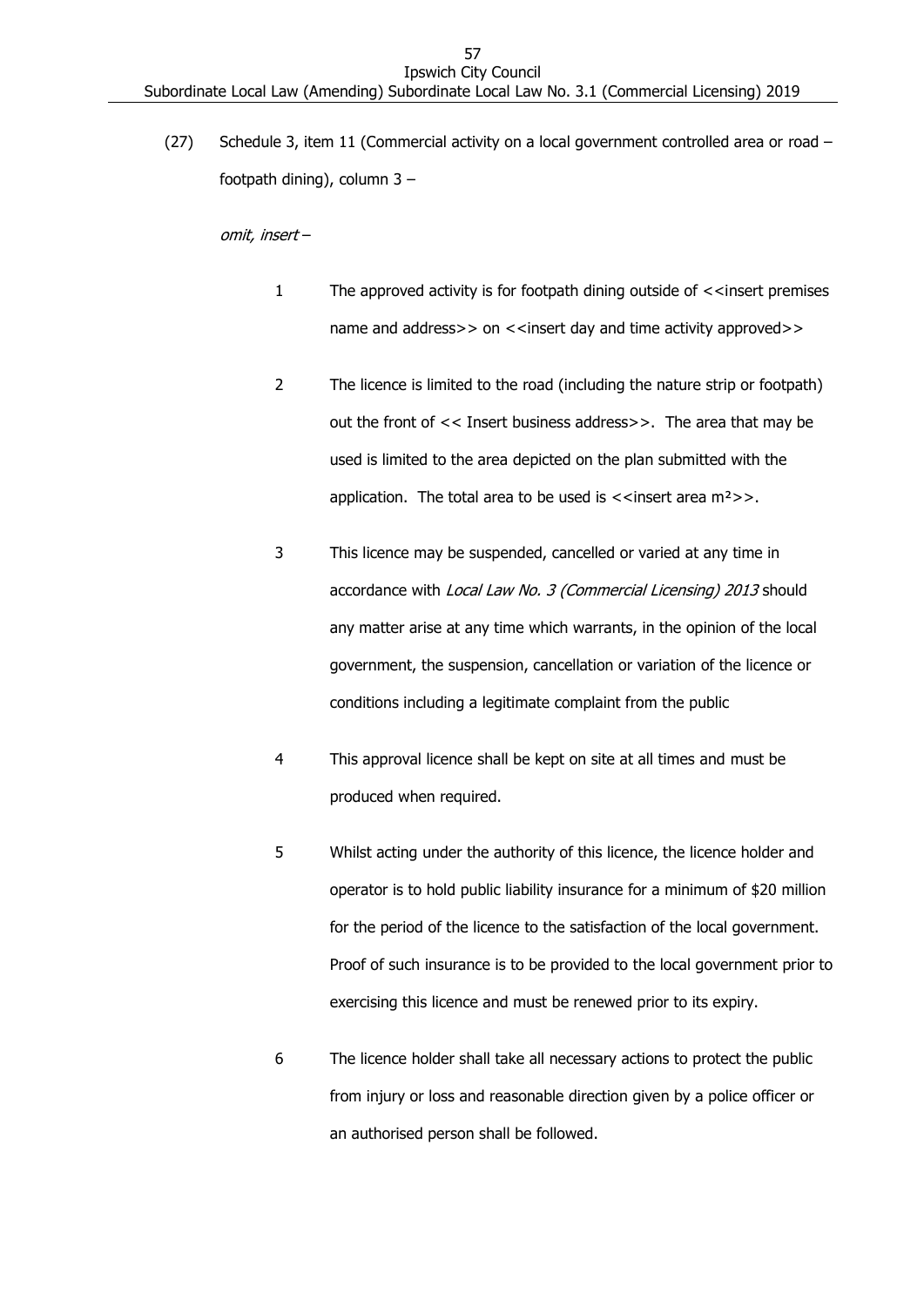(27) Schedule 3, item 11 (Commercial activity on a local government controlled area or road – footpath dining), column 3 –

*omit, insert* –

1 The approved activity is for footpath dining outside of <<insert premises name and address>> on <<insert day and time activity approved>>

2 The licence is limited to the road (including the nature strip or footpath) out the front of << Insert business address>>. The area that may be used is limited to the area depicted on the plan submitted with the application. The total area to be used is <<insert area $m^2$>>.

3 This licence may be suspended, cancelled or varied at any time in accordance with *Local Law No. 3 (Commercial Licensing) 2013* should any matter arise at any time which warrants, in the opinion of the local government, the suspension, cancellation or variation of the licence or conditions including a legitimate complaint from the public

4 This approval licence shall be kept on site at all times and must be produced when required.

5 Whilst acting under the authority of this licence, the licence holder and operator is to hold public liability insurance for a minimum of $20 million for the period of the licence to the satisfaction of the local government. Proof of such insurance is to be provided to the local government prior to exercising this licence and must be renewed prior to its expiry.

6 The licence holder shall take all necessary actions to protect the public from injury or loss and reasonable direction given by a police officer or an authorised person shall be followed.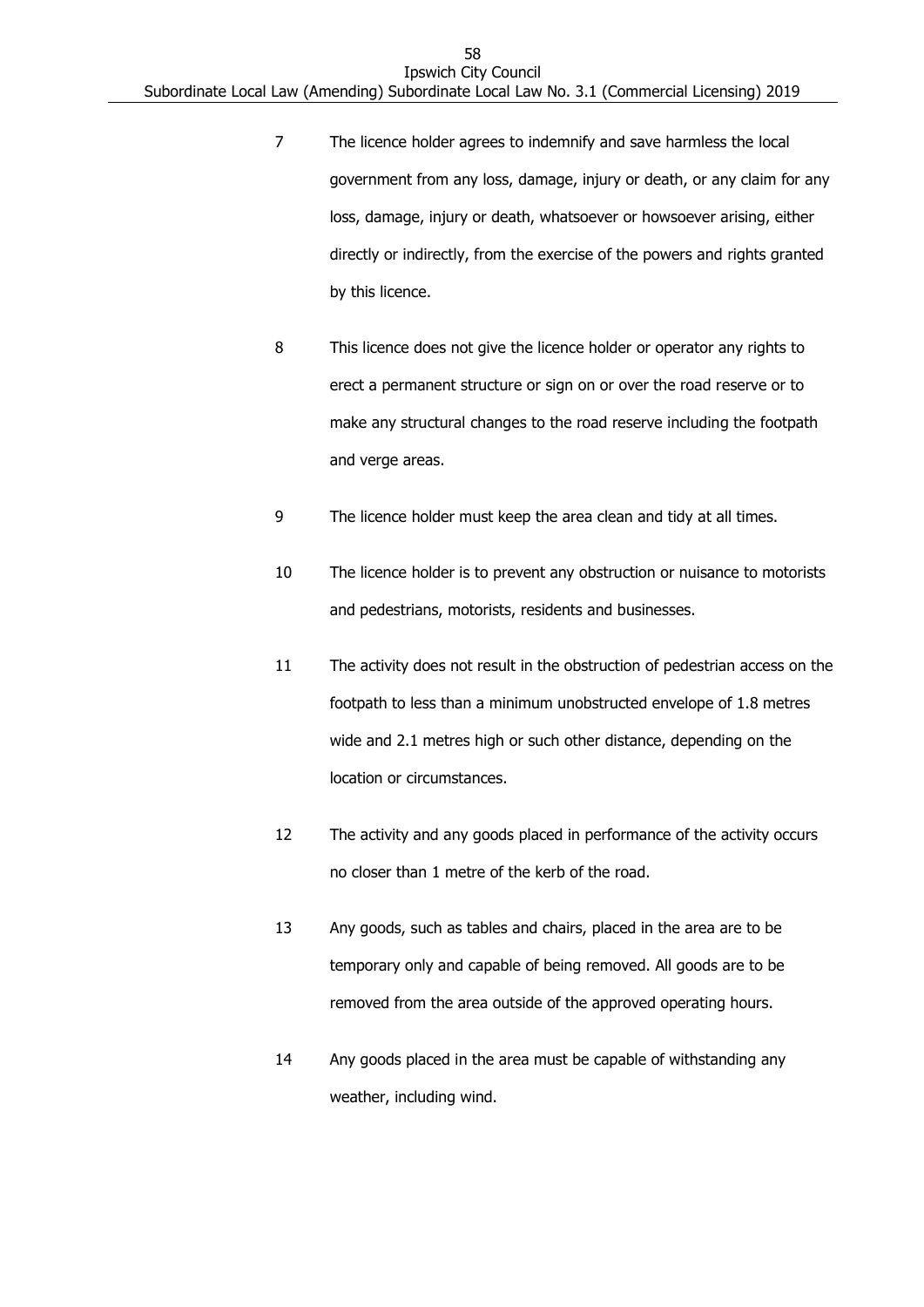7 The licence holder agrees to indemnify and save harmless the local government from any loss, damage, injury or death, or any claim for any loss, damage, injury or death, whatsoever or howsoever arising, either directly or indirectly, from the exercise of the powers and rights granted by this licence.

8 This licence does not give the licence holder or operator any rights to erect a permanent structure or sign on or over the road reserve or to make any structural changes to the road reserve including the footpath and verge areas.

9 The licence holder must keep the area clean and tidy at all times.

10 The licence holder is to prevent any obstruction or nuisance to motorists and pedestrians, motorists, residents and businesses.

11 The activity does not result in the obstruction of pedestrian access on the footpath to less than a minimum unobstructed envelope of 1.8 metres wide and 2.1 metres high or such other distance, depending on the location or circumstances.

12 The activity and any goods placed in performance of the activity occurs no closer than 1 metre of the kerb of the road.

13 Any goods, such as tables and chairs, placed in the area are to be temporary only and capable of being removed. All goods are to be removed from the area outside of the approved operating hours.

14 Any goods placed in the area must be capable of withstanding any weather, including wind.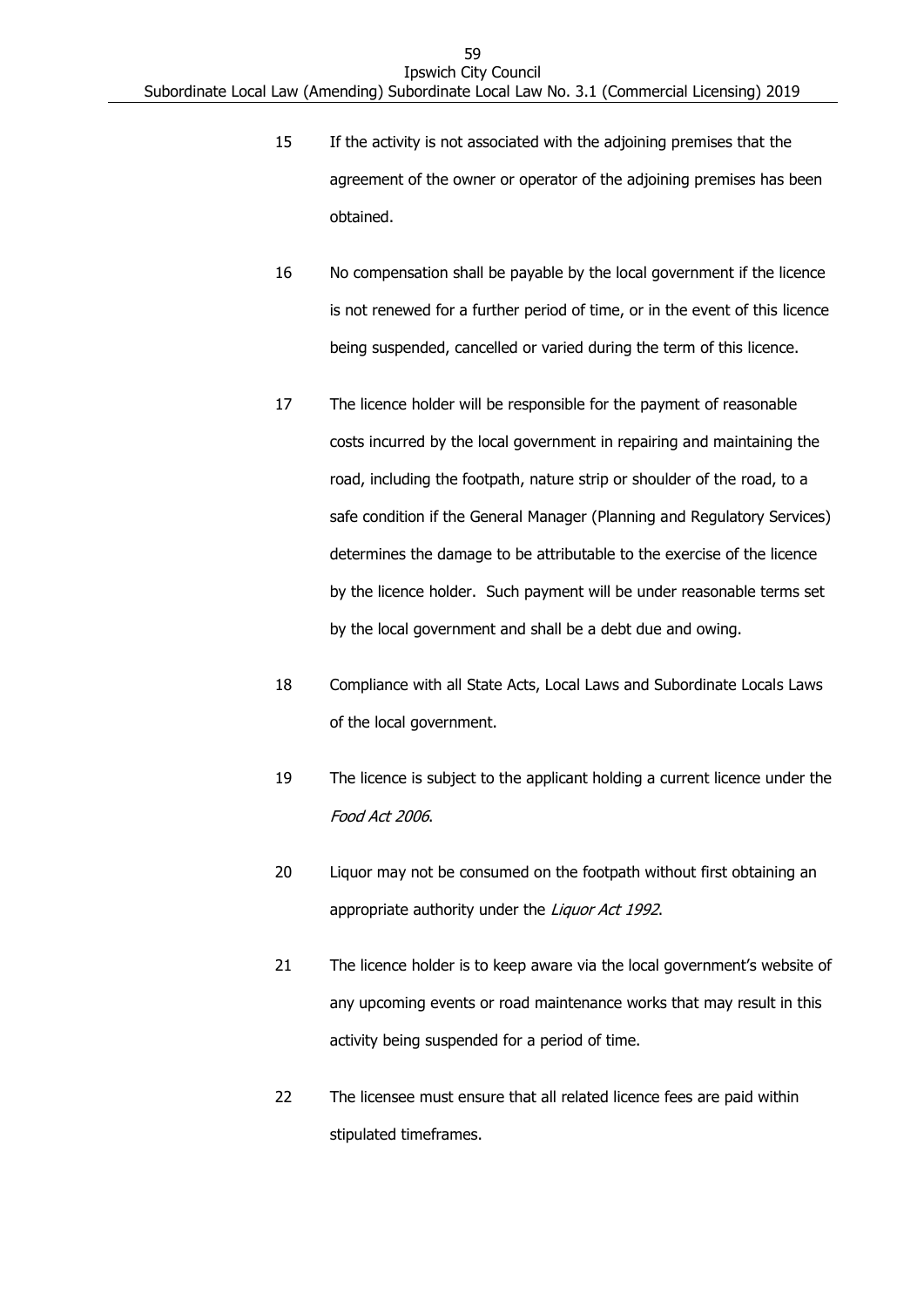15 If the activity is not associated with the adjoining premises that the agreement of the owner or operator of the adjoining premises has been obtained.

16 No compensation shall be payable by the local government if the licence is not renewed for a further period of time, or in the event of this licence being suspended, cancelled or varied during the term of this licence.

17 The licence holder will be responsible for the payment of reasonable costs incurred by the local government in repairing and maintaining the road, including the footpath, nature strip or shoulder of the road, to a safe condition if the General Manager (Planning and Regulatory Services) determines the damage to be attributable to the exercise of the licence by the licence holder. Such payment will be under reasonable terms set by the local government and shall be a debt due and owing.

18 Compliance with all State Acts, Local Laws and Subordinate Locals Laws of the local government.

19 The licence is subject to the applicant holding a current licence under the *Food Act 2006*.

20 Liquor may not be consumed on the footpath without first obtaining an appropriate authority under the *Liquor Act 1992*.

21 The licence holder is to keep aware via the local government's website of any upcoming events or road maintenance works that may result in this activity being suspended for a period of time.

22 The licensee must ensure that all related licence fees are paid within stipulated timeframes.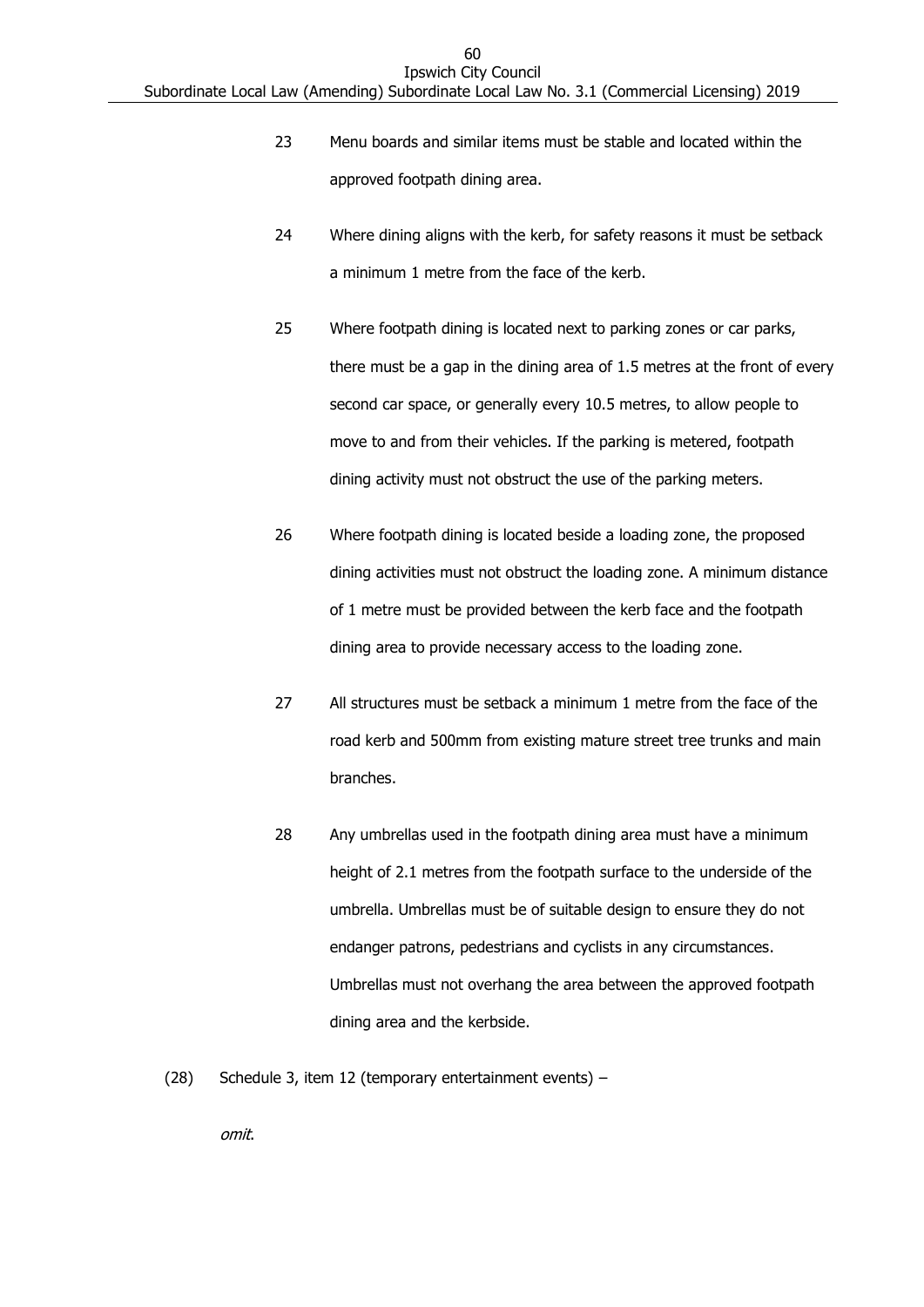23 Menu boards and similar items must be stable and located within the approved footpath dining area.

24 Where dining aligns with the kerb, for safety reasons it must be setback a minimum 1 metre from the face of the kerb.

25 Where footpath dining is located next to parking zones or car parks, there must be a gap in the dining area of 1.5 metres at the front of every second car space, or generally every 10.5 metres, to allow people to move to and from their vehicles. If the parking is metered, footpath dining activity must not obstruct the use of the parking meters.

26 Where footpath dining is located beside a loading zone, the proposed dining activities must not obstruct the loading zone. A minimum distance of 1 metre must be provided between the kerb face and the footpath dining area to provide necessary access to the loading zone.

27 All structures must be setback a minimum 1 metre from the face of the road kerb and 500mm from existing mature street tree trunks and main branches.

28 Any umbrellas used in the footpath dining area must have a minimum height of 2.1 metres from the footpath surface to the underside of the umbrella. Umbrellas must be of suitable design to ensure they do not endanger patrons, pedestrians and cyclists in any circumstances. Umbrellas must not overhang the area between the approved footpath dining area and the kerbside.

(28) Schedule 3, item 12 (temporary entertainment events) –

*omit*.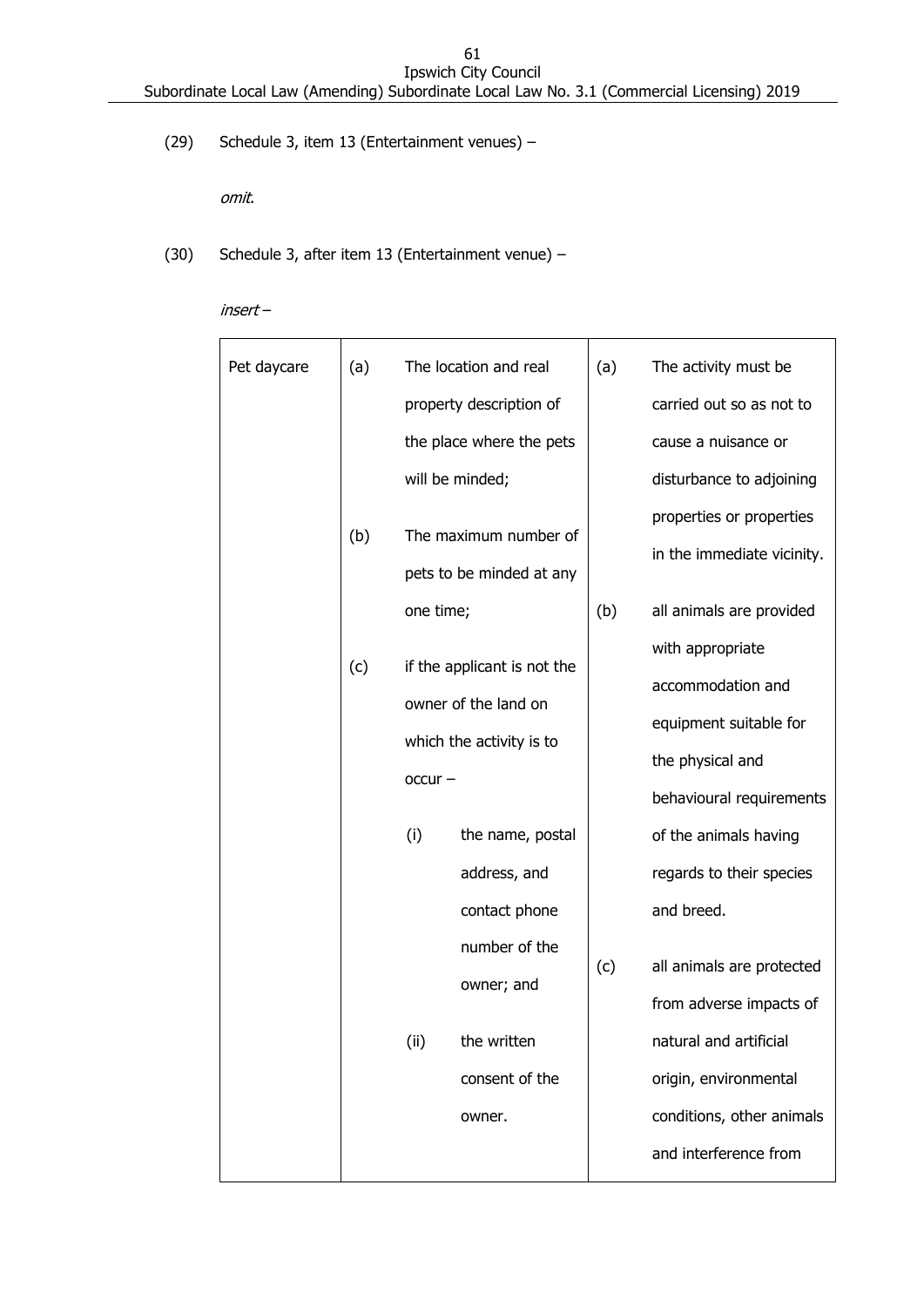(29) Schedule 3, item 13 (Entertainment venues) –

*omit*.

(30) Schedule 3, after item 13 (Entertainment venue) –

*insert* –

| Pet daycare | (a) The location and real property description of the place where the pets will be minded;<br><br>(b) The maximum number of pets to be minded at any one time;<br><br>(c) if the applicant is not the owner of the land on which the activity is to occur –<br><br>(i) the name, postal address, and contact phone number of the owner; and<br><br>(ii) the written consent of the owner. | (a) The activity must be carried out so as not to cause a nuisance or disturbance to adjoining properties or properties in the immediate vicinity.<br><br>(b) all animals are provided with appropriate accommodation and equipment suitable for the physical and behavioural requirements of the animals having regards to their species and breed.<br><br>(c) all animals are protected from adverse impacts of natural and artificial origin, environmental conditions, other animals and interference from |
|---|---|---|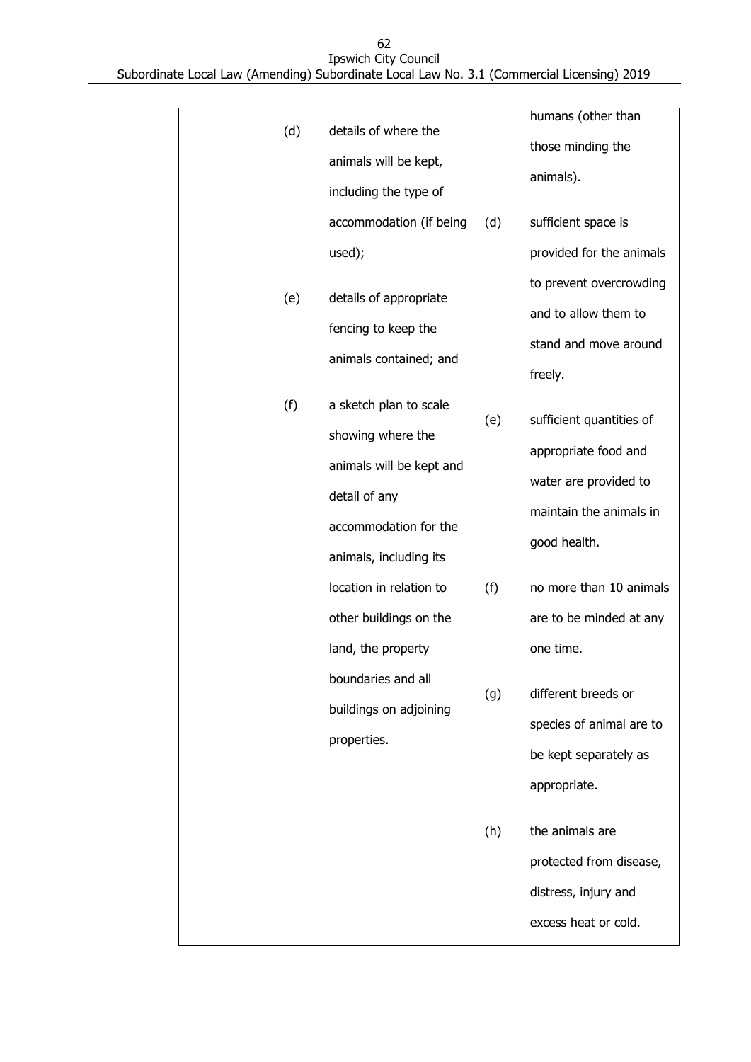| | | |
|---|---|---|
| | (d) details of where the animals will be kept, including the type of accommodation (if being used);<br><br>(e) details of appropriate fencing to keep the animals contained; and<br><br>(f) a sketch plan to scale showing where the animals will be kept and detail of any accommodation for the animals, including its location in relation to other buildings on the land, the property boundaries and all buildings on adjoining properties. | humans (other than those minding the animals).<br><br>(d) sufficient space is provided for the animals to prevent overcrowding and to allow them to stand and move around freely.<br><br>(e) sufficient quantities of appropriate food and water are provided to maintain the animals in good health.<br><br>(f) no more than 10 animals are to be minded at any one time.<br><br>(g) different breeds or species of animal are to be kept separately as appropriate.<br><br>(h) the animals are protected from disease, distress, injury and excess heat or cold. |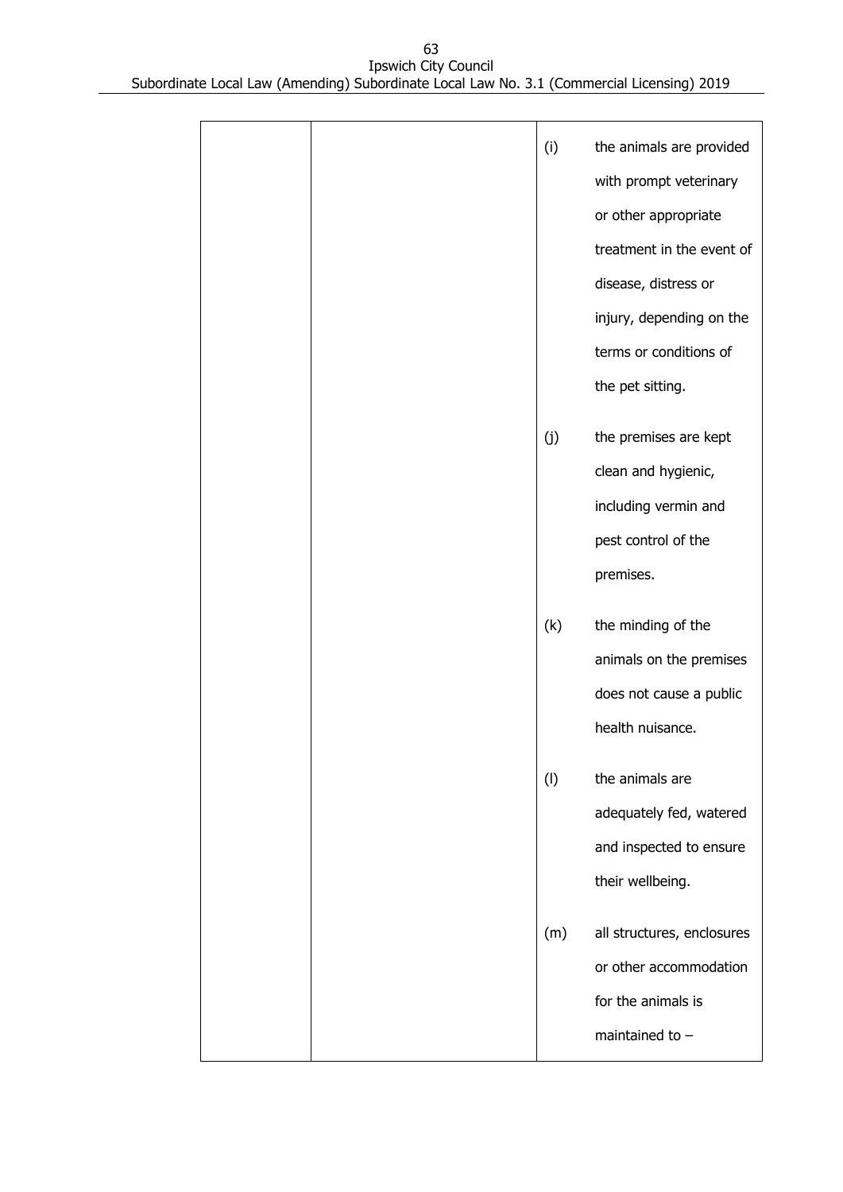| | | |
|---|---|---|
| | | (i) the animals are provided with prompt veterinary or other appropriate treatment in the event of disease, distress or injury, depending on the terms or conditions of the pet sitting.<br><br>(j) the premises are kept clean and hygienic, including vermin and pest control of the premises.<br><br>(k) the minding of the animals on the premises does not cause a public health nuisance.<br><br>(l) the animals are adequately fed, watered and inspected to ensure their wellbeing.<br><br>(m) all structures, enclosures or other accommodation for the animals is maintained to – |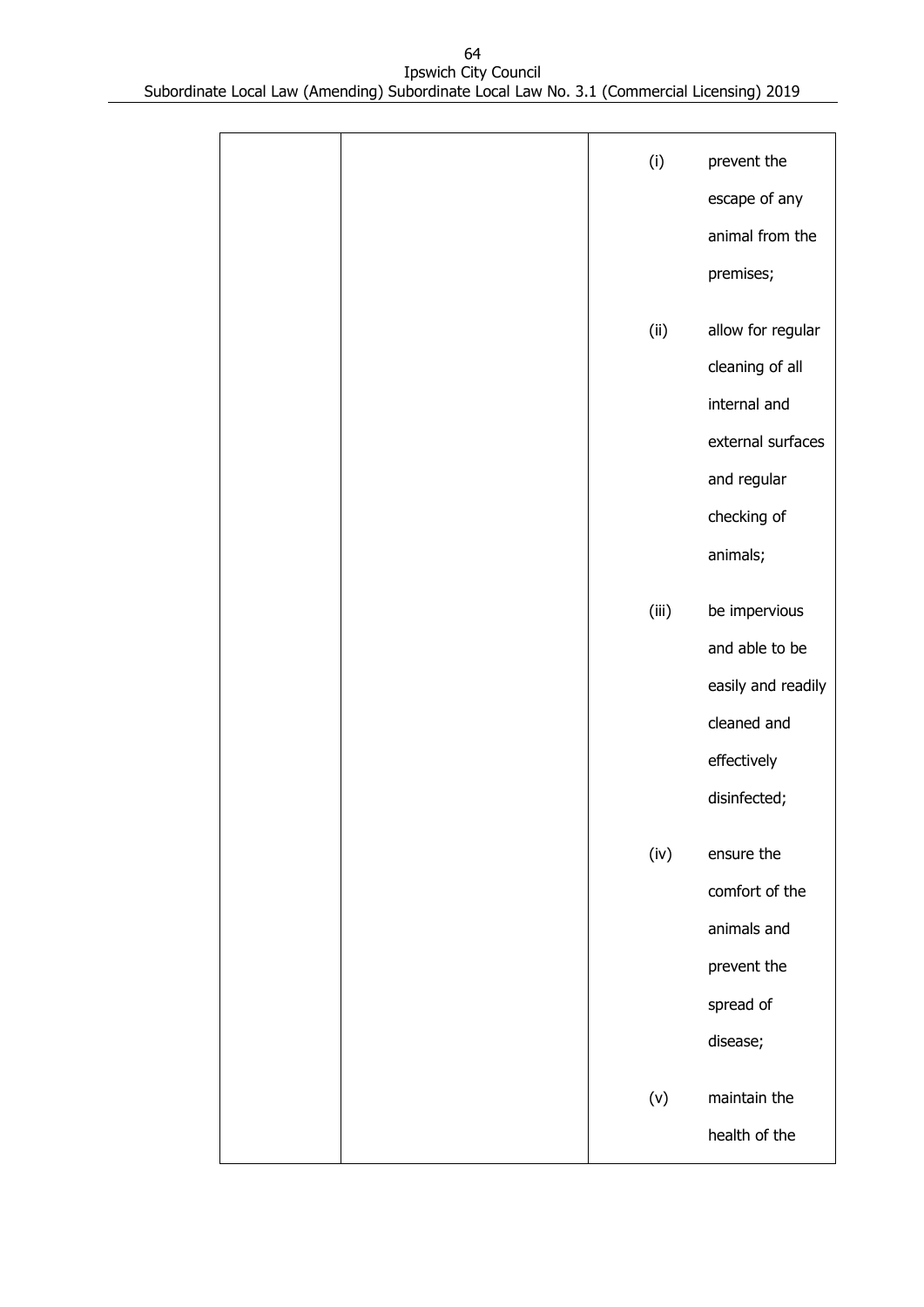| | | |
|---|---|---|
| | | (i) prevent the escape of any animal from the premises;<br><br>(ii) allow for regular cleaning of all internal and external surfaces and regular checking of animals;<br><br>(iii) be impervious and able to be easily and readily cleaned and effectively disinfected;<br><br>(iv) ensure the comfort of the animals and prevent the spread of disease;<br><br>(v) maintain the health of the |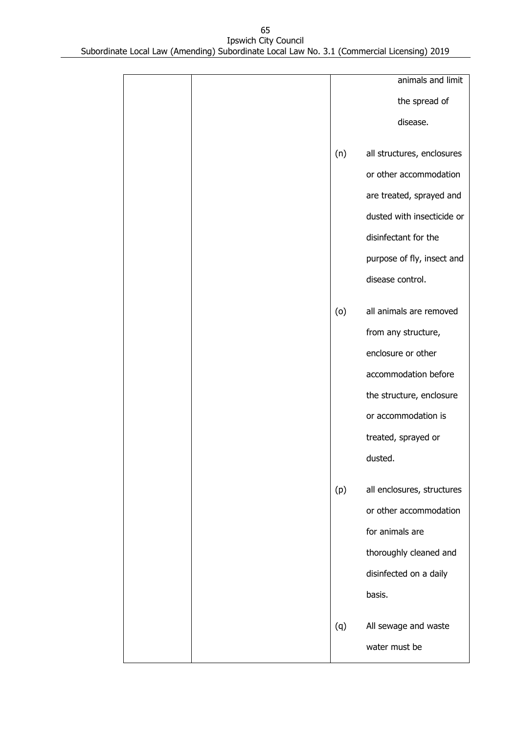| | | |
|---|---|---|
| | | animals and limit the spread of disease.<br><br>(n) all structures, enclosures or other accommodation are treated, sprayed and dusted with insecticide or disinfectant for the purpose of fly, insect and disease control.<br><br>(o) all animals are removed from any structure, enclosure or other accommodation before the structure, enclosure or accommodation is treated, sprayed or dusted.<br><br>(p) all enclosures, structures or other accommodation for animals are thoroughly cleaned and disinfected on a daily basis.<br><br>(q) All sewage and waste water must be |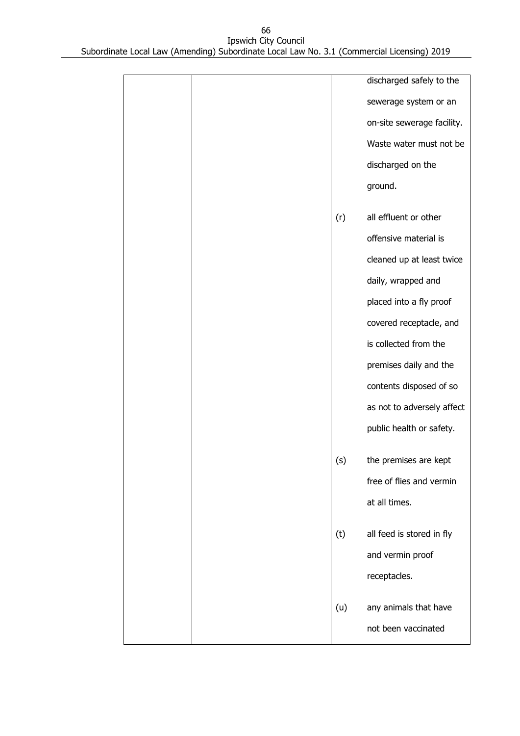| | | |
|---|---|---|
| | | discharged safely to the sewerage system or an on-site sewerage facility. Waste water must not be discharged on the ground.<br><br>(r) all effluent or other offensive material is cleaned up at least twice daily, wrapped and placed into a fly proof covered receptacle, and is collected from the premises daily and the contents disposed of so as not to adversely affect public health or safety.<br><br>(s) the premises are kept free of flies and vermin at all times.<br><br>(t) all feed is stored in fly and vermin proof receptacles.<br><br>(u) any animals that have not been vaccinated |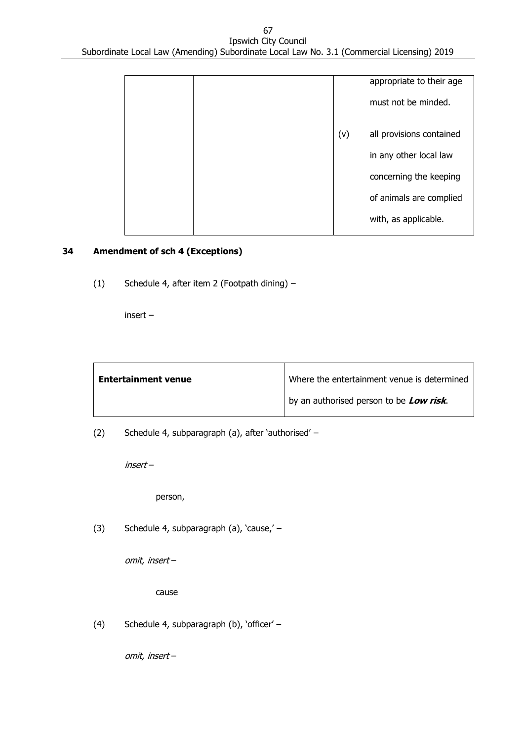| | | | |
|---|---|---|---|
| | | | appropriate to their age must not be minded. |
| | | (v) | all provisions contained in any other local law concerning the keeping of animals are complied with, as applicable. |

**34 Amendment of sch 4 (Exceptions)**

(1) Schedule 4, after item 2 (Footpath dining) –

insert –

| **Entertainment venue** | Where the entertainment venue is determined by an authorised person to be ***Low risk***. |
|---|---|

(2) Schedule 4, subparagraph (a), after 'authorised' –

*insert* –

person,

(3) Schedule 4, subparagraph (a), 'cause,' –

*omit, insert* –

cause

(4) Schedule 4, subparagraph (b), 'officer' –

*omit, insert* –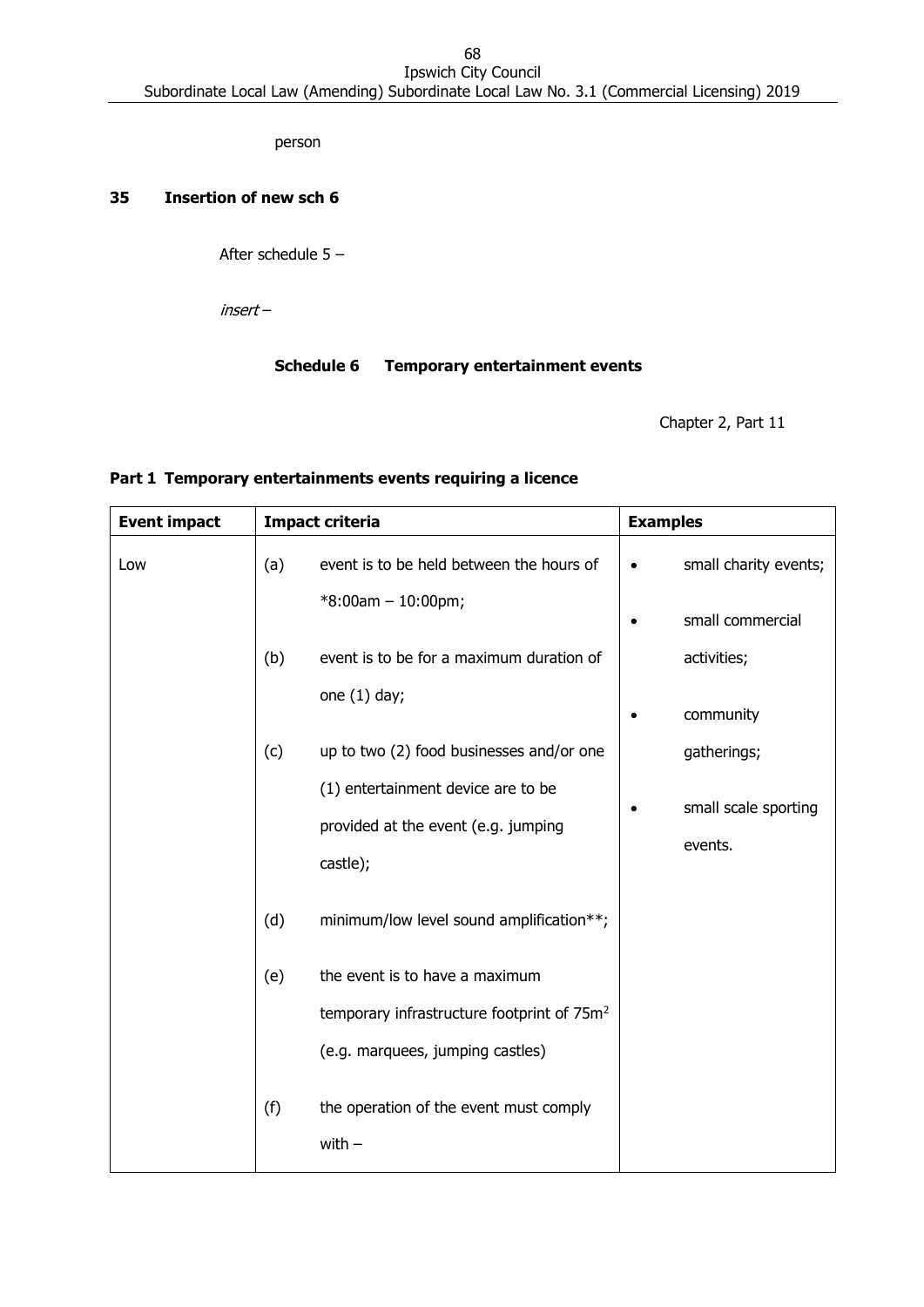person

**35 Insertion of new sch 6**

After schedule 5 –

*insert* –

**Schedule 6 Temporary entertainment events**

Chapter 2, Part 11

**Part 1 Temporary entertainments events requiring a licence**

| Event impact | Impact criteria | Examples |
|---|---|---|
| Low | (a) event is to be held between the hours of *8:00am – 10:00pm;<br>(b) event is to be for a maximum duration of one (1) day;<br>(c) up to two (2) food businesses and/or one (1) entertainment device are to be provided at the event (e.g. jumping castle);<br>(d) minimum/low level sound amplification**;<br>(e) the event is to have a maximum temporary infrastructure footprint of 75m$^2$ (e.g. marquees, jumping castles)<br>(f) the operation of the event must comply with – | • small charity events;<br>• small commercial activities;<br>• community gatherings;<br>• small scale sporting events. |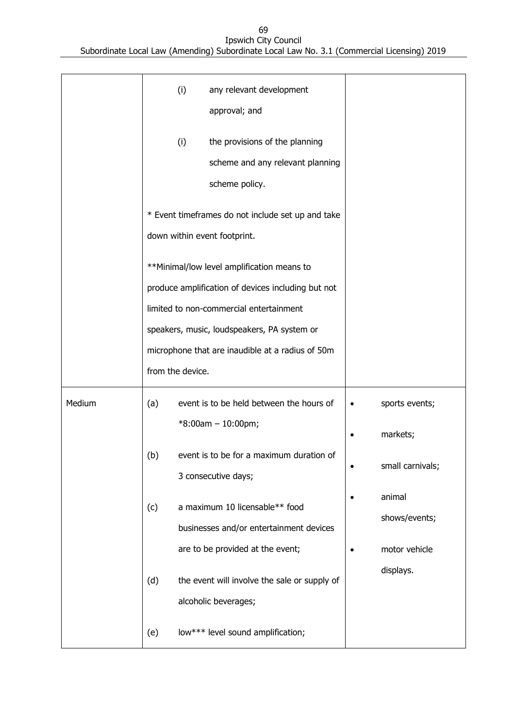| | | |
|---|---|---|
| | (i) any relevant development approval; and<br><br>(i) the provisions of the planning scheme and any relevant planning scheme policy.<br><br>* Event timeframes do not include set up and take down within event footprint.<br><br>**Minimal/low level amplification means to produce amplification of devices including but not limited to non-commercial entertainment speakers, music, loudspeakers, PA system or microphone that are inaudible at a radius of 50m from the device. | |
| Medium | (a) event is to be held between the hours of *8:00am – 10:00pm;<br><br>(b) event is to be for a maximum duration of 3 consecutive days;<br><br>(c) a maximum 10 licensable** food businesses and/or entertainment devices are to be provided at the event;<br><br>(d) the event will involve the sale or supply of alcoholic beverages;<br><br>(e) low*** level sound amplification; | • sports events;<br><br>• markets;<br><br>• small carnivals;<br><br>• animal shows/events;<br><br>• motor vehicle displays. |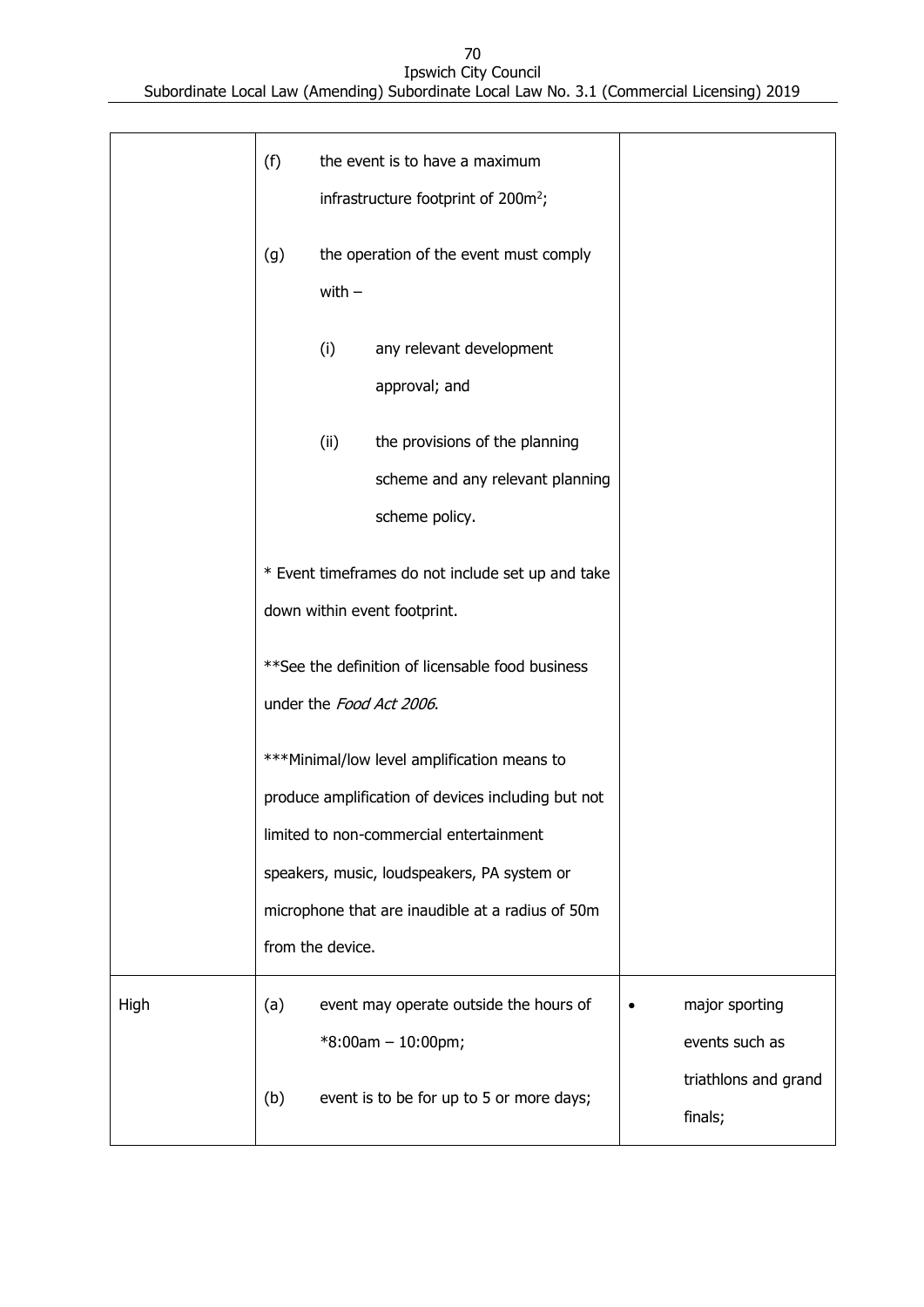| | | |
|---|---|---|
| | (f) the event is to have a maximum infrastructure footprint of $200m^2$;<br><br>(g) the operation of the event must comply with –<br><br>(i) any relevant development approval; and<br><br>(ii) the provisions of the planning scheme and any relevant planning scheme policy.<br><br>* Event timeframes do not include set up and take down within event footprint.<br><br>**See the definition of licensable food business under the *Food Act 2006*.<br><br>***Minimal/low level amplification means to produce amplification of devices including but not limited to non-commercial entertainment speakers, music, loudspeakers, PA system or microphone that are inaudible at a radius of 50m from the device. | |
| High | (a) event may operate outside the hours of *8:00am – 10:00pm;<br><br>(b) event is to be for up to 5 or more days; | • major sporting events such as triathlons and grand finals; |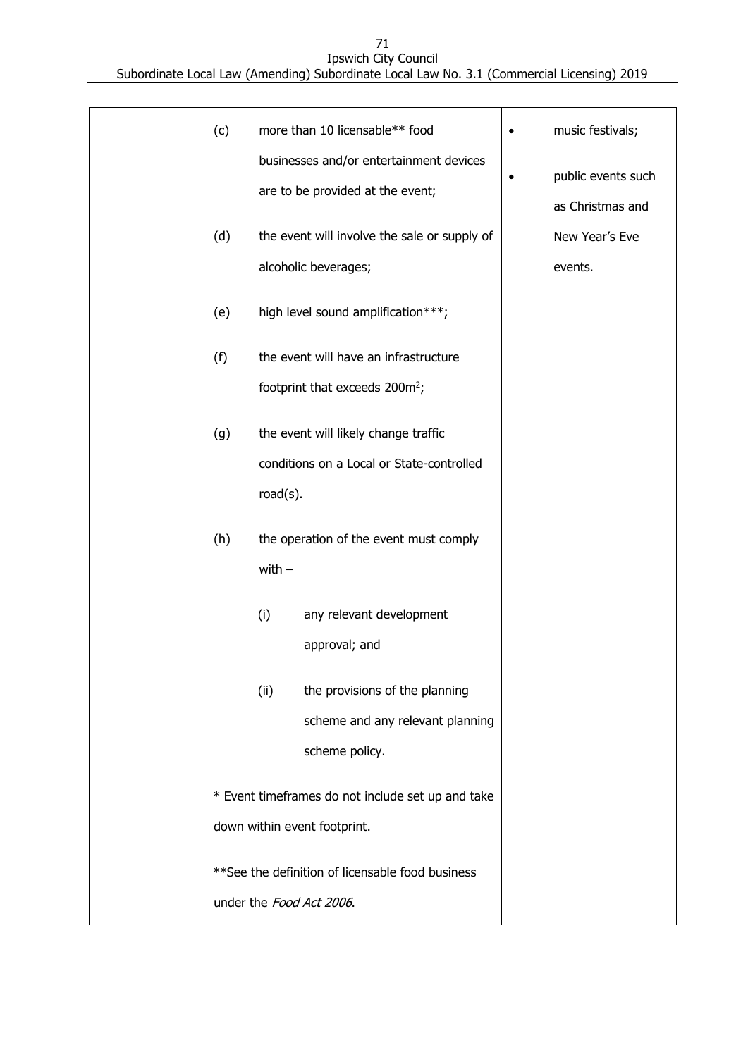|  | (c) more than 10 licensable** food businesses and/or entertainment devices are to be provided at the event;<br><br>(d) the event will involve the sale or supply of alcoholic beverages;<br><br>(e) high level sound amplification***;<br><br>(f) the event will have an infrastructure footprint that exceeds 200m$^2$;<br><br>(g) the event will likely change traffic conditions on a Local or State-controlled road(s).<br><br>(h) the operation of the event must comply with –<br><br>(i) any relevant development approval; and<br><br>(ii) the provisions of the planning scheme and any relevant planning scheme policy.<br><br>* Event timeframes do not include set up and take down within event footprint.<br><br>**See the definition of licensable food business under the *Food Act 2006*. | • music festivals;<br><br>• public events such as Christmas and New Year's Eve events. |
|---|---|---|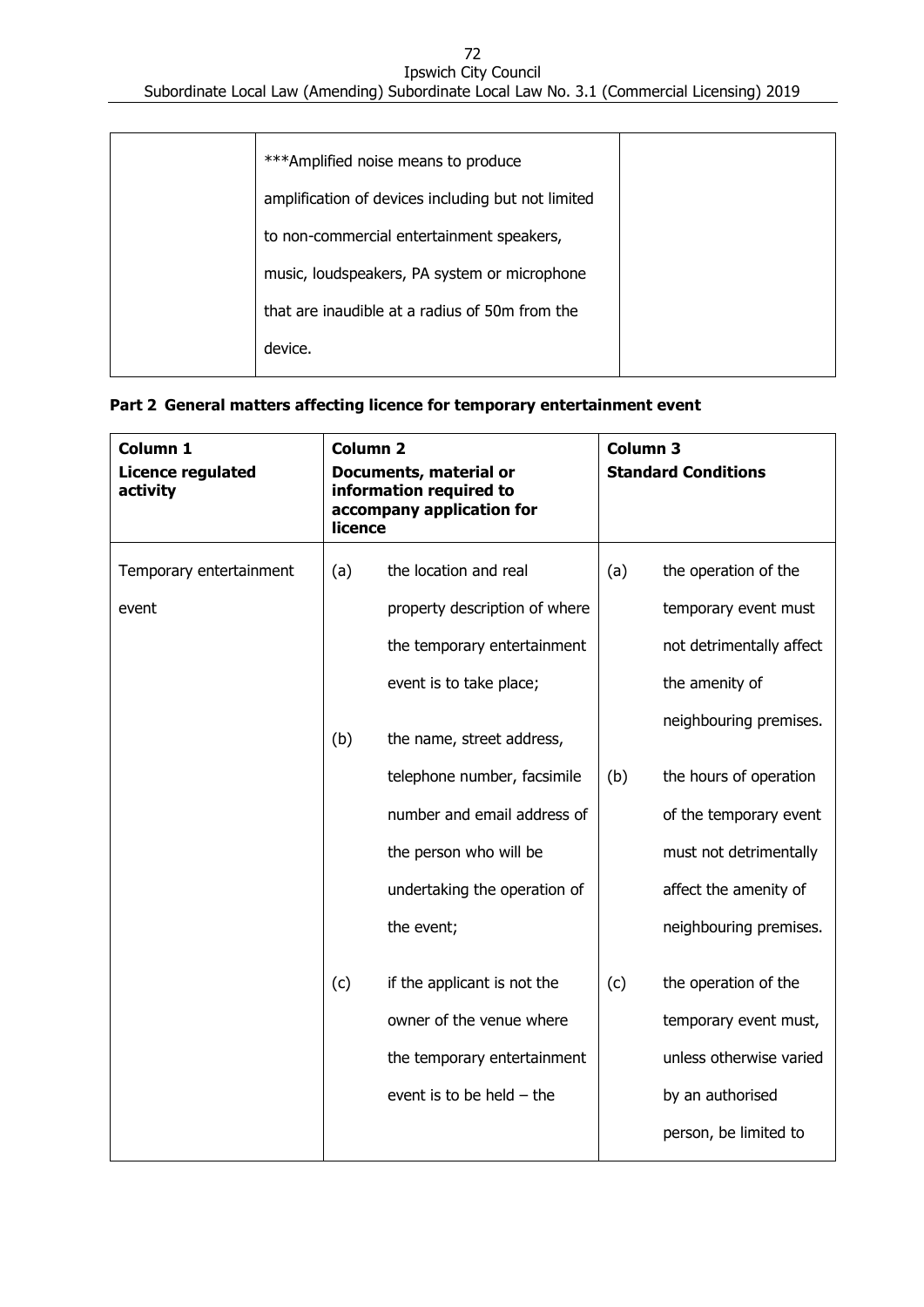| | ***Amplified noise means to produce amplification of devices including but not limited to non-commercial entertainment speakers, music, loudspeakers, PA system or microphone that are inaudible at a radius of 50m from the device. | |
|---|---|---|

**Part 2 General matters affecting licence for temporary entertainment event**

| Column 1<br>Licence regulated activity | Column 2<br>Documents, material or information required to accompany application for licence | Column 3<br>Standard Conditions |
|---|---|---|
| Temporary entertainment event | (a) the location and real property description of where the temporary entertainment event is to take place;<br><br>(b) the name, street address, telephone number, facsimile number and email address of the person who will be undertaking the operation of the event;<br><br>(c) if the applicant is not the owner of the venue where the temporary entertainment event is to be held – the | (a) the operation of the temporary event must not detrimentally affect the amenity of neighbouring premises.<br><br>(b) the hours of operation of the temporary event must not detrimentally affect the amenity of neighbouring premises.<br><br>(c) the operation of the temporary event must, unless otherwise varied by an authorised person, be limited to |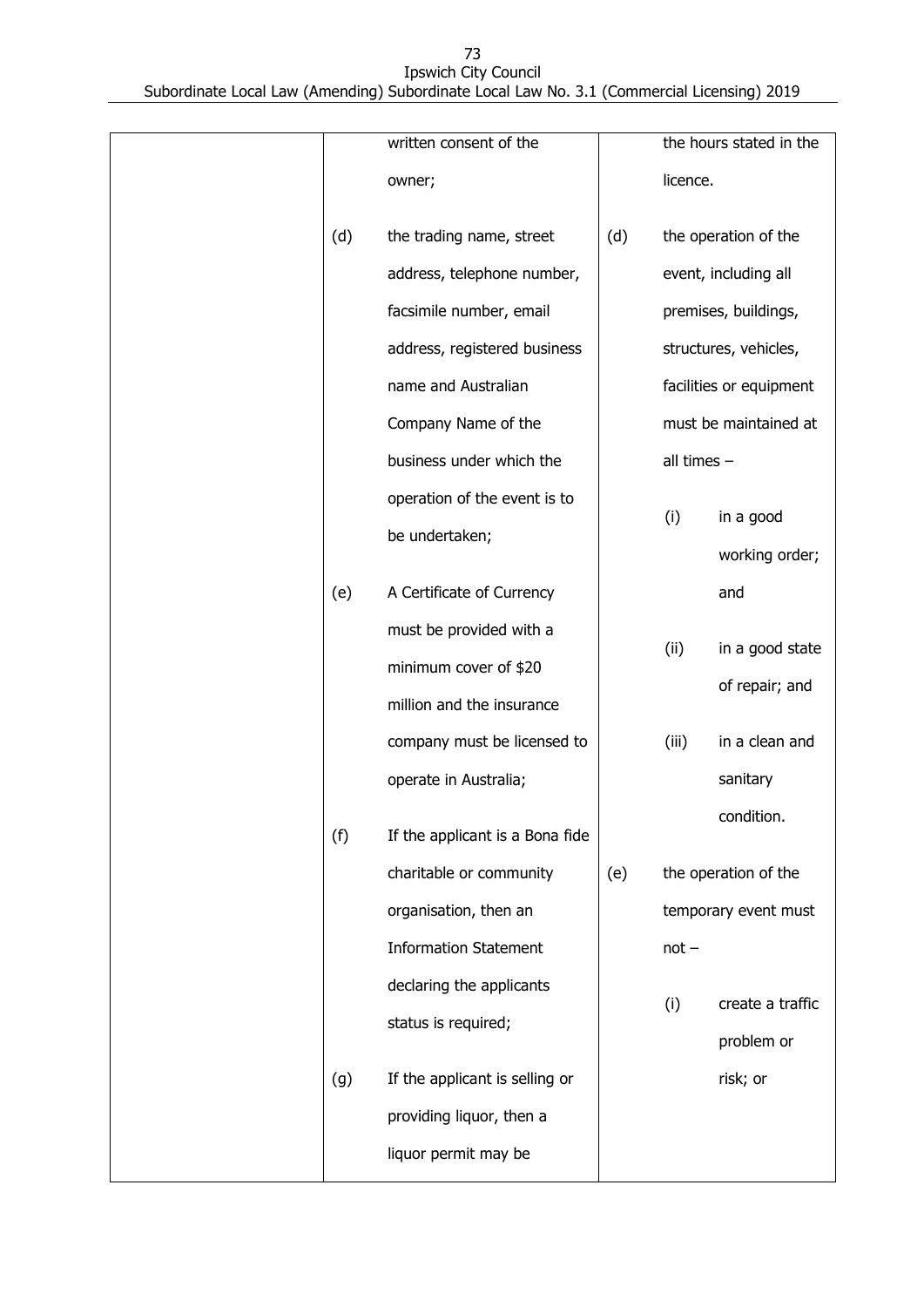| | | |
|---|---|---|
| | written consent of the owner;<br><br>(d) the trading name, street address, telephone number, facsimile number, email address, registered business name and Australian Company Name of the business under which the operation of the event is to be undertaken;<br><br>(e) A Certificate of Currency must be provided with a minimum cover of $20 million and the insurance company must be licensed to operate in Australia;<br><br>(f) If the applicant is a Bona fide charitable or community organisation, then an Information Statement declaring the applicants status is required;<br><br>(g) If the applicant is selling or providing liquor, then a liquor permit may be | the hours stated in the licence.<br><br>(d) the operation of the event, including all premises, buildings, structures, vehicles, facilities or equipment must be maintained at all times –<br><br>(i) in a good working order; and<br><br>(ii) in a good state of repair; and<br><br>(iii) in a clean and sanitary condition.<br><br>(e) the operation of the temporary event must not –<br><br>(i) create a traffic problem or risk; or |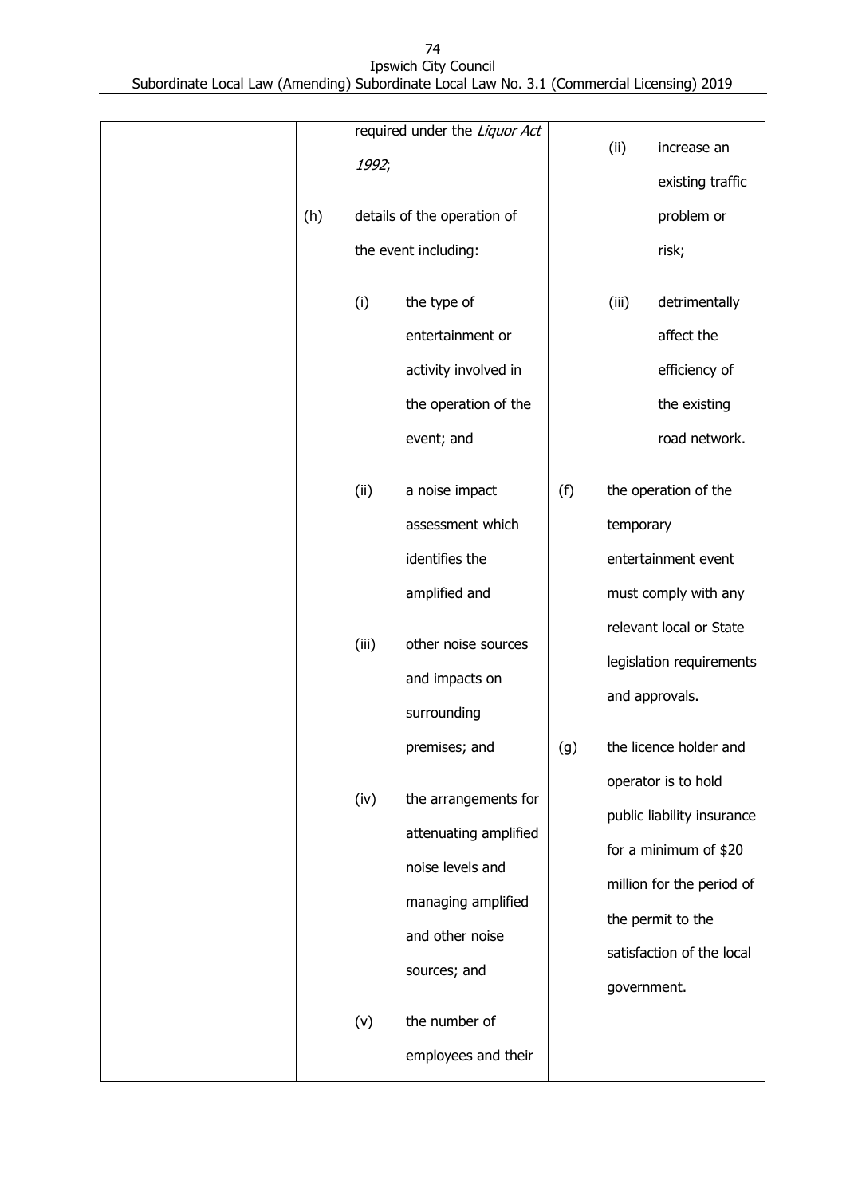| | | |
|---|---|---|
| | required under the *Liquor Act 1992*;<br><br>(h) details of the operation of the event including:<br><br>(i) the type of entertainment or activity involved in the operation of the event; and<br><br>(ii) a noise impact assessment which identifies the amplified and<br><br>(iii) other noise sources and impacts on surrounding premises; and<br><br>(iv) the arrangements for attenuating amplified noise levels and managing amplified and other noise sources; and<br><br>(v) the number of employees and their | (ii) increase an existing traffic problem or risk;<br><br>(iii) detrimentally affect the efficiency of the existing road network.<br><br>(f) the operation of the temporary entertainment event must comply with any relevant local or State legislation requirements and approvals.<br><br>(g) the licence holder and operator is to hold public liability insurance for a minimum of $20 million for the period of the permit to the satisfaction of the local government. |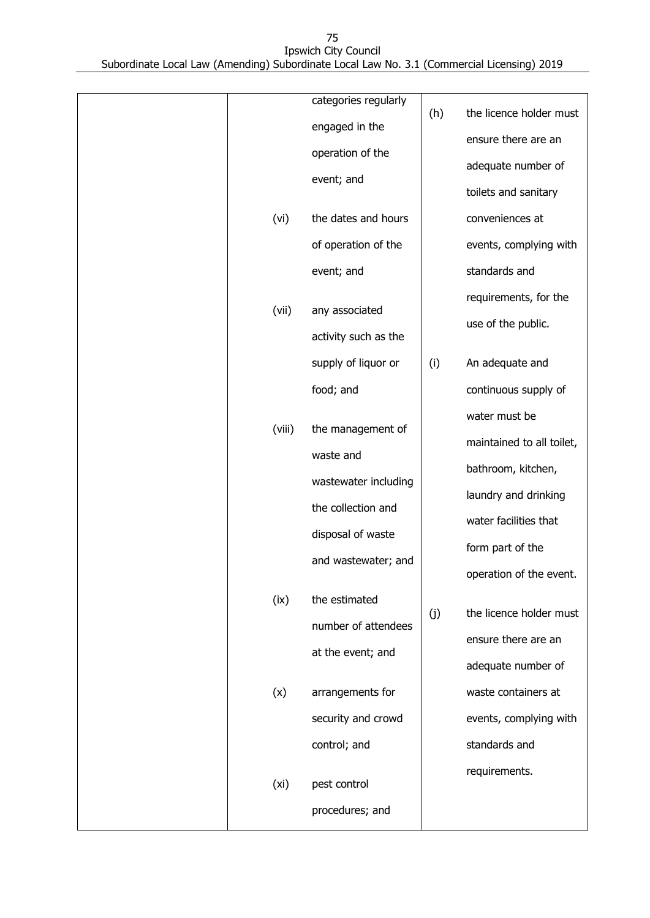| | | |
|---|---|---|
| | categories regularly engaged in the operation of the event; and<br><br>(vi) the dates and hours of operation of the event; and<br><br>(vii) any associated activity such as the supply of liquor or food; and<br><br>(viii) the management of waste and wastewater including the collection and disposal of waste and wastewater; and<br><br>(ix) the estimated number of attendees at the event; and<br><br>(x) arrangements for security and crowd control; and<br><br>(xi) pest control procedures; and | (h) the licence holder must ensure there are an adequate number of toilets and sanitary conveniences at events, complying with standards and requirements, for the use of the public.<br><br>(i) An adequate and continuous supply of water must be maintained to all toilet, bathroom, kitchen, laundry and drinking water facilities that form part of the operation of the event.<br><br>(j) the licence holder must ensure there are an adequate number of waste containers at events, complying with standards and requirements. |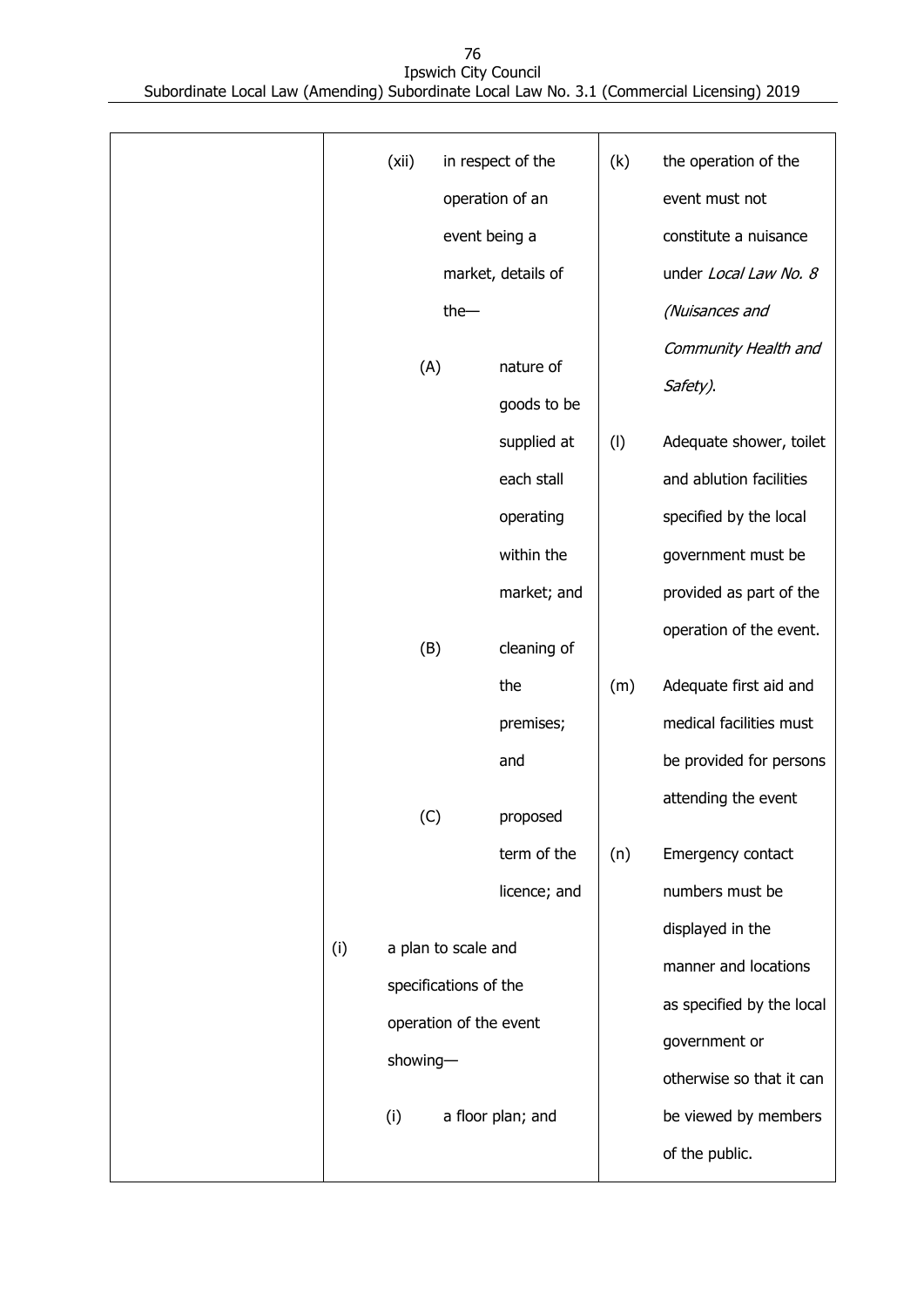| | | |
|---|---|---|
| | (xii) in respect of the operation of an event being a market, details of the—<br><br>(A) nature of goods to be supplied at each stall operating within the market; and<br><br>(B) cleaning of the premises; and<br><br>(C) proposed term of the licence; and<br><br>(i) a plan to scale and specifications of the operation of the event showing—<br><br>(i) a floor plan; and | (k) the operation of the event must not constitute a nuisance under *Local Law No. 8 (Nuisances and Community Health and Safety)*.<br><br>(l) Adequate shower, toilet and ablution facilities specified by the local government must be provided as part of the operation of the event.<br><br>(m) Adequate first aid and medical facilities must be provided for persons attending the event<br><br>(n) Emergency contact numbers must be displayed in the manner and locations as specified by the local government or otherwise so that it can be viewed by members of the public. |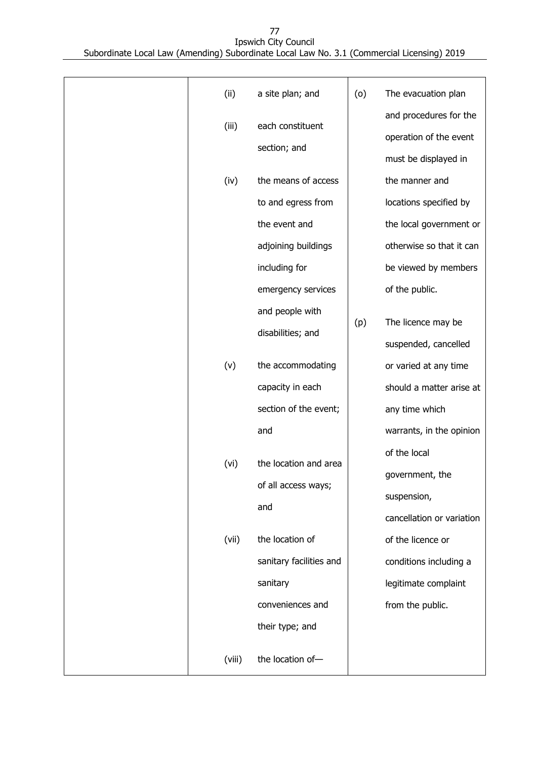| | | |
|---|---|---|
| | (ii) a site plan; and<br><br>(iii) each constituent section; and<br><br>(iv) the means of access to and egress from the event and adjoining buildings including for emergency services and people with disabilities; and<br><br>(v) the accommodating capacity in each section of the event; and<br><br>(vi) the location and area of all access ways; and<br><br>(vii) the location of sanitary facilities and sanitary conveniences and their type; and<br><br>(viii) the location of— | (o) The evacuation plan and procedures for the operation of the event must be displayed in the manner and locations specified by the local government or otherwise so that it can be viewed by members of the public.<br><br>(p) The licence may be suspended, cancelled or varied at any time should a matter arise at any time which warrants, in the opinion of the local government, the suspension, cancellation or variation of the licence or conditions including a legitimate complaint from the public. |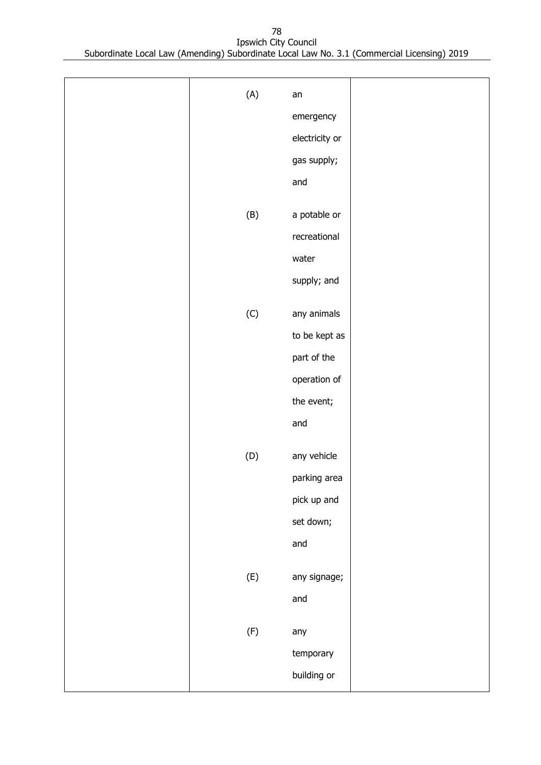| | | |
|---|---|---|
| | (A) an emergency electricity or gas supply; and<br><br>(B) a potable or recreational water supply; and<br><br>(C) any animals to be kept as part of the operation of the event; and<br><br>(D) any vehicle parking area pick up and set down; and<br><br>(E) any signage; and<br><br>(F) any temporary building or | |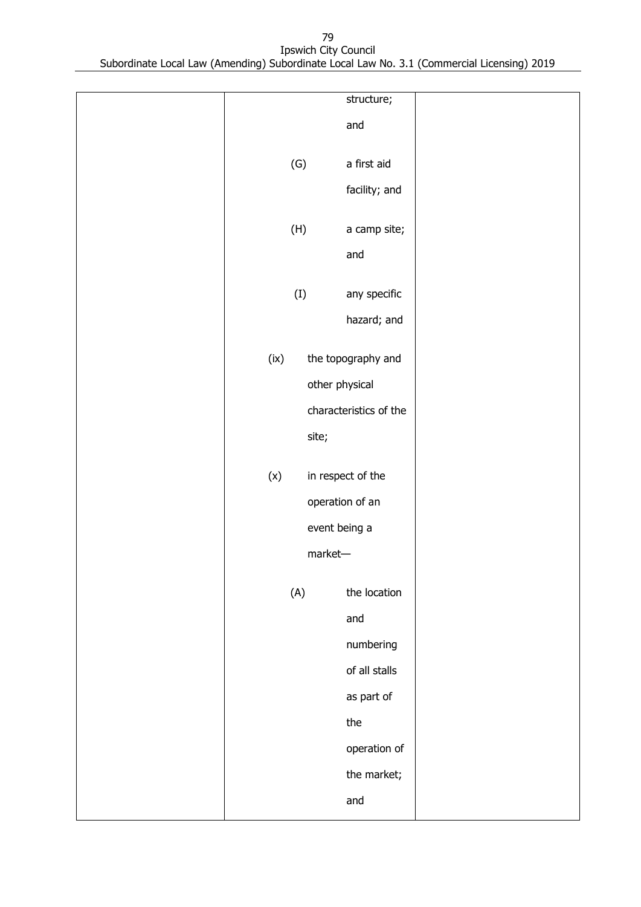| | | |
|---|---|---|
| | structure; and<br><br>(G) a first aid facility; and<br><br>(H) a camp site; and<br><br>(I) any specific hazard; and<br><br>(ix) the topography and other physical characteristics of the site;<br><br>(x) in respect of the operation of an event being a market—<br><br>(A) the location and numbering of all stalls as part of the operation of the market; and | |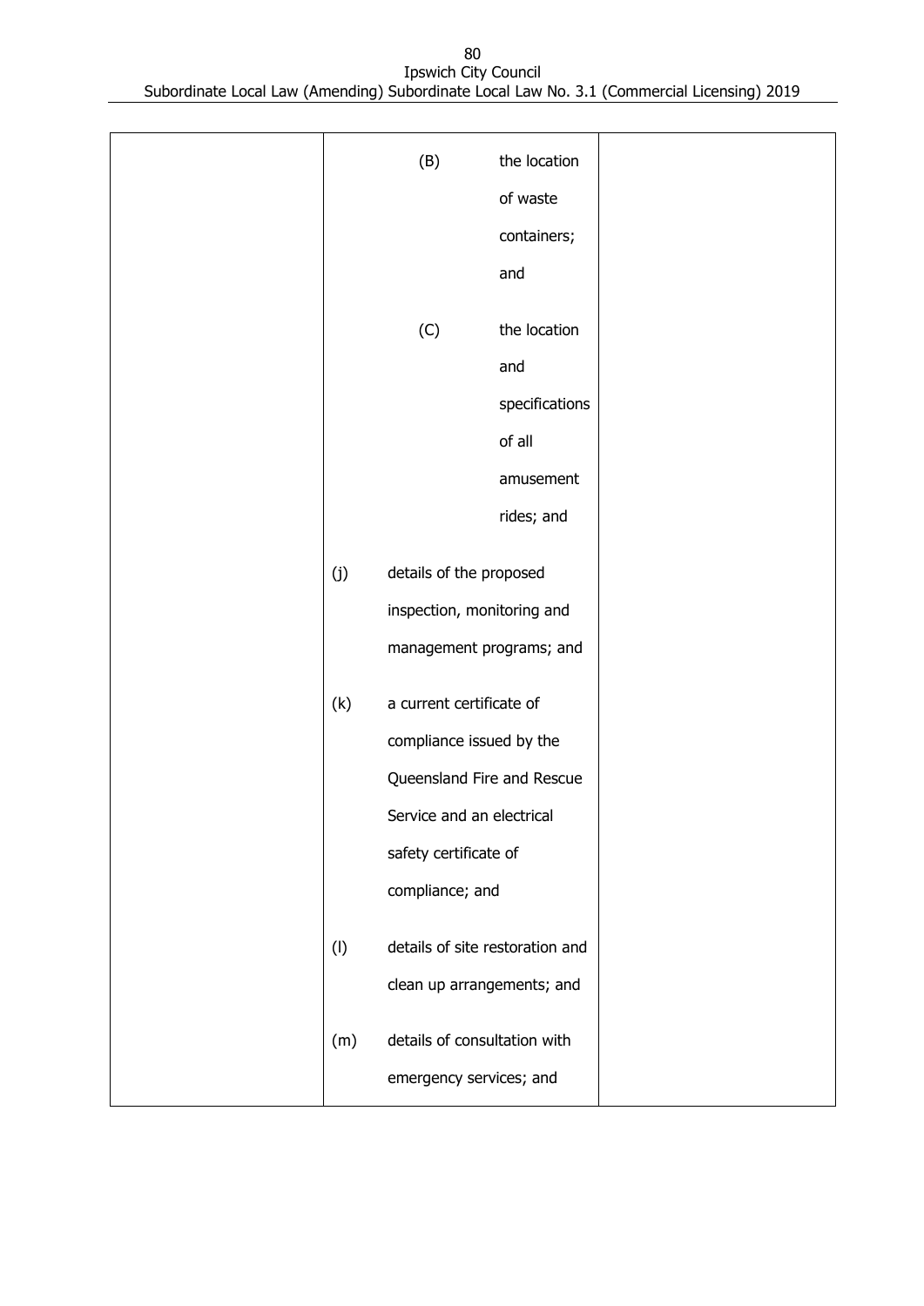| | | |
|---|---|---|
| | (B) the location of waste containers; and<br><br>(C) the location and specifications of all amusement rides; and<br><br>(j) details of the proposed inspection, monitoring and management programs; and<br><br>(k) a current certificate of compliance issued by the Queensland Fire and Rescue Service and an electrical safety certificate of compliance; and<br><br>(l) details of site restoration and clean up arrangements; and<br><br>(m) details of consultation with emergency services; and | |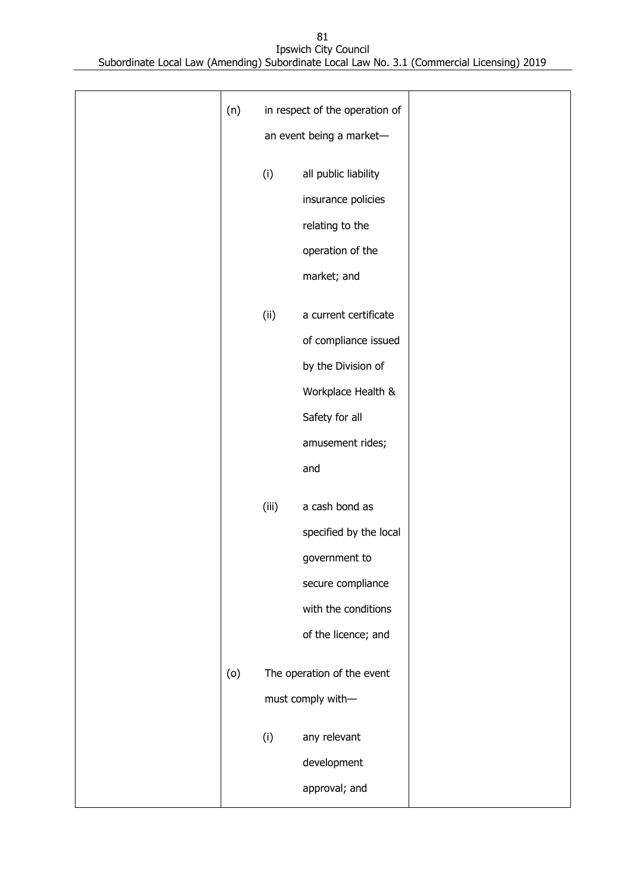| | | |
|---|---|---|
| | (n) in respect of the operation of an event being a market—<br><br>(i) all public liability insurance policies relating to the operation of the market; and<br><br>(ii) a current certificate of compliance issued by the Division of Workplace Health & Safety for all amusement rides; and<br><br>(iii) a cash bond as specified by the local government to secure compliance with the conditions of the licence; and<br><br>(o) The operation of the event must comply with—<br><br>(i) any relevant development approval; and | |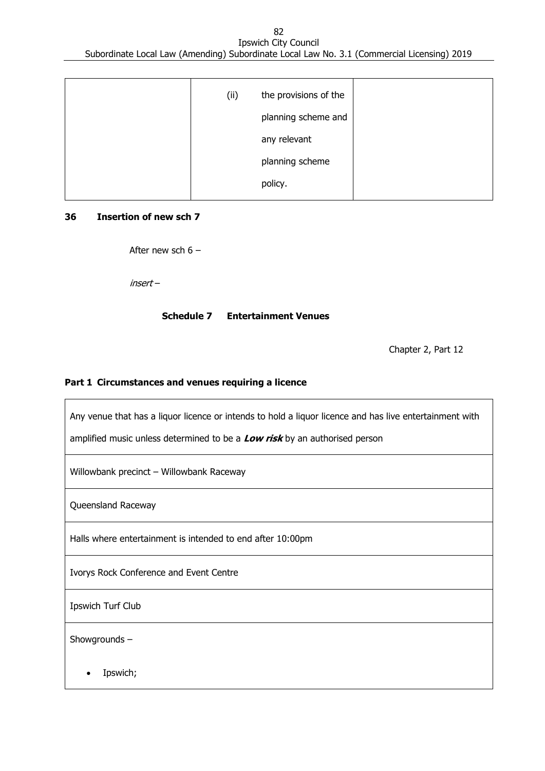| | (ii) the provisions of the planning scheme and any relevant planning scheme policy. | |
|---|---|---|

**36 Insertion of new sch 7**

After new sch 6 –

*insert* –

**Schedule 7 Entertainment Venues**

Chapter 2, Part 12

**Part 1 Circumstances and venues requiring a licence**

| |
|---|
| Any venue that has a liquor licence or intends to hold a liquor licence and has live entertainment with amplified music unless determined to be a ***Low risk*** by an authorised person |
| Willowbank precinct – Willowbank Raceway |
| Queensland Raceway |
| Halls where entertainment is intended to end after 10:00pm |
| Ivorys Rock Conference and Event Centre |
| Ipswich Turf Club |
| Showgrounds – <br>• Ipswich; |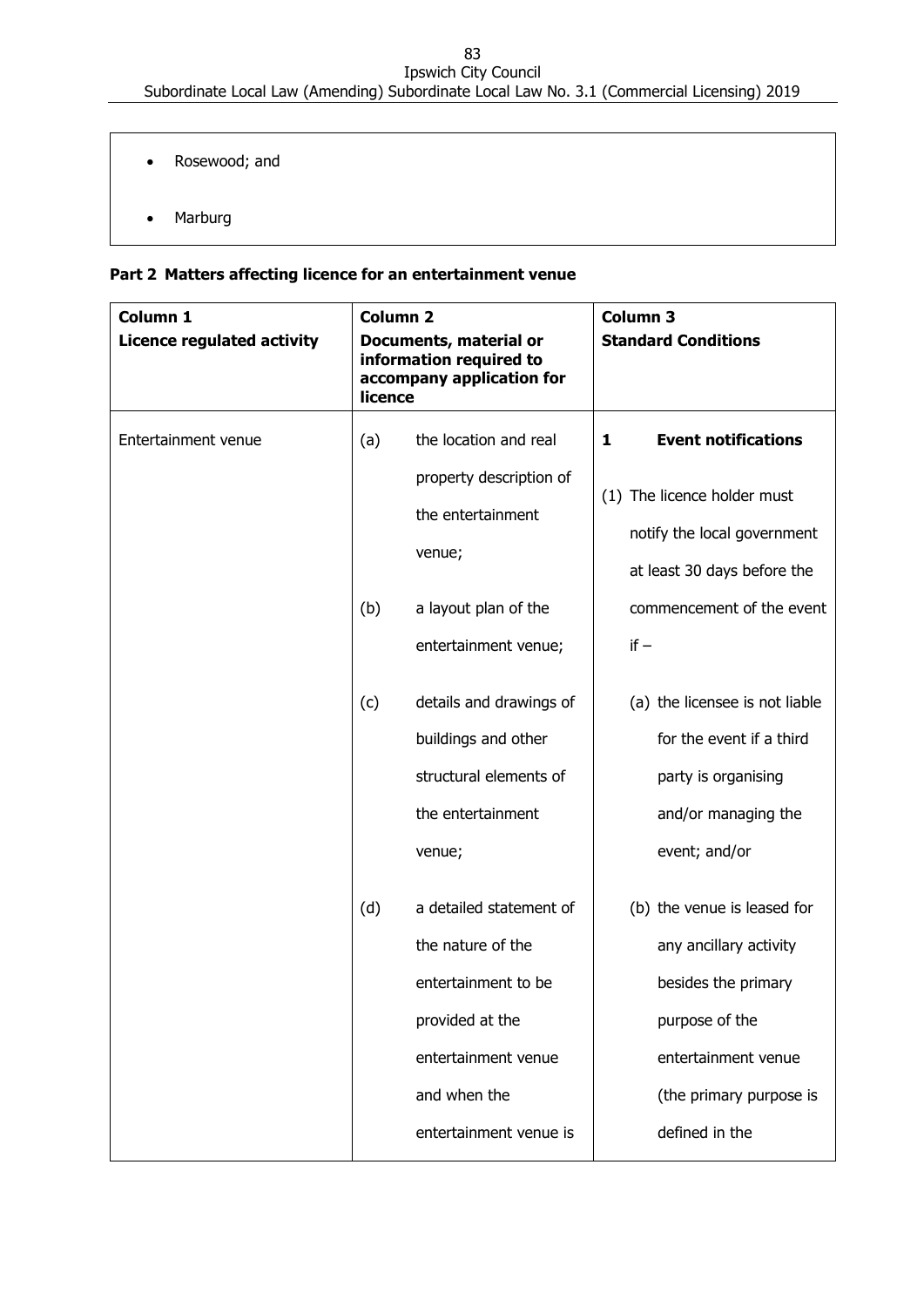- Rosewood; and
- Marburg

**Part 2 Matters affecting licence for an entertainment venue**

| Column 1<br>Licence regulated activity | Column 2<br>Documents, material or information required to accompany application for licence | Column 3<br>Standard Conditions |
|---|---|---|
| Entertainment venue | (a) the location and real property description of the entertainment venue;<br><br>(b) a layout plan of the entertainment venue;<br><br>(c) details and drawings of buildings and other structural elements of the entertainment venue;<br><br>(d) a detailed statement of the nature of the entertainment to be provided at the entertainment venue and when the entertainment venue is | **1 Event notifications**<br><br>(1) The licence holder must notify the local government at least 30 days before the commencement of the event if –<br><br>(a) the licensee is not liable for the event if a third party is organising and/or managing the event; and/or<br><br>(b) the venue is leased for any ancillary activity besides the primary purpose of the entertainment venue (the primary purpose is defined in the |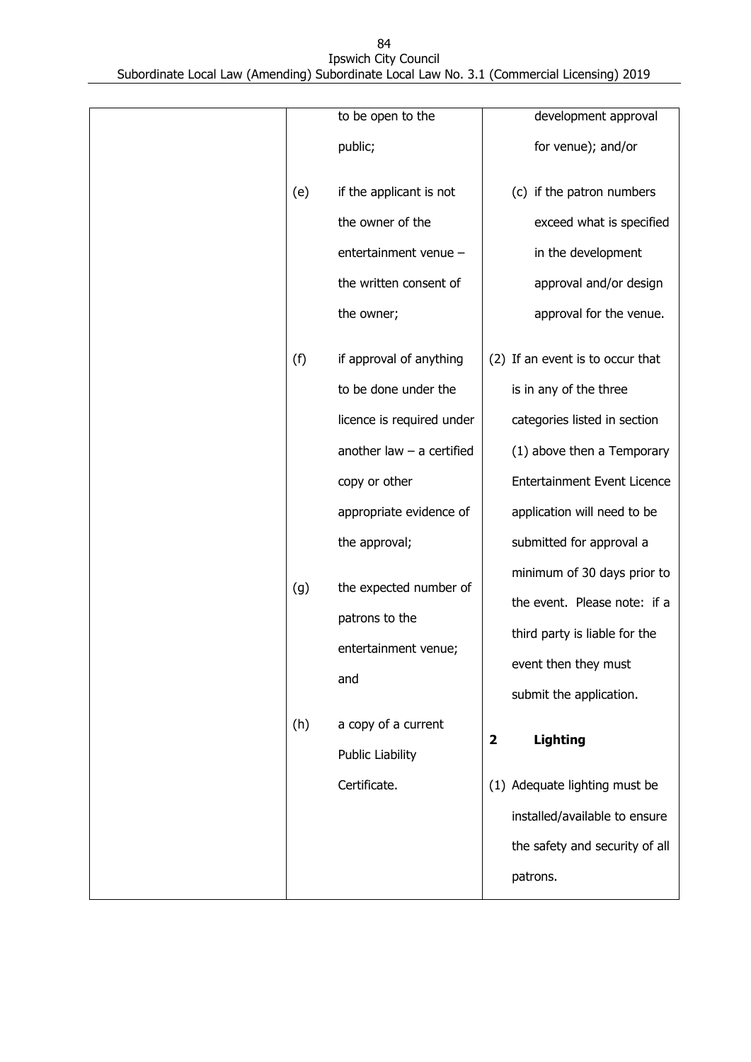| | | |
|---|---|---|
| | to be open to the public;<br><br>(e) if the applicant is not the owner of the entertainment venue – the written consent of the owner;<br><br>(f) if approval of anything to be done under the licence is required under another law – a certified copy or other appropriate evidence of the approval;<br><br>(g) the expected number of patrons to the entertainment venue; and<br><br>(h) a copy of a current Public Liability Certificate. | development approval for venue); and/or<br><br>(c) if the patron numbers exceed what is specified in the development approval and/or design approval for the venue.<br><br>(2) If an event is to occur that is in any of the three categories listed in section (1) above then a Temporary Entertainment Event Licence application will need to be submitted for approval a minimum of 30 days prior to the event. Please note: if a third party is liable for the event then they must submit the application.<br><br>**2 Lighting**<br><br>(1) Adequate lighting must be installed/available to ensure the safety and security of all patrons. |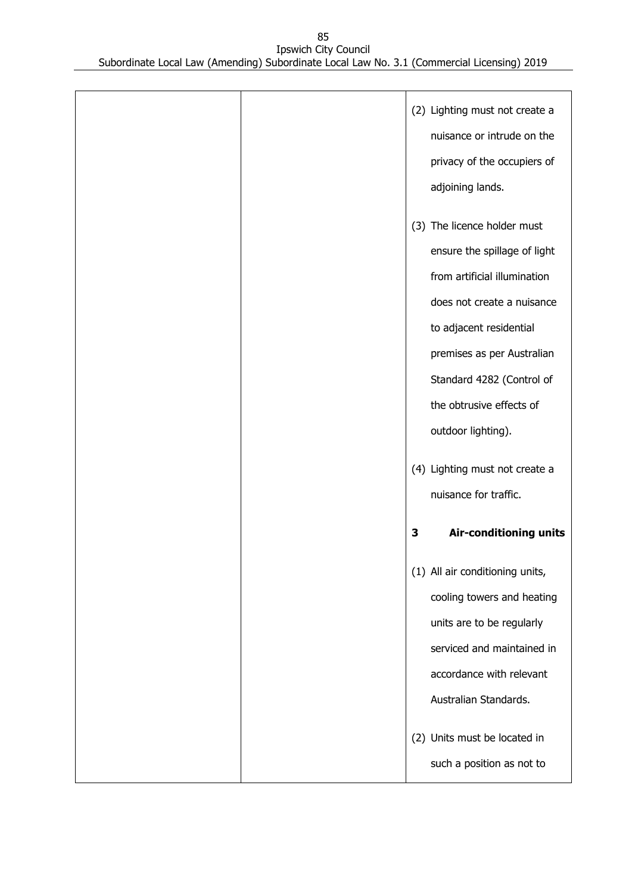|  |  | (2) Lighting must not create a nuisance or intrude on the privacy of the occupiers of adjoining lands.<br><br>(3) The licence holder must ensure the spillage of light from artificial illumination does not create a nuisance to adjacent residential premises as per Australian Standard 4282 (Control of the obtrusive effects of outdoor lighting).<br><br>(4) Lighting must not create a nuisance for traffic.<br><br>**3 Air-conditioning units**<br><br>(1) All air conditioning units, cooling towers and heating units are to be regularly serviced and maintained in accordance with relevant Australian Standards.<br><br>(2) Units must be located in such a position as not to |
|---|---|---|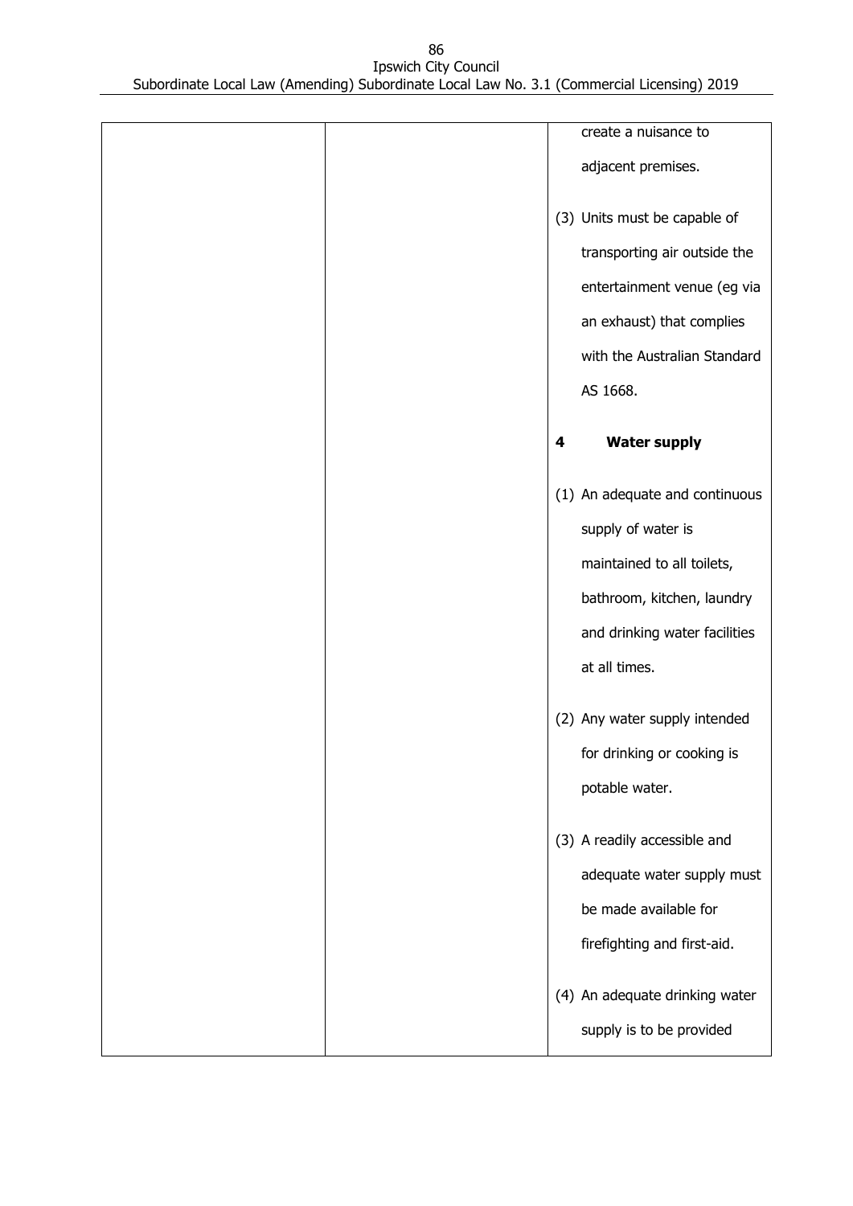| | | create a nuisance to adjacent premises.<br><br>(3) Units must be capable of transporting air outside the entertainment venue (eg via an exhaust) that complies with the Australian Standard AS 1668.<br><br>**4 Water supply**<br><br>(1) An adequate and continuous supply of water is maintained to all toilets, bathroom, kitchen, laundry and drinking water facilities at all times.<br><br>(2) Any water supply intended for drinking or cooking is potable water.<br><br>(3) A readily accessible and adequate water supply must be made available for firefighting and first-aid.<br><br>(4) An adequate drinking water supply is to be provided |
|---|---|---|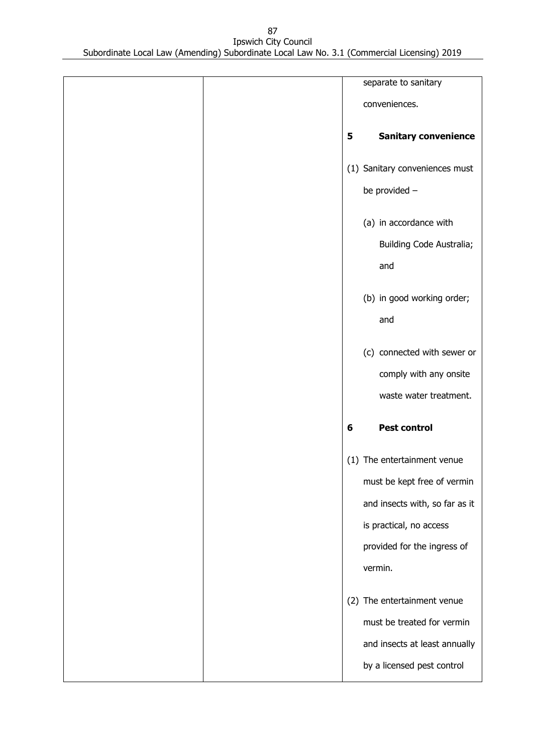| | | separate to sanitary conveniences. |
|---|---|---|
| | | **5 Sanitary convenience** |
| | | (1) Sanitary conveniences must be provided – |
| | | (a) in accordance with Building Code Australia; and |
| | | (b) in good working order; and |
| | | (c) connected with sewer or comply with any onsite waste water treatment. |
| | | **6 Pest control** |
| | | (1) The entertainment venue must be kept free of vermin and insects with, so far as it is practical, no access provided for the ingress of vermin. |
| | | (2) The entertainment venue must be treated for vermin and insects at least annually by a licensed pest control |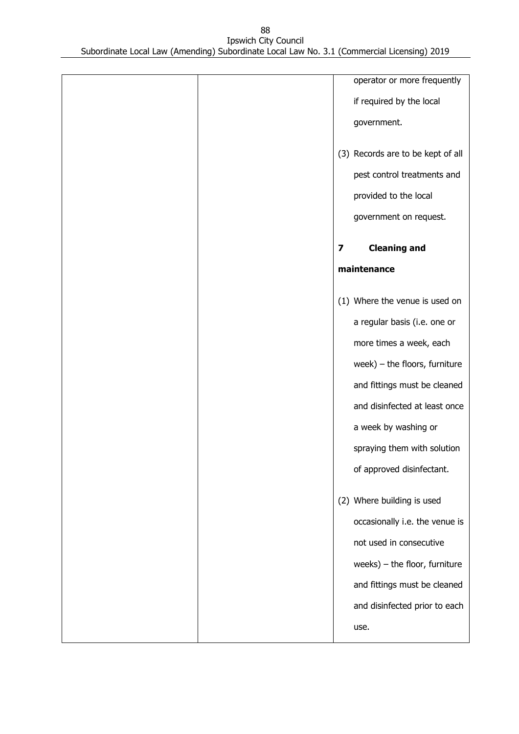| | | operator or more frequently if required by the local government.<br><br>(3) Records are to be kept of all pest control treatments and provided to the local government on request.<br><br>**7 Cleaning and maintenance**<br><br>(1) Where the venue is used on a regular basis (i.e. one or more times a week, each week) – the floors, furniture and fittings must be cleaned and disinfected at least once a week by washing or spraying them with solution of approved disinfectant.<br><br>(2) Where building is used occasionally i.e. the venue is not used in consecutive weeks) – the floor, furniture and fittings must be cleaned and disinfected prior to each use. |
|---|---|---|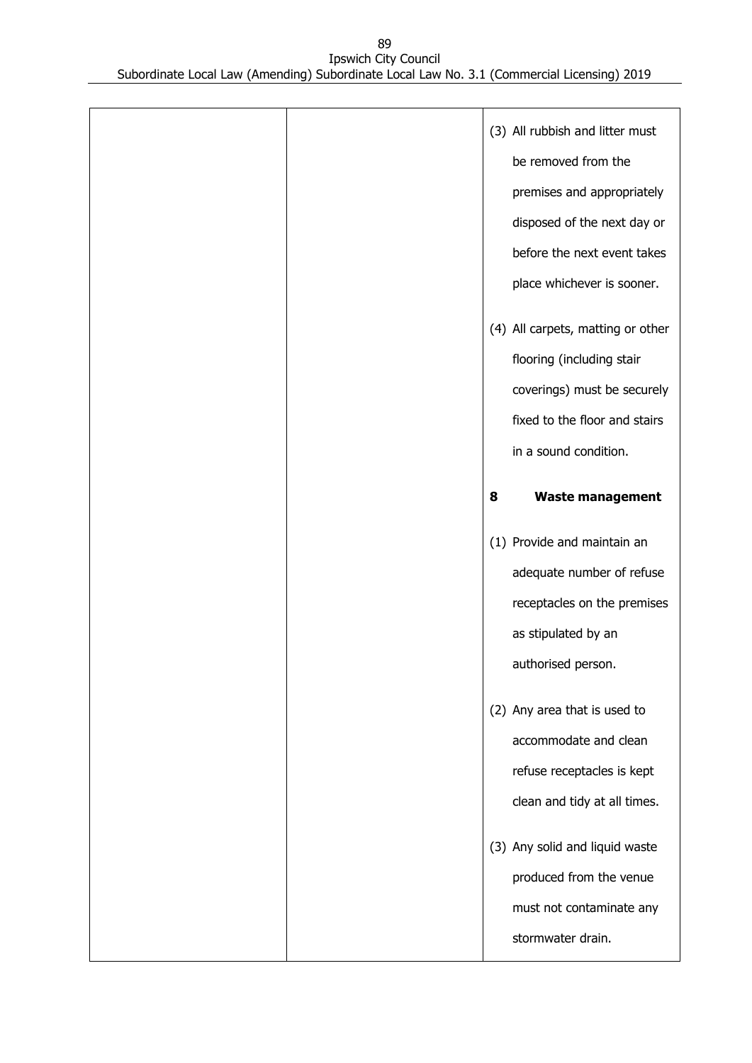| | | (3) All rubbish and litter must be removed from the premises and appropriately disposed of the next day or before the next event takes place whichever is sooner.<br><br>(4) All carpets, matting or other flooring (including stair coverings) must be securely fixed to the floor and stairs in a sound condition.<br><br>**8 Waste management**<br><br>(1) Provide and maintain an adequate number of refuse receptacles on the premises as stipulated by an authorised person.<br><br>(2) Any area that is used to accommodate and clean refuse receptacles is kept clean and tidy at all times.<br><br>(3) Any solid and liquid waste produced from the venue must not contaminate any stormwater drain. |
|---|---|---|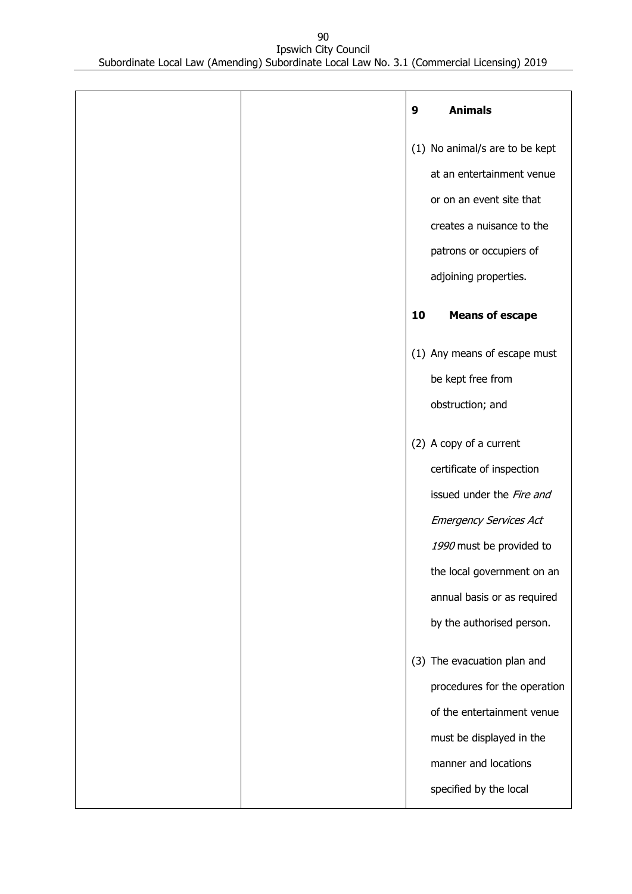| | | **9 Animals**<br><br>(1) No animal/s are to be kept at an entertainment venue or on an event site that creates a nuisance to the patrons or occupiers of adjoining properties.<br><br>**10 Means of escape**<br><br>(1) Any means of escape must be kept free from obstruction; and<br><br>(2) A copy of a current certificate of inspection issued under the *Fire and Emergency Services Act 1990* must be provided to the local government on an annual basis or as required by the authorised person.<br><br>(3) The evacuation plan and procedures for the operation of the entertainment venue must be displayed in the manner and locations specified by the local |
|---|---|---|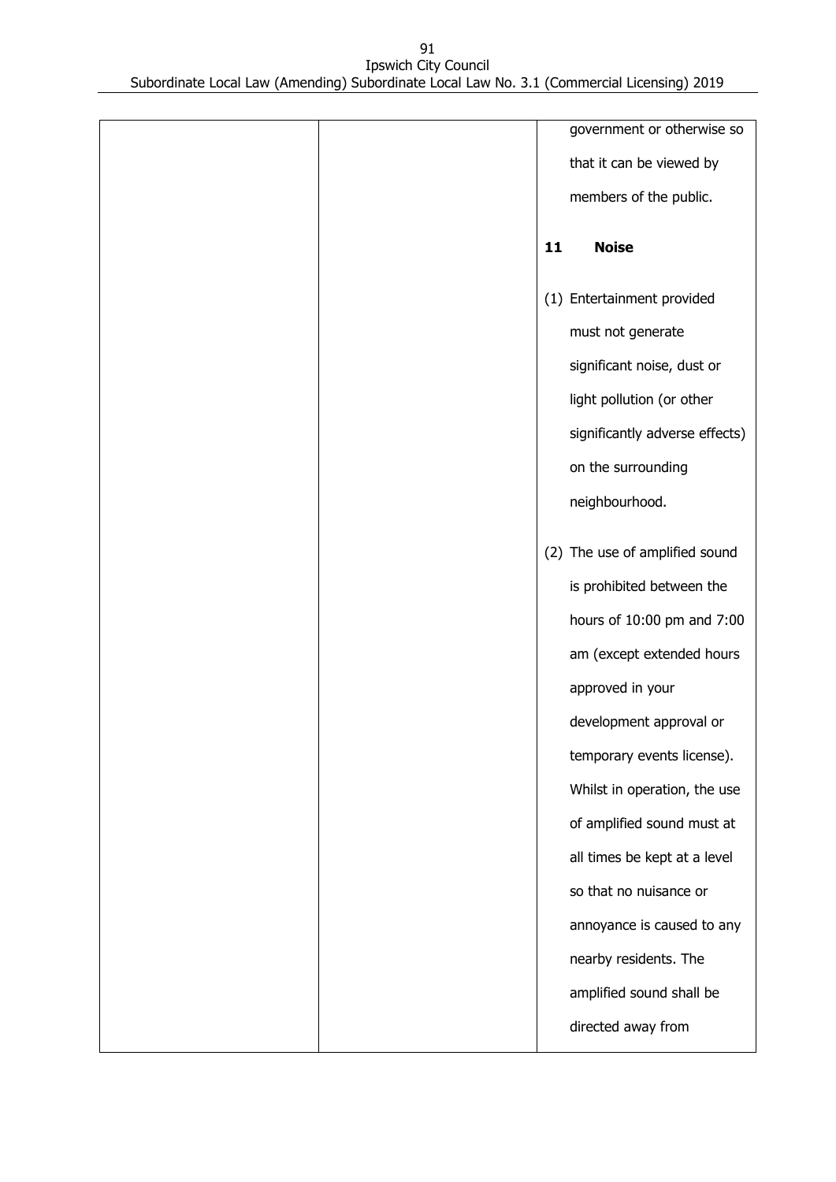| | | government or otherwise so that it can be viewed by members of the public.<br><br>**11 Noise**<br><br>(1) Entertainment provided must not generate significant noise, dust or light pollution (or other significantly adverse effects) on the surrounding neighbourhood.<br><br>(2) The use of amplified sound is prohibited between the hours of 10:00 pm and 7:00 am (except extended hours approved in your development approval or temporary events license). Whilst in operation, the use of amplified sound must at all times be kept at a level so that no nuisance or annoyance is caused to any nearby residents. The amplified sound shall be directed away from |
|---|---|---|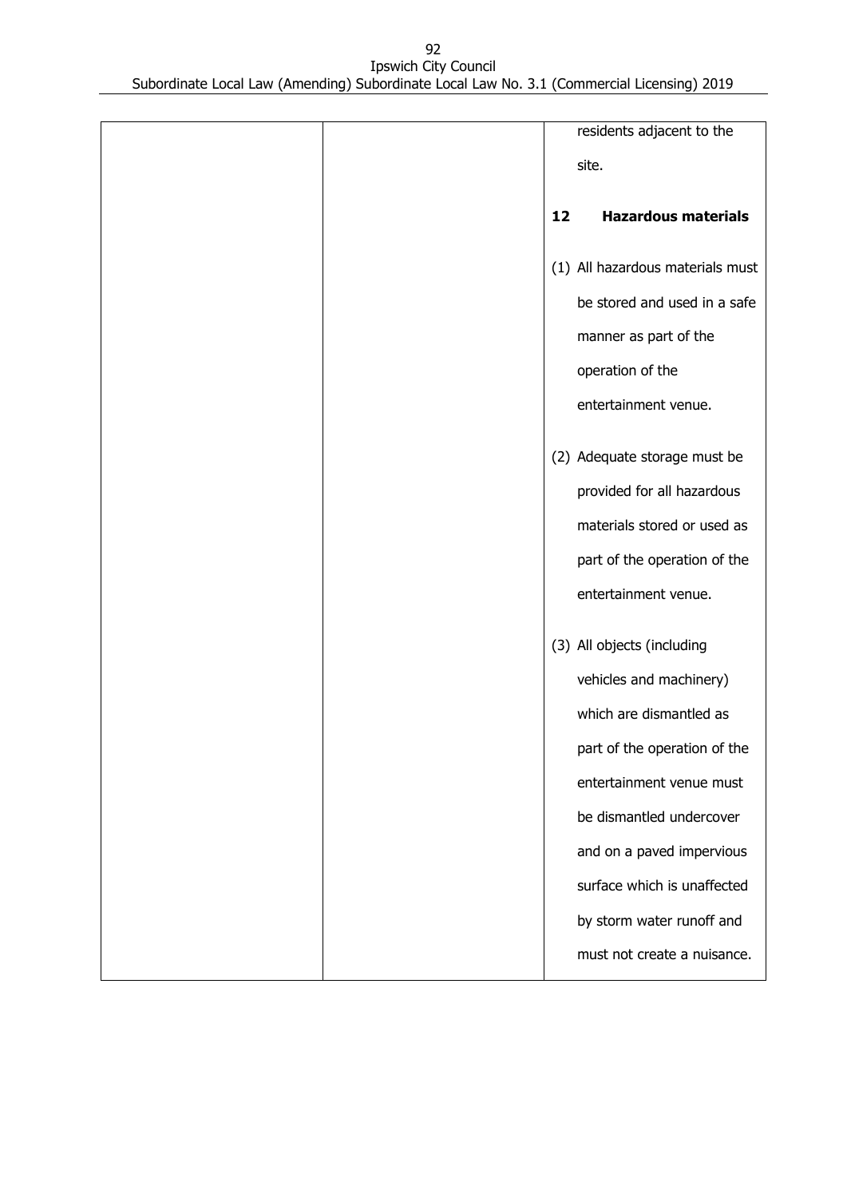| | | residents adjacent to the site.<br><br>**12 Hazardous materials**<br><br>(1) All hazardous materials must be stored and used in a safe manner as part of the operation of the entertainment venue.<br><br>(2) Adequate storage must be provided for all hazardous materials stored or used as part of the operation of the entertainment venue.<br><br>(3) All objects (including vehicles and machinery) which are dismantled as part of the operation of the entertainment venue must be dismantled undercover and on a paved impervious surface which is unaffected by storm water runoff and must not create a nuisance. |
|---|---|---|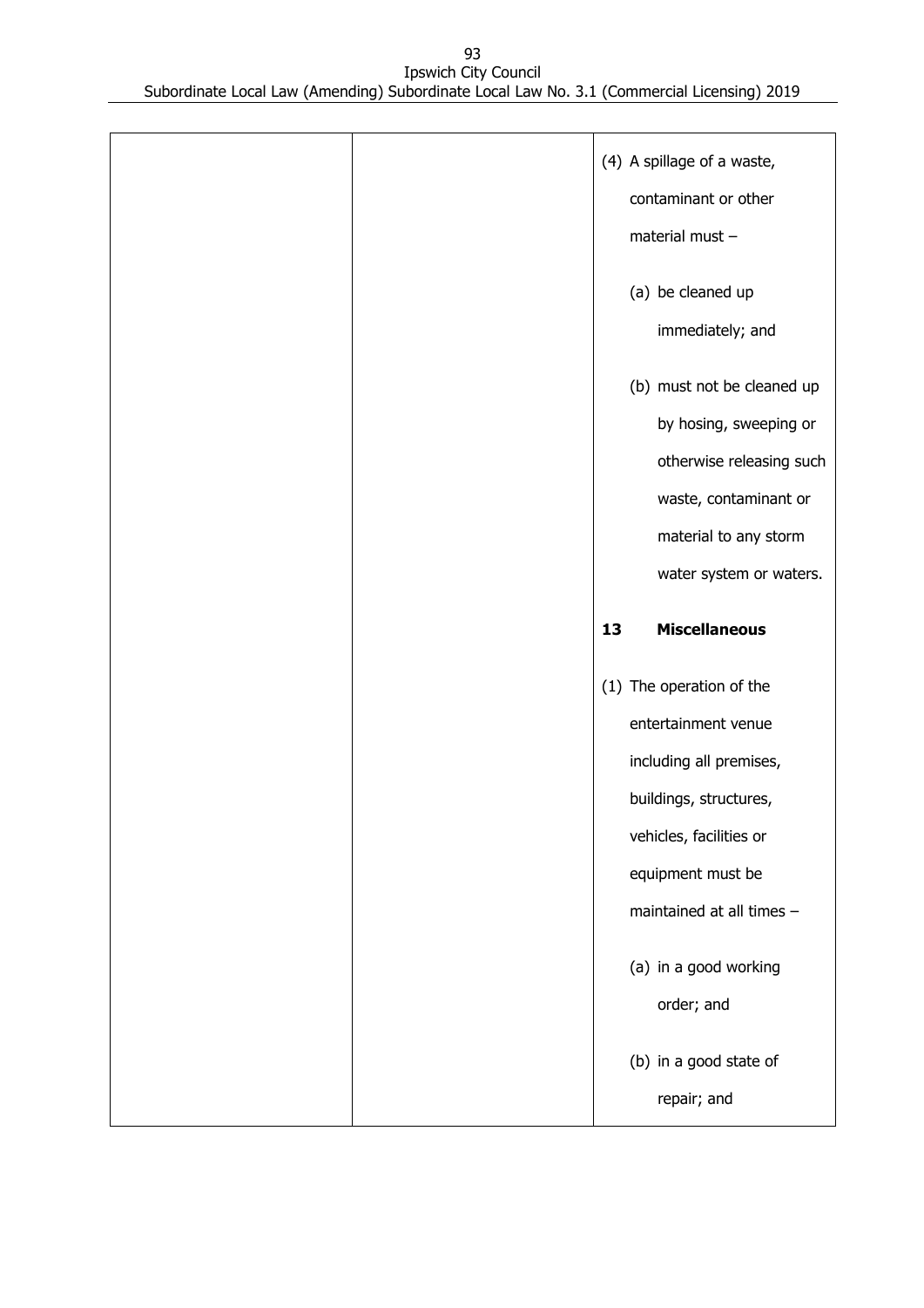| | | (4) A spillage of a waste, contaminant or other material must – (a) be cleaned up immediately; and (b) must not be cleaned up by hosing, sweeping or otherwise releasing such waste, contaminant or material to any storm water system or waters. **13 Miscellaneous** (1) The operation of the entertainment venue including all premises, buildings, structures, vehicles, facilities or equipment must be maintained at all times – (a) in a good working order; and (b) in a good state of repair; and |
|---|---|---|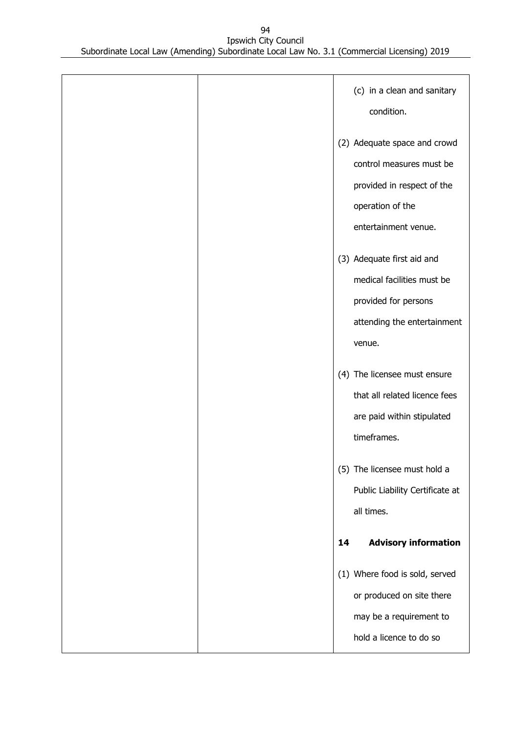| | | (c) in a clean and sanitary condition.<br><br>(2) Adequate space and crowd control measures must be provided in respect of the operation of the entertainment venue.<br><br>(3) Adequate first aid and medical facilities must be provided for persons attending the entertainment venue.<br><br>(4) The licensee must ensure that all related licence fees are paid within stipulated timeframes.<br><br>(5) The licensee must hold a Public Liability Certificate at all times.<br><br>**14 Advisory information**<br><br>(1) Where food is sold, served or produced on site there may be a requirement to hold a licence to do so |
|---|---|---|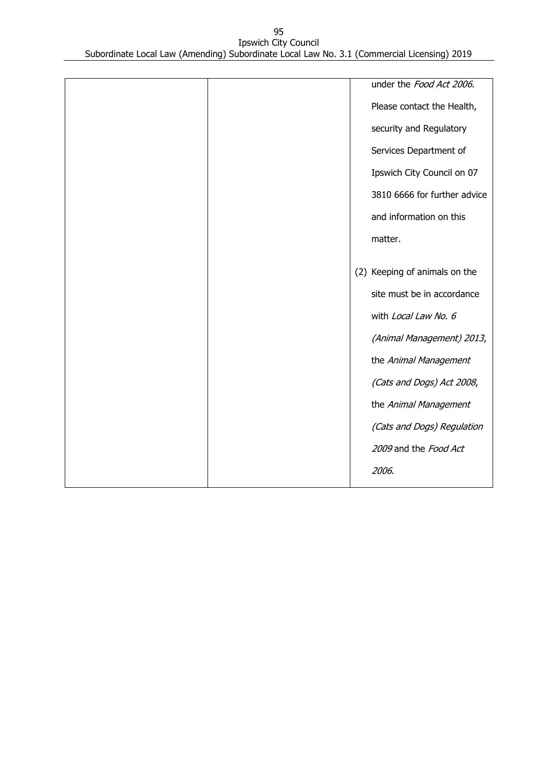| | | |
|---|---|---|
| | | under the *Food Act 2006*. Please contact the Health, security and Regulatory Services Department of Ipswich City Council on 07 3810 6666 for further advice and information on this matter.<br><br>(2) Keeping of animals on the site must be in accordance with *Local Law No. 6 (Animal Management) 2013*, the *Animal Management (Cats and Dogs) Act 2008*, the *Animal Management (Cats and Dogs) Regulation 2009* and the *Food Act 2006*. |